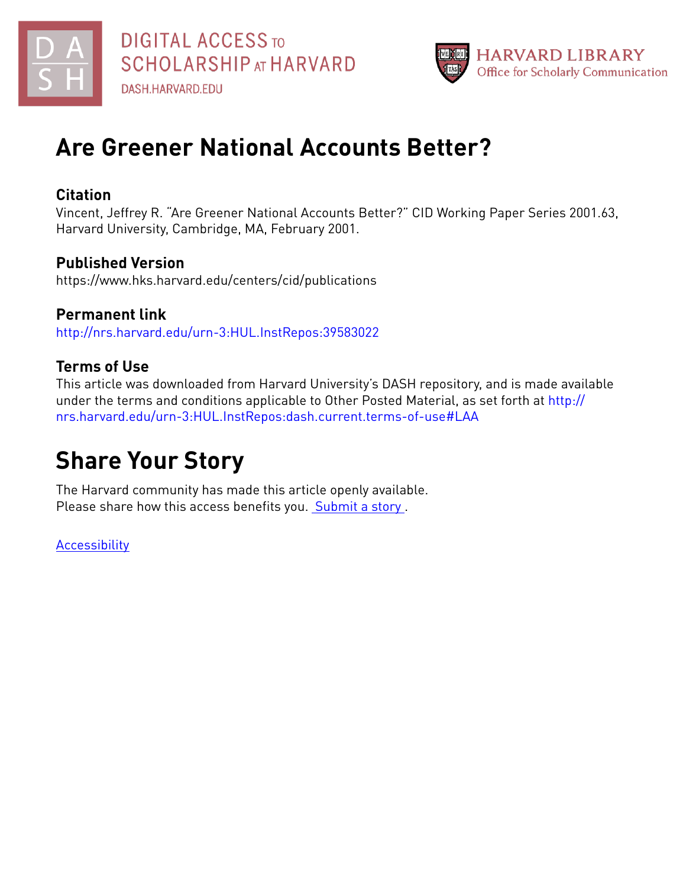DIGITAL ACCESS TO SCHOLARSHIP AT HARVARD
DASH.HARVARD.EDU

HARVARD LIBRARY
Office for Scholarly Communication

# Are Greener National Accounts Better?

## Citation

Vincent, Jeffrey R. "Are Greener National Accounts Better?" CID Working Paper Series 2001.63, Harvard University, Cambridge, MA, February 2001.

## Published Version

https://www.hks.harvard.edu/centers/cid/publications

## Permanent link

http://nrs.harvard.edu/urn-3:HUL.InstRepos:39583022

## Terms of Use

This article was downloaded from Harvard University's DASH repository, and is made available under the terms and conditions applicable to Other Posted Material, as set forth at http://nrs.harvard.edu/urn-3:HUL.InstRepos:dash.current.terms-of-use#LAA

# Share Your Story

The Harvard community has made this article openly available.
Please share how this access benefits you. Submit a story .

Accessibility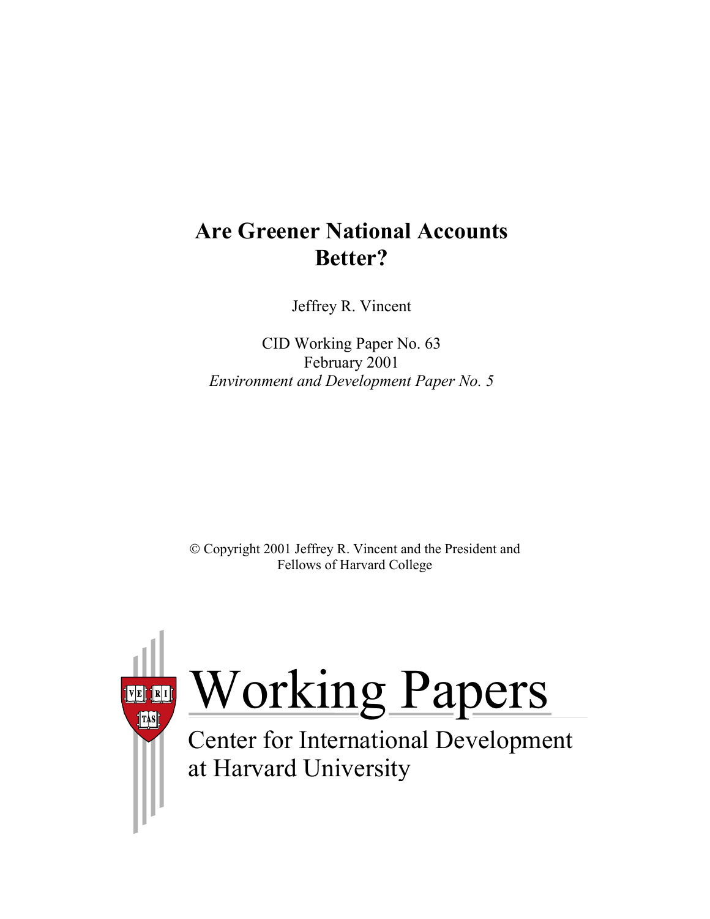# Are Greener National Accounts Better?

Jeffrey R. Vincent

CID Working Paper No. 63
February 2001
*Environment and Development Paper No. 5*

© Copyright 2001 Jeffrey R. Vincent and the President and Fellows of Harvard College

Working Papers
Center for International Development at Harvard University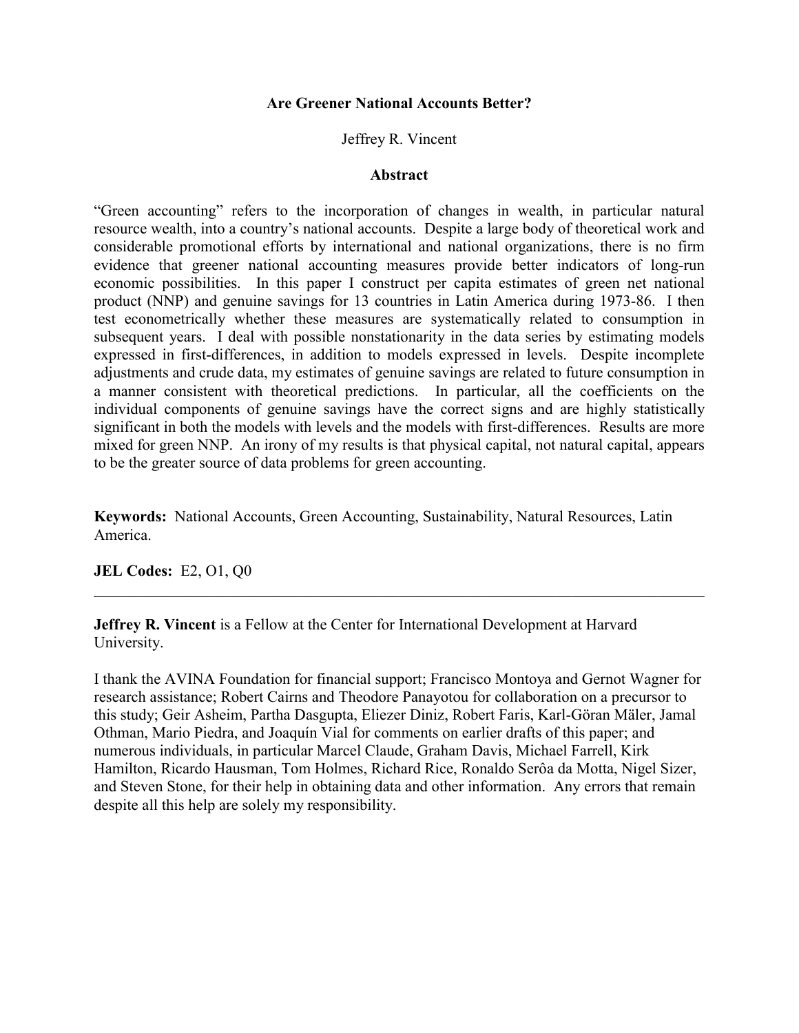# Are Greener National Accounts Better?

Jeffrey R. Vincent

## Abstract

"Green accounting" refers to the incorporation of changes in wealth, in particular natural resource wealth, into a country's national accounts. Despite a large body of theoretical work and considerable promotional efforts by international and national organizations, there is no firm evidence that greener national accounting measures provide better indicators of long-run economic possibilities. In this paper I construct per capita estimates of green net national product (NNP) and genuine savings for 13 countries in Latin America during 1973-86. I then test econometrically whether these measures are systematically related to consumption in subsequent years. I deal with possible nonstationarity in the data series by estimating models expressed in first-differences, in addition to models expressed in levels. Despite incomplete adjustments and crude data, my estimates of genuine savings are related to future consumption in a manner consistent with theoretical predictions. In particular, all the coefficients on the individual components of genuine savings have the correct signs and are highly statistically significant in both the models with levels and the models with first-differences. Results are more mixed for green NNP. An irony of my results is that physical capital, not natural capital, appears to be the greater source of data problems for green accounting.

**Keywords:** National Accounts, Green Accounting, Sustainability, Natural Resources, Latin America.

**JEL Codes:** E2, O1, Q0

---

**Jeffrey R. Vincent** is a Fellow at the Center for International Development at Harvard University.

I thank the AVINA Foundation for financial support; Francisco Montoya and Gernot Wagner for research assistance; Robert Cairns and Theodore Panayotou for collaboration on a precursor to this study; Geir Asheim, Partha Dasgupta, Eliezer Diniz, Robert Faris, Karl-Göran Mäler, Jamal Othman, Mario Piedra, and Joaquín Vial for comments on earlier drafts of this paper; and numerous individuals, in particular Marcel Claude, Graham Davis, Michael Farrell, Kirk Hamilton, Ricardo Hausman, Tom Holmes, Richard Rice, Ronaldo Serôa da Motta, Nigel Sizer, and Steven Stone, for their help in obtaining data and other information. Any errors that remain despite all this help are solely my responsibility.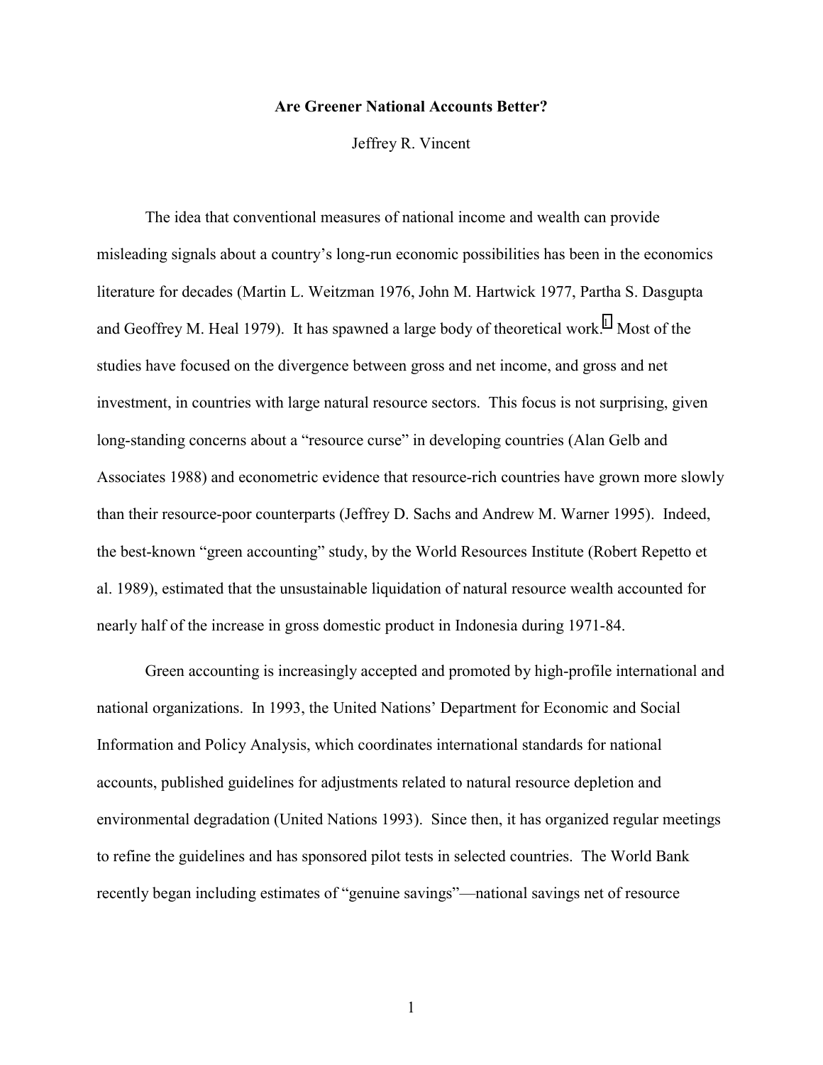**Are Greener National Accounts Better?**

Jeffrey R. Vincent

The idea that conventional measures of national income and wealth can provide misleading signals about a country's long-run economic possibilities has been in the economics literature for decades (Martin L. Weitzman 1976, John M. Hartwick 1977, Partha S. Dasgupta and Geoffrey M. Heal 1979). It has spawned a large body of theoretical work.[1] Most of the studies have focused on the divergence between gross and net income, and gross and net investment, in countries with large natural resource sectors. This focus is not surprising, given long-standing concerns about a "resource curse" in developing countries (Alan Gelb and Associates 1988) and econometric evidence that resource-rich countries have grown more slowly than their resource-poor counterparts (Jeffrey D. Sachs and Andrew M. Warner 1995). Indeed, the best-known "green accounting" study, by the World Resources Institute (Robert Repetto et al. 1989), estimated that the unsustainable liquidation of natural resource wealth accounted for nearly half of the increase in gross domestic product in Indonesia during 1971-84.

Green accounting is increasingly accepted and promoted by high-profile international and national organizations. In 1993, the United Nations' Department for Economic and Social Information and Policy Analysis, which coordinates international standards for national accounts, published guidelines for adjustments related to natural resource depletion and environmental degradation (United Nations 1993). Since then, it has organized regular meetings to refine the guidelines and has sponsored pilot tests in selected countries. The World Bank recently began including estimates of "genuine savings"—national savings net of resource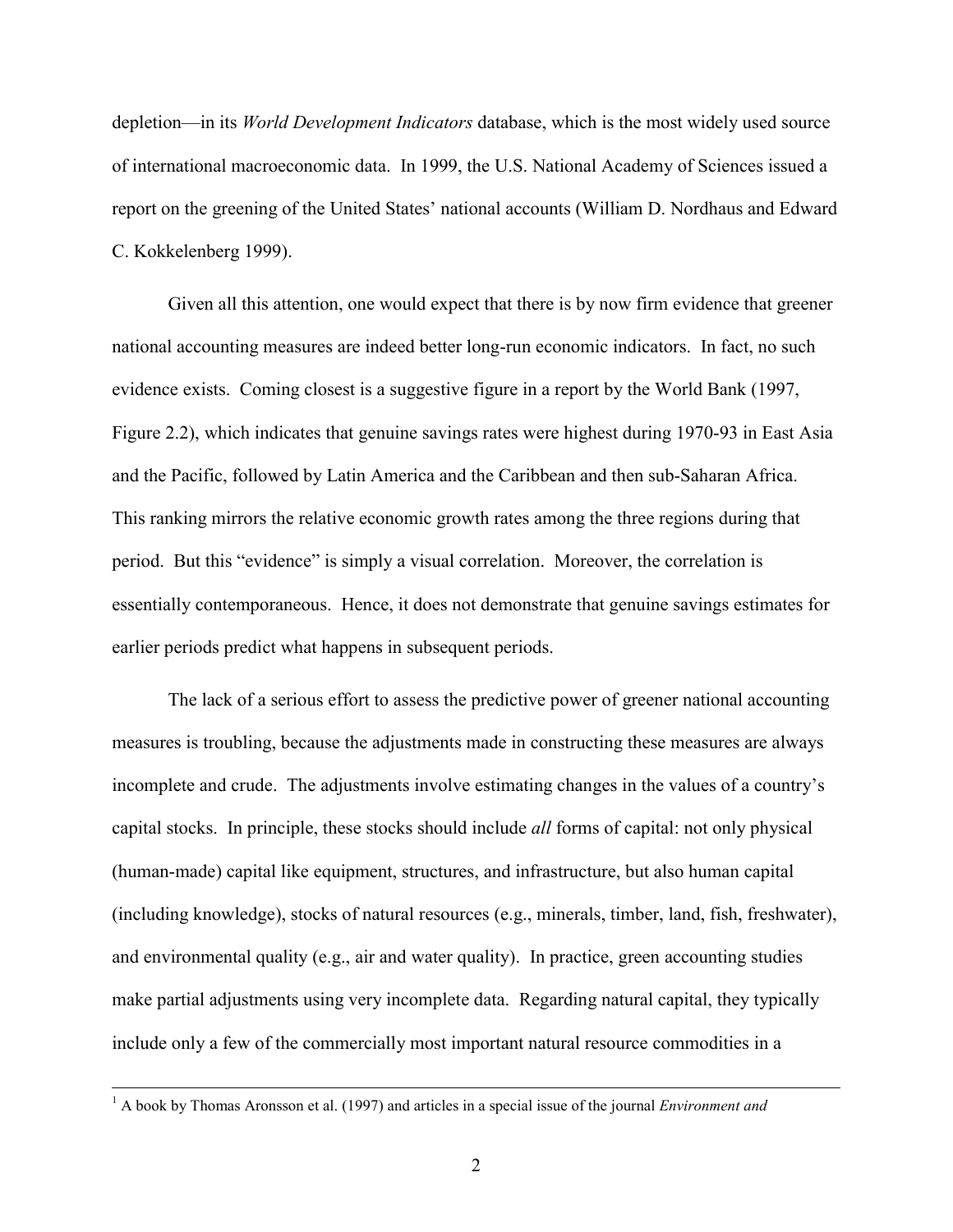depletion—in its *World Development Indicators* database, which is the most widely used source of international macroeconomic data. In 1999, the U.S. National Academy of Sciences issued a report on the greening of the United States' national accounts (William D. Nordhaus and Edward C. Kokkelenberg 1999).

Given all this attention, one would expect that there is by now firm evidence that greener national accounting measures are indeed better long-run economic indicators. In fact, no such evidence exists. Coming closest is a suggestive figure in a report by the World Bank (1997, Figure 2.2), which indicates that genuine savings rates were highest during 1970-93 in East Asia and the Pacific, followed by Latin America and the Caribbean and then sub-Saharan Africa. This ranking mirrors the relative economic growth rates among the three regions during that period. But this "evidence" is simply a visual correlation. Moreover, the correlation is essentially contemporaneous. Hence, it does not demonstrate that genuine savings estimates for earlier periods predict what happens in subsequent periods.

The lack of a serious effort to assess the predictive power of greener national accounting measures is troubling, because the adjustments made in constructing these measures are always incomplete and crude. The adjustments involve estimating changes in the values of a country's capital stocks. In principle, these stocks should include *all* forms of capital: not only physical (human-made) capital like equipment, structures, and infrastructure, but also human capital (including knowledge), stocks of natural resources (e.g., minerals, timber, land, fish, freshwater), and environmental quality (e.g., air and water quality). In practice, green accounting studies make partial adjustments using very incomplete data. Regarding natural capital, they typically include only a few of the commercially most important natural resource commodities in a

[1] A book by Thomas Aronsson et al. (1997) and articles in a special issue of the journal *Environment and*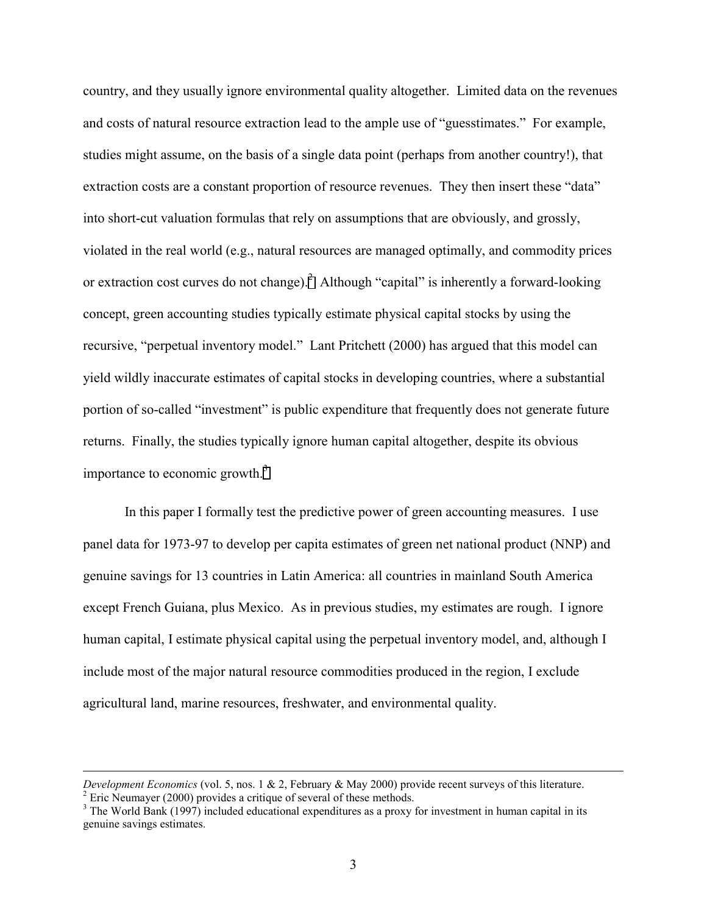country, and they usually ignore environmental quality altogether. Limited data on the revenues and costs of natural resource extraction lead to the ample use of "guesstimates." For example, studies might assume, on the basis of a single data point (perhaps from another country!), that extraction costs are a constant proportion of resource revenues. They then insert these "data" into short-cut valuation formulas that rely on assumptions that are obviously, and grossly, violated in the real world (e.g., natural resources are managed optimally, and commodity prices or extraction cost curves do not change).[2] Although "capital" is inherently a forward-looking concept, green accounting studies typically estimate physical capital stocks by using the recursive, "perpetual inventory model." Lant Pritchett (2000) has argued that this model can yield wildly inaccurate estimates of capital stocks in developing countries, where a substantial portion of so-called "investment" is public expenditure that frequently does not generate future returns. Finally, the studies typically ignore human capital altogether, despite its obvious importance to economic growth.[3]

In this paper I formally test the predictive power of green accounting measures. I use panel data for 1973-97 to develop per capita estimates of green net national product (NNP) and genuine savings for 13 countries in Latin America: all countries in mainland South America except French Guiana, plus Mexico. As in previous studies, my estimates are rough. I ignore human capital, I estimate physical capital using the perpetual inventory model, and, although I include most of the major natural resource commodities produced in the region, I exclude agricultural land, marine resources, freshwater, and environmental quality.

---

*Development Economics* (vol. 5, nos. 1 & 2, February & May 2000) provide recent surveys of this literature.

[2] Eric Neumayer (2000) provides a critique of several of these methods.

[3] The World Bank (1997) included educational expenditures as a proxy for investment in human capital in its genuine savings estimates.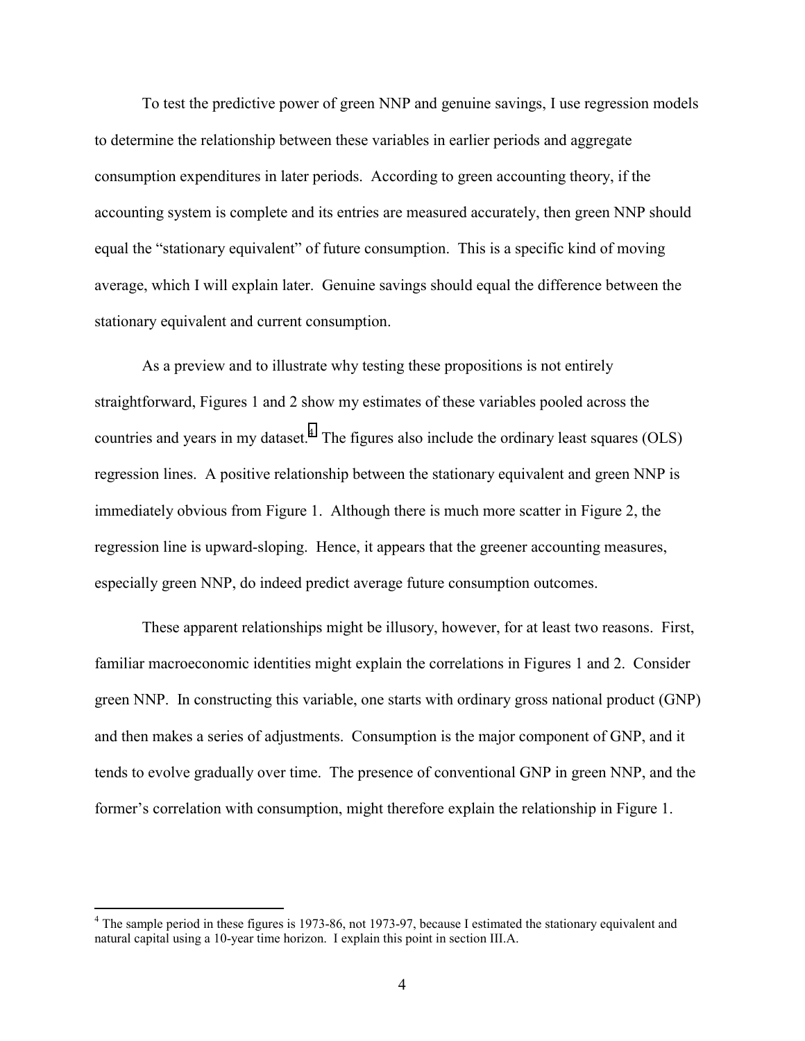To test the predictive power of green NNP and genuine savings, I use regression models to determine the relationship between these variables in earlier periods and aggregate consumption expenditures in later periods. According to green accounting theory, if the accounting system is complete and its entries are measured accurately, then green NNP should equal the "stationary equivalent" of future consumption. This is a specific kind of moving average, which I will explain later. Genuine savings should equal the difference between the stationary equivalent and current consumption.

As a preview and to illustrate why testing these propositions is not entirely straightforward, Figures 1 and 2 show my estimates of these variables pooled across the countries and years in my dataset.[4] The figures also include the ordinary least squares (OLS) regression lines. A positive relationship between the stationary equivalent and green NNP is immediately obvious from Figure 1. Although there is much more scatter in Figure 2, the regression line is upward-sloping. Hence, it appears that the greener accounting measures, especially green NNP, do indeed predict average future consumption outcomes.

These apparent relationships might be illusory, however, for at least two reasons. First, familiar macroeconomic identities might explain the correlations in Figures 1 and 2. Consider green NNP. In constructing this variable, one starts with ordinary gross national product (GNP) and then makes a series of adjustments. Consumption is the major component of GNP, and it tends to evolve gradually over time. The presence of conventional GNP in green NNP, and the former's correlation with consumption, might therefore explain the relationship in Figure 1.

---

[4] The sample period in these figures is 1973-86, not 1973-97, because I estimated the stationary equivalent and natural capital using a 10-year time horizon. I explain this point in section III.A.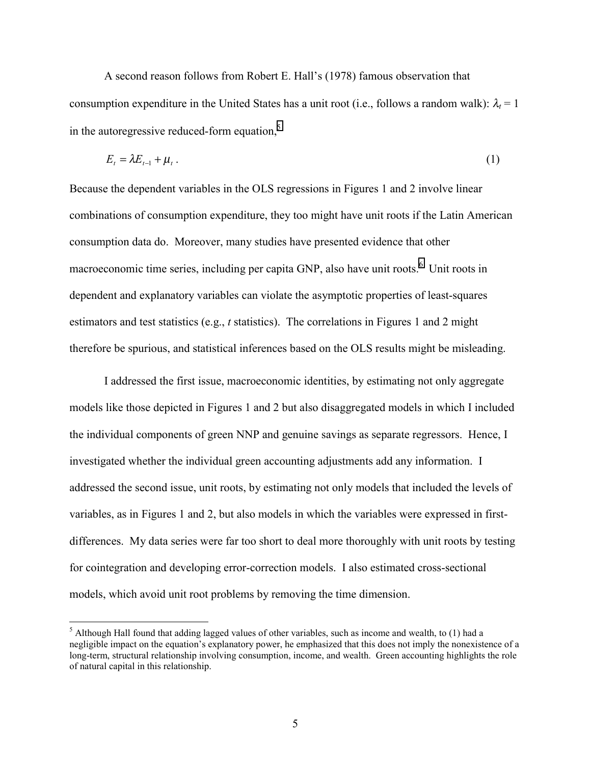A second reason follows from Robert E. Hall's (1978) famous observation that consumption expenditure in the United States has a unit root (i.e., follows a random walk): $\lambda_t = 1$ in the autoregressive reduced-form equation,[5]

$$E_t = \lambda E_{t-1} + \mu_t \,. \tag{1}$$

Because the dependent variables in the OLS regressions in Figures 1 and 2 involve linear combinations of consumption expenditure, they too might have unit roots if the Latin American consumption data do. Moreover, many studies have presented evidence that other macroeconomic time series, including per capita GNP, also have unit roots.[6] Unit roots in dependent and explanatory variables can violate the asymptotic properties of least-squares estimators and test statistics (e.g., *t* statistics). The correlations in Figures 1 and 2 might therefore be spurious, and statistical inferences based on the OLS results might be misleading.

I addressed the first issue, macroeconomic identities, by estimating not only aggregate models like those depicted in Figures 1 and 2 but also disaggregated models in which I included the individual components of green NNP and genuine savings as separate regressors. Hence, I investigated whether the individual green accounting adjustments add any information. I addressed the second issue, unit roots, by estimating not only models that included the levels of variables, as in Figures 1 and 2, but also models in which the variables were expressed in first-differences. My data series were far too short to deal more thoroughly with unit roots by testing for cointegration and developing error-correction models. I also estimated cross-sectional models, which avoid unit root problems by removing the time dimension.

[5] Although Hall found that adding lagged values of other variables, such as income and wealth, to (1) had a negligible impact on the equation's explanatory power, he emphasized that this does not imply the nonexistence of a long-term, structural relationship involving consumption, income, and wealth. Green accounting highlights the role of natural capital in this relationship.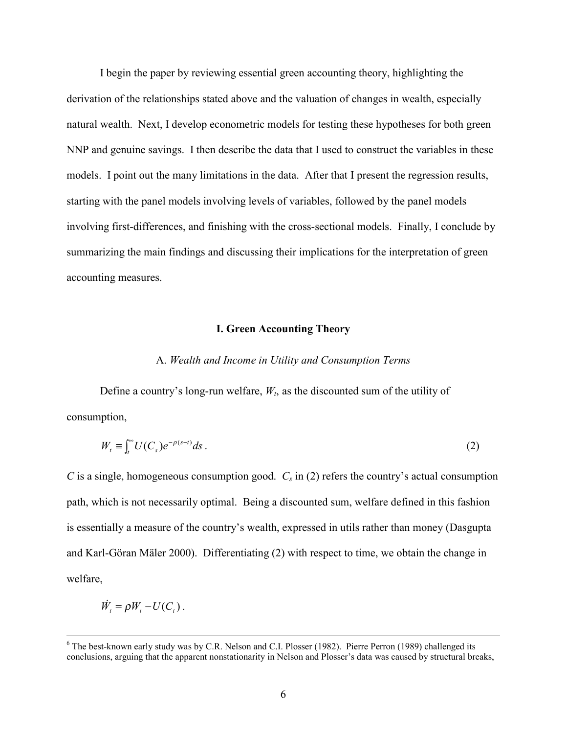I begin the paper by reviewing essential green accounting theory, highlighting the derivation of the relationships stated above and the valuation of changes in wealth, especially natural wealth. Next, I develop econometric models for testing these hypotheses for both green NNP and genuine savings. I then describe the data that I used to construct the variables in these models. I point out the many limitations in the data. After that I present the regression results, starting with the panel models involving levels of variables, followed by the panel models involving first-differences, and finishing with the cross-sectional models. Finally, I conclude by summarizing the main findings and discussing their implications for the interpretation of green accounting measures.

## I. Green Accounting Theory

### A. *Wealth and Income in Utility and Consumption Terms*

Define a country's long-run welfare, $W_t$, as the discounted sum of the utility of consumption,

$$W_t \equiv \int_t^{\infty} U(C_s) e^{-\rho(s-t)} ds \,. \tag{2}$$

$C$ is a single, homogeneous consumption good. $C_s$ in (2) refers the country's actual consumption path, which is not necessarily optimal. Being a discounted sum, welfare defined in this fashion is essentially a measure of the country's wealth, expressed in utils rather than money (Dasgupta and Karl-Göran Mäler 2000). Differentiating (2) with respect to time, we obtain the change in welfare,

$$\dot{W}_t = \rho W_t - U(C_t) \,.$$

[6] The best-known early study was by C.R. Nelson and C.I. Plosser (1982). Pierre Perron (1989) challenged its conclusions, arguing that the apparent nonstationarity in Nelson and Plosser's data was caused by structural breaks,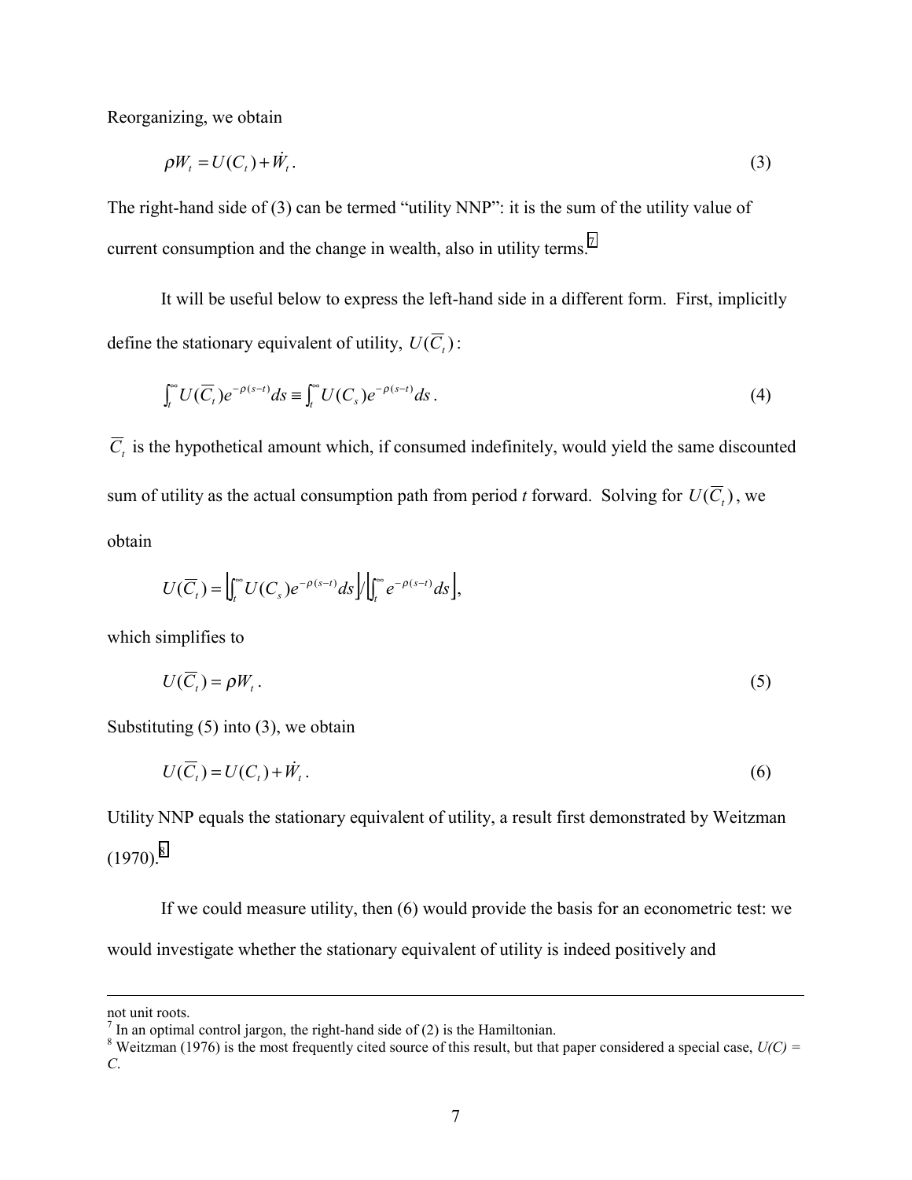Reorganizing, we obtain

$$\rho W_t = U(C_t) + \dot{W}_t . \tag{3}$$

The right-hand side of (3) can be termed "utility NNP": it is the sum of the utility value of current consumption and the change in wealth, also in utility terms.[7]

It will be useful below to express the left-hand side in a different form. First, implicitly define the stationary equivalent of utility, $U(\overline{C}_t)$:

$$\int_t^{\infty} U(\overline{C}_t) e^{-\rho(s-t)} ds \equiv \int_t^{\infty} U(C_s) e^{-\rho(s-t)} ds . \tag{4}$$

$\overline{C}_t$ is the hypothetical amount which, if consumed indefinitely, would yield the same discounted sum of utility as the actual consumption path from period *t* forward. Solving for $U(\overline{C}_t)$, we obtain

$$U(\overline{C}_t) = \left[ \int_t^{\infty} U(C_s) e^{-\rho(s-t)} ds \right] \Big/ \left[ \int_t^{\infty} e^{-\rho(s-t)} ds \right],$$

which simplifies to

$$U(\overline{C}_t) = \rho W_t . \tag{5}$$

Substituting (5) into (3), we obtain

$$U(\overline{C}_t) = U(C_t) + \dot{W}_t . \tag{6}$$

Utility NNP equals the stationary equivalent of utility, a result first demonstrated by Weitzman (1970).[8]

If we could measure utility, then (6) would provide the basis for an econometric test: we would investigate whether the stationary equivalent of utility is indeed positively and

---

not unit roots.

[7] In an optimal control jargon, the right-hand side of (2) is the Hamiltonian.

[8] Weitzman (1976) is the most frequently cited source of this result, but that paper considered a special case, $U(C) = C$.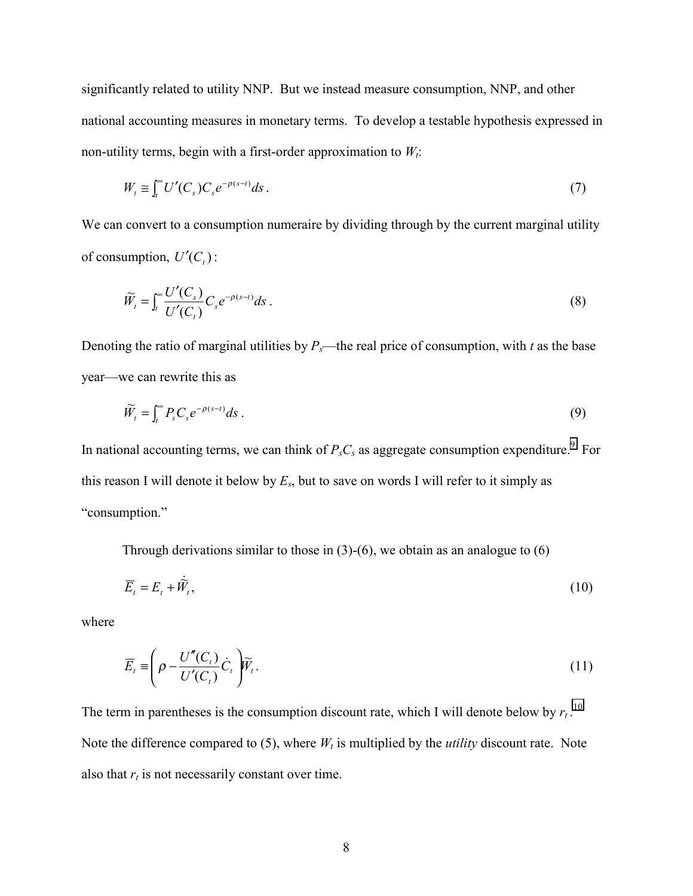significantly related to utility NNP. But we instead measure consumption, NNP, and other national accounting measures in monetary terms. To develop a testable hypothesis expressed in non-utility terms, begin with a first-order approximation to $W_t$:

$$W_t \cong \int_t^\infty U'(C_s) C_s e^{-\rho(s-t)} ds \,. \tag{7}$$

We can convert to a consumption numeraire by dividing through by the current marginal utility of consumption, $U'(C_t)$:

$$\widetilde{W}_t = \int_t^\infty \frac{U'(C_s)}{U'(C_t)} C_s e^{-\rho(s-t)} ds \,. \tag{8}$$

Denoting the ratio of marginal utilities by $P_s$—the real price of consumption, with $t$ as the base year—we can rewrite this as

$$\widetilde{W}_t = \int_t^\infty P_s C_s e^{-\rho(s-t)} ds \,. \tag{9}$$

In national accounting terms, we can think of $P_s C_s$ as aggregate consumption expenditure.[9] For this reason I will denote it below by $E_s$, but to save on words I will refer to it simply as "consumption."

Through derivations similar to those in (3)-(6), we obtain as an analogue to (6)

$$\overline{E}_t = E_t + \dot{\widetilde{W}}_t, \tag{10}$$

where

$$\overline{E}_t \equiv \left( \rho - \frac{U''(C_t)}{U'(C_t)} \dot{C}_t \right) \widetilde{W}_t \,. \tag{11}$$

The term in parentheses is the consumption discount rate, which I will denote below by $r_t$.[10] Note the difference compared to (5), where $W_t$ is multiplied by the *utility* discount rate. Note also that $r_t$ is not necessarily constant over time.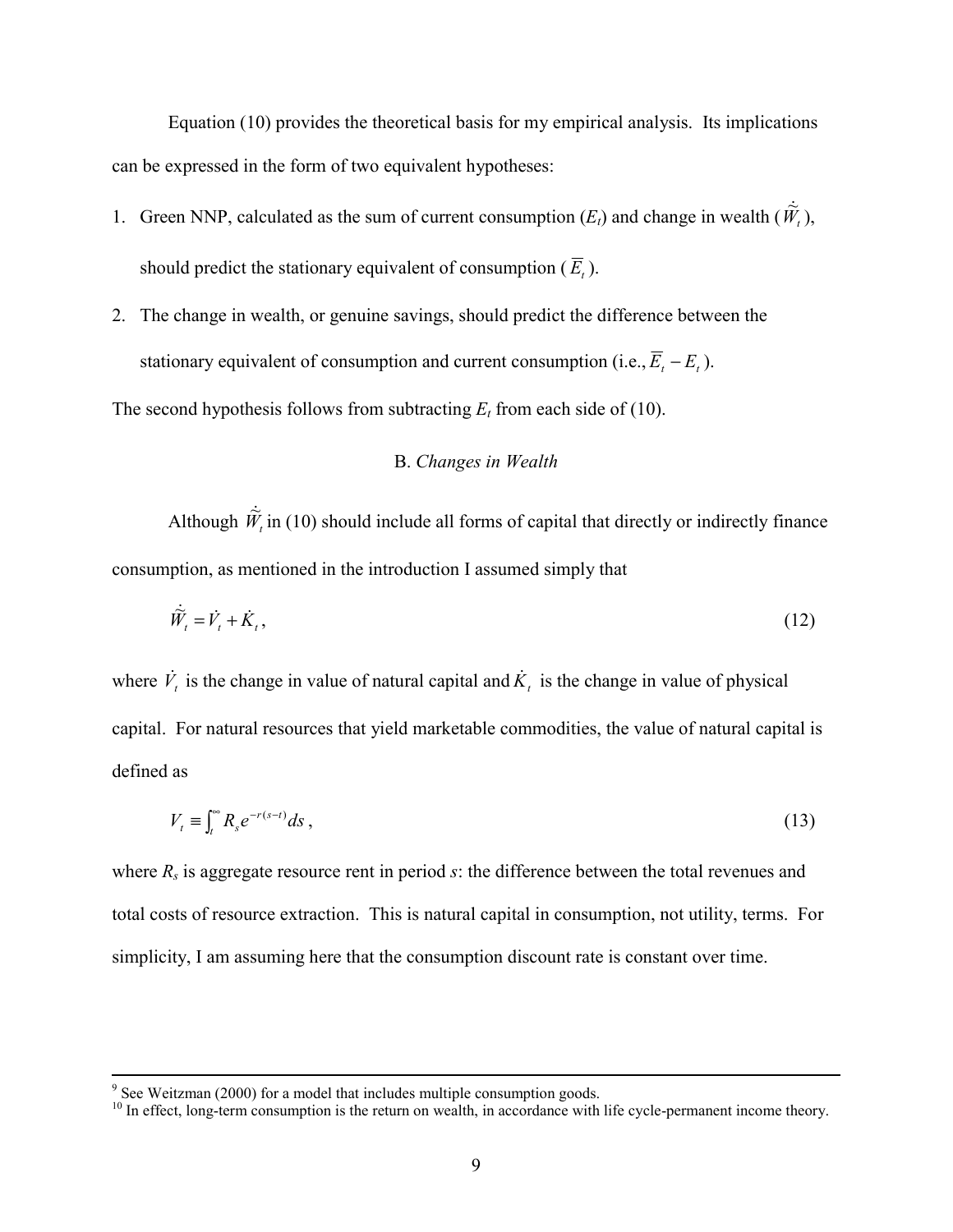Equation (10) provides the theoretical basis for my empirical analysis. Its implications can be expressed in the form of two equivalent hypotheses:

1. Green NNP, calculated as the sum of current consumption ($E_t$) and change in wealth ($\dot{\tilde{W}}_t$), should predict the stationary equivalent of consumption ($\overline{E}_t$).
2. The change in wealth, or genuine savings, should predict the difference between the stationary equivalent of consumption and current consumption (i.e., $\overline{E}_t - E_t$).

The second hypothesis follows from subtracting $E_t$ from each side of (10).

### B. *Changes in Wealth*

Although $\dot{\tilde{W}}_t$ in (10) should include all forms of capital that directly or indirectly finance consumption, as mentioned in the introduction I assumed simply that

$$\dot{\tilde{W}}_t = \dot{V}_t + \dot{K}_t, \tag{12}$$

where $\dot{V}_t$ is the change in value of natural capital and $\dot{K}_t$ is the change in value of physical capital. For natural resources that yield marketable commodities, the value of natural capital is defined as

$$V_t \equiv \int_t^\infty R_s e^{-r(s-t)} ds, \tag{13}$$

where $R_s$ is aggregate resource rent in period $s$: the difference between the total revenues and total costs of resource extraction. This is natural capital in consumption, not utility, terms. For simplicity, I am assuming here that the consumption discount rate is constant over time.

---

[9] See Weitzman (2000) for a model that includes multiple consumption goods.

[10] In effect, long-term consumption is the return on wealth, in accordance with life cycle-permanent income theory.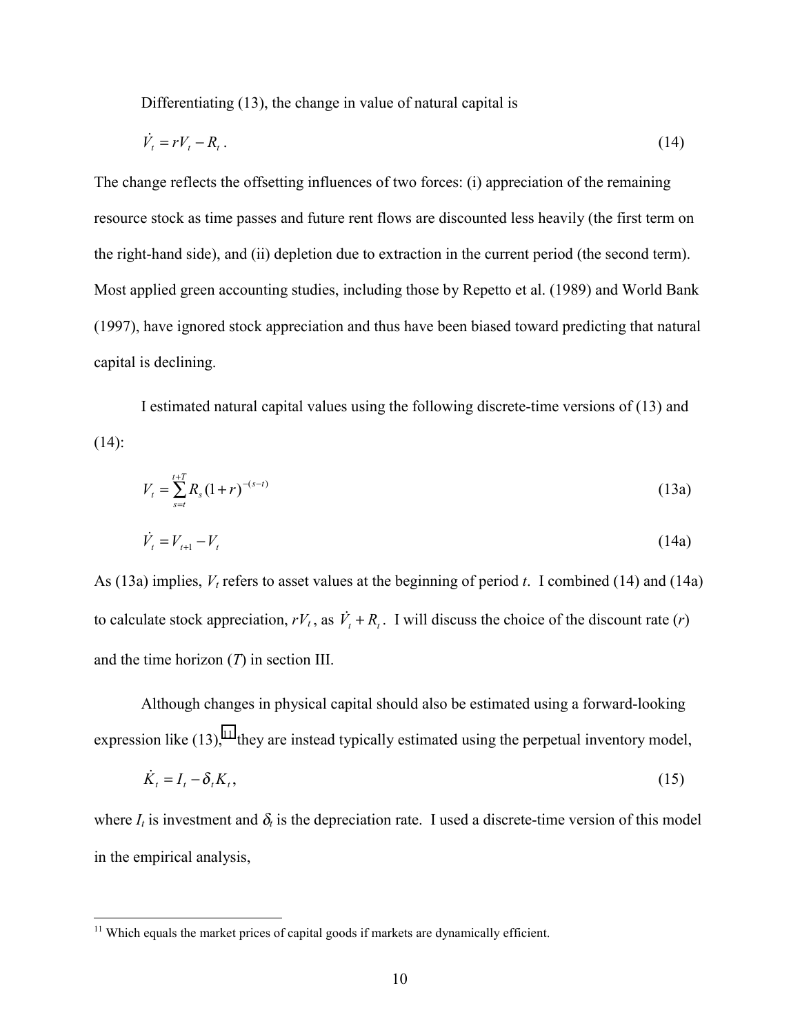Differentiating (13), the change in value of natural capital is

$$\dot{V}_t = rV_t - R_t \,. \tag{14}$$

The change reflects the offsetting influences of two forces: (i) appreciation of the remaining resource stock as time passes and future rent flows are discounted less heavily (the first term on the right-hand side), and (ii) depletion due to extraction in the current period (the second term). Most applied green accounting studies, including those by Repetto et al. (1989) and World Bank (1997), have ignored stock appreciation and thus have been biased toward predicting that natural capital is declining.

I estimated natural capital values using the following discrete-time versions of (13) and (14):

$$V_t = \sum_{s=t}^{t+T} R_s (1+r)^{-(s-t)} \tag{13a}$$

$$\dot{V}_t = V_{t+1} - V_t \tag{14a}$$

As (13a) implies, $V_t$ refers to asset values at the beginning of period $t$. I combined (14) and (14a) to calculate stock appreciation, $rV_t$, as $\dot{V}_t + R_t$. I will discuss the choice of the discount rate ($r$) and the time horizon ($T$) in section III.

Although changes in physical capital should also be estimated using a forward-looking expression like (13),[11] they are instead typically estimated using the perpetual inventory model,

$$\dot{K}_t = I_t - \delta_t K_t \,, \tag{15}$$

where $I_t$ is investment and $\delta_t$ is the depreciation rate. I used a discrete-time version of this model in the empirical analysis,

---

[11] Which equals the market prices of capital goods if markets are dynamically efficient.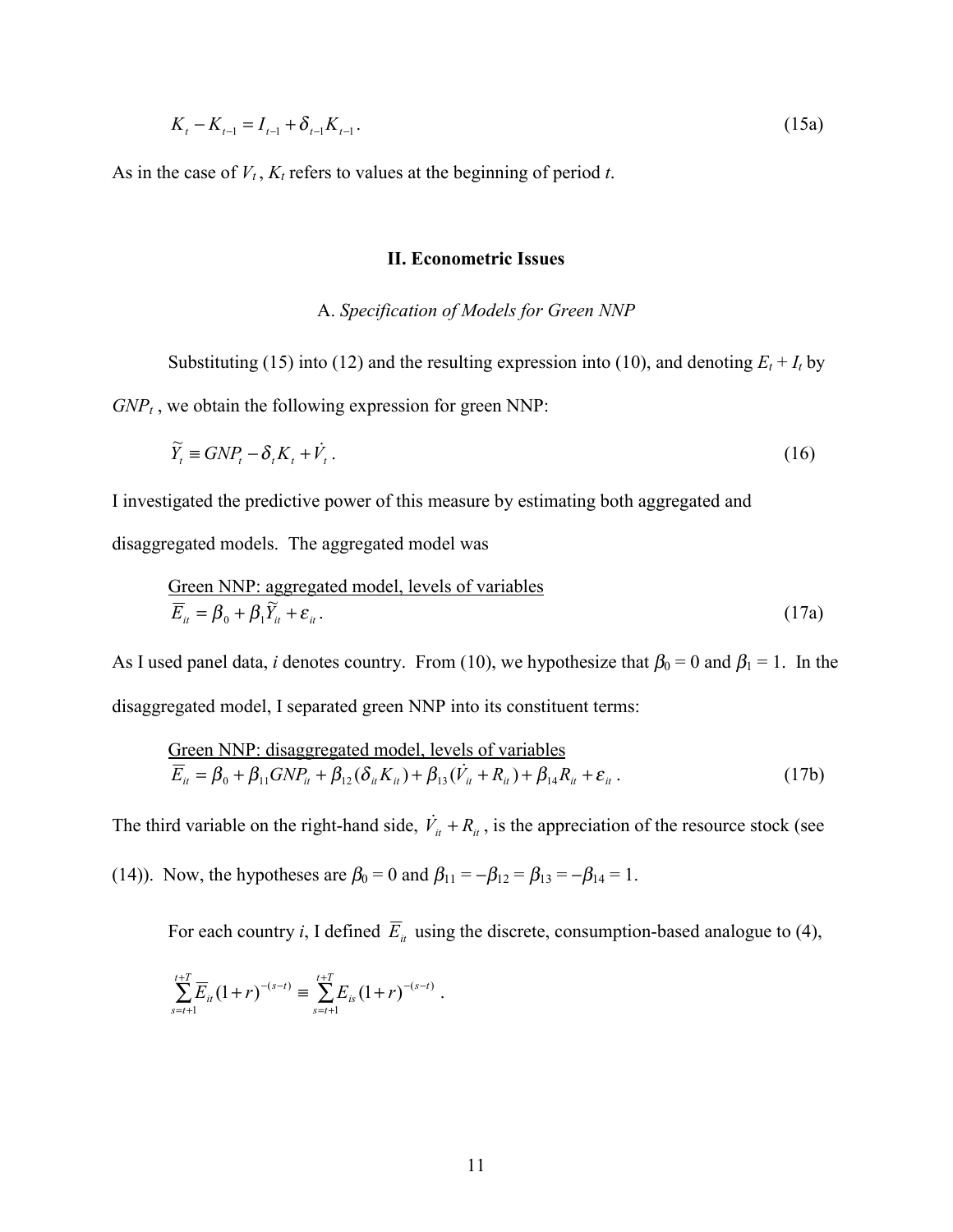$$K_t - K_{t-1} = I_{t-1} + \delta_{t-1} K_{t-1}. \tag{15a}$$

As in the case of $V_t$, $K_t$ refers to values at the beginning of period $t$.

## II. Econometric Issues

### A. *Specification of Models for Green NNP*

Substituting (15) into (12) and the resulting expression into (10), and denoting $E_t + I_t$ by $GNP_t$, we obtain the following expression for green NNP:

$$\widetilde{Y}_t \equiv GNP_t - \delta_t K_t + \dot{V}_t. \tag{16}$$

I investigated the predictive power of this measure by estimating both aggregated and disaggregated models. The aggregated model was

<u>Green NNP: aggregated model, levels of variables</u>

$$\overline{E}_{it} = \beta_0 + \beta_1 \widetilde{Y}_{it} + \varepsilon_{it}. \tag{17a}$$

As I used panel data, $i$ denotes country. From (10), we hypothesize that $\beta_0 = 0$ and $\beta_1 = 1$. In the disaggregated model, I separated green NNP into its constituent terms:

<u>Green NNP: disaggregated model, levels of variables</u>

$$\overline{E}_{it} = \beta_0 + \beta_{11} GNP_{it} + \beta_{12}(\delta_{it} K_{it}) + \beta_{13}(\dot{V}_{it} + R_{it}) + \beta_{14} R_{it} + \varepsilon_{it}. \tag{17b}$$

The third variable on the right-hand side, $\dot{V}_{it} + R_{it}$, is the appreciation of the resource stock (see (14)). Now, the hypotheses are $\beta_0 = 0$ and $\beta_{11} = -\beta_{12} = \beta_{13} = -\beta_{14} = 1$.

For each country $i$, I defined $\overline{E}_{it}$ using the discrete, consumption-based analogue to (4),

$$\sum_{s=t+1}^{t+T} \overline{E}_{it} (1+r)^{-(s-t)} \equiv \sum_{s=t+1}^{t+T} E_{is} (1+r)^{-(s-t)}.$$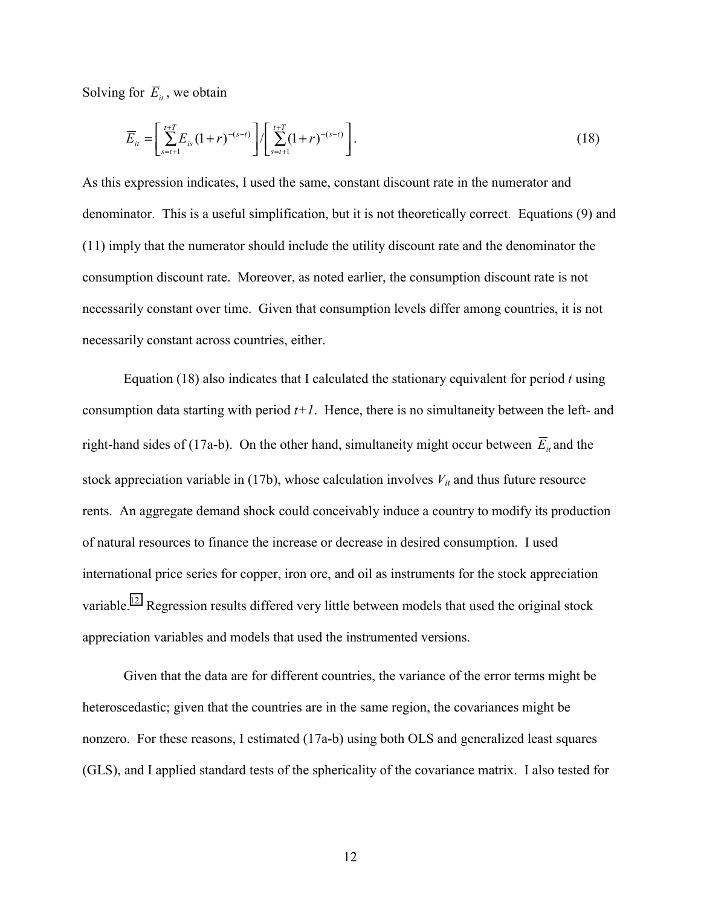Solving for $\overline{E}_{it}$, we obtain

$$\overline{E}_{it} = \left[ \sum_{s=t+1}^{t+T} E_{is}(1+r)^{-(s-t)} \right] / \left[ \sum_{s=t+1}^{t+T} (1+r)^{-(s-t)} \right]. \tag{18}$$

As this expression indicates, I used the same, constant discount rate in the numerator and denominator. This is a useful simplification, but it is not theoretically correct. Equations (9) and (11) imply that the numerator should include the utility discount rate and the denominator the consumption discount rate. Moreover, as noted earlier, the consumption discount rate is not necessarily constant over time. Given that consumption levels differ among countries, it is not necessarily constant across countries, either.

Equation (18) also indicates that I calculated the stationary equivalent for period *t* using consumption data starting with period *t+1*. Hence, there is no simultaneity between the left- and right-hand sides of (17a-b). On the other hand, simultaneity might occur between $\overline{E}_{it}$ and the stock appreciation variable in (17b), whose calculation involves $V_{it}$ and thus future resource rents. An aggregate demand shock could conceivably induce a country to modify its production of natural resources to finance the increase or decrease in desired consumption. I used international price series for copper, iron ore, and oil as instruments for the stock appreciation variable.[12] Regression results differed very little between models that used the original stock appreciation variables and models that used the instrumented versions.

Given that the data are for different countries, the variance of the error terms might be heteroscedastic; given that the countries are in the same region, the covariances might be nonzero. For these reasons, I estimated (17a-b) using both OLS and generalized least squares (GLS), and I applied standard tests of the sphericality of the covariance matrix. I also tested for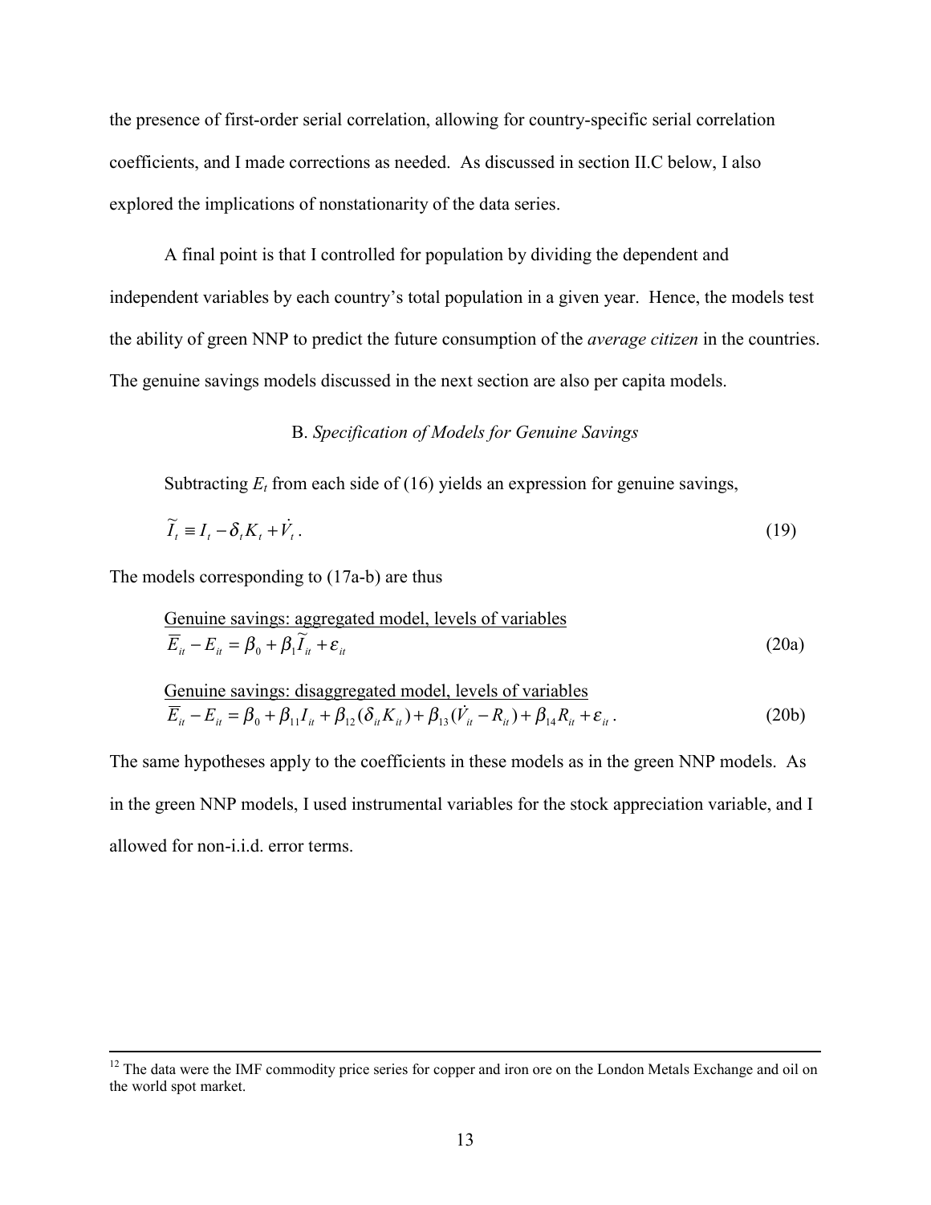the presence of first-order serial correlation, allowing for country-specific serial correlation coefficients, and I made corrections as needed. As discussed in section II.C below, I also explored the implications of nonstationarity of the data series.

A final point is that I controlled for population by dividing the dependent and independent variables by each country's total population in a given year. Hence, the models test the ability of green NNP to predict the future consumption of the *average citizen* in the countries. The genuine savings models discussed in the next section are also per capita models.

### B. *Specification of Models for Genuine Savings*

Subtracting $E_t$ from each side of (16) yields an expression for genuine savings,

$$\widetilde{I}_t \equiv I_t - \delta_t K_t + \dot{V}_t \,. \tag{19}$$

The models corresponding to (17a-b) are thus

Genuine savings: aggregated model, levels of variables

$$\overline{E}_{it} - E_{it} = \beta_0 + \beta_1 \widetilde{I}_{it} + \varepsilon_{it} \tag{20a}$$

Genuine savings: disaggregated model, levels of variables

$$\overline{E}_{it} - E_{it} = \beta_0 + \beta_{11} I_{it} + \beta_{12}(\delta_{it} K_{it}) + \beta_{13}(\dot{V}_{it} - R_{it}) + \beta_{14} R_{it} + \varepsilon_{it} \,. \tag{20b}$$

The same hypotheses apply to the coefficients in these models as in the green NNP models. As in the green NNP models, I used instrumental variables for the stock appreciation variable, and I allowed for non-i.i.d. error terms.

---

[12] The data were the IMF commodity price series for copper and iron ore on the London Metals Exchange and oil on the world spot market.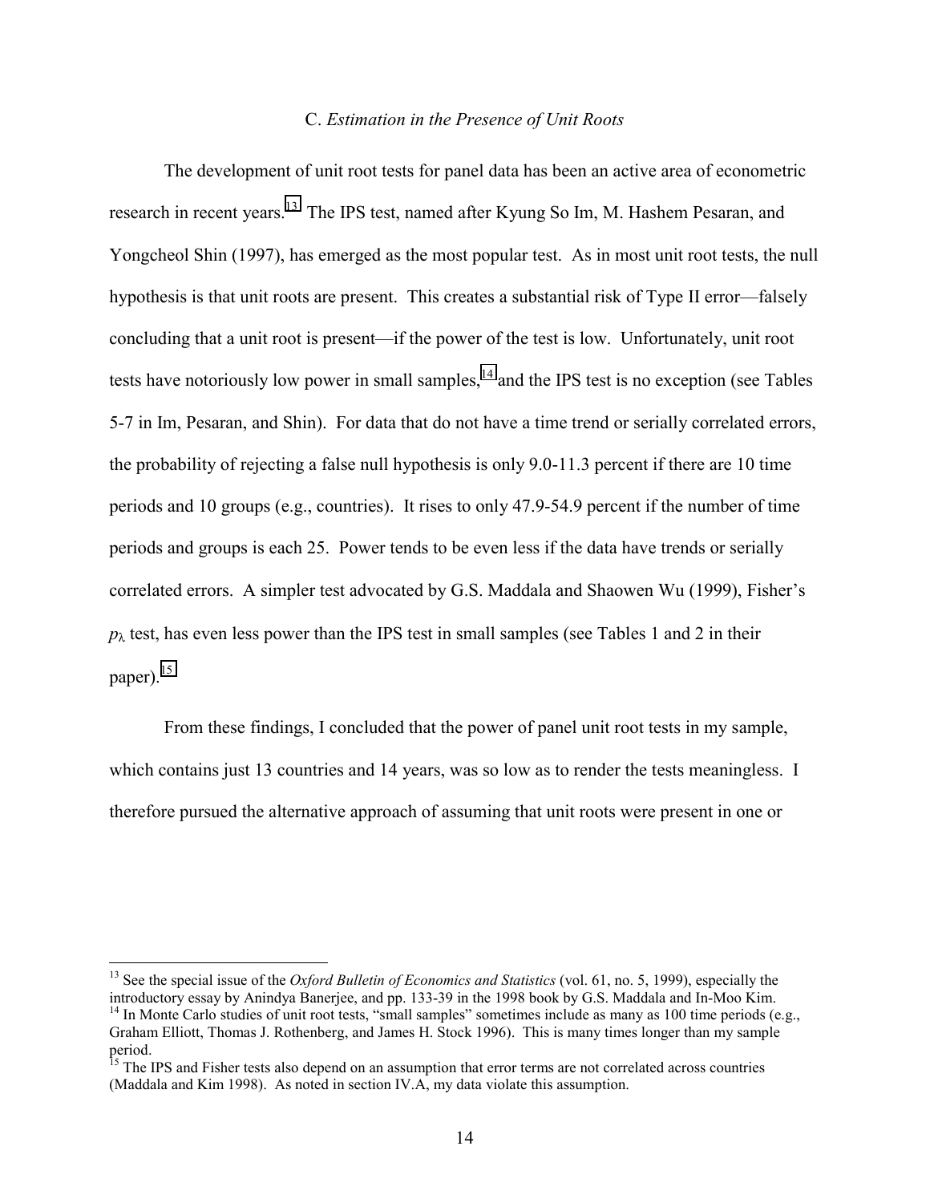### C. *Estimation in the Presence of Unit Roots*

The development of unit root tests for panel data has been an active area of econometric research in recent years.[13] The IPS test, named after Kyung So Im, M. Hashem Pesaran, and Yongcheol Shin (1997), has emerged as the most popular test. As in most unit root tests, the null hypothesis is that unit roots are present. This creates a substantial risk of Type II error—falsely concluding that a unit root is present—if the power of the test is low. Unfortunately, unit root tests have notoriously low power in small samples,[14] and the IPS test is no exception (see Tables 5-7 in Im, Pesaran, and Shin). For data that do not have a time trend or serially correlated errors, the probability of rejecting a false null hypothesis is only 9.0-11.3 percent if there are 10 time periods and 10 groups (e.g., countries). It rises to only 47.9-54.9 percent if the number of time periods and groups is each 25. Power tends to be even less if the data have trends or serially correlated errors. A simpler test advocated by G.S. Maddala and Shaowen Wu (1999), Fisher's $p_\lambda$ test, has even less power than the IPS test in small samples (see Tables 1 and 2 in their paper).[15]

From these findings, I concluded that the power of panel unit root tests in my sample, which contains just 13 countries and 14 years, was so low as to render the tests meaningless. I therefore pursued the alternative approach of assuming that unit roots were present in one or

---

[13] See the special issue of the *Oxford Bulletin of Economics and Statistics* (vol. 61, no. 5, 1999), especially the introductory essay by Anindya Banerjee, and pp. 133-39 in the 1998 book by G.S. Maddala and In-Moo Kim.

[14] In Monte Carlo studies of unit root tests, "small samples" sometimes include as many as 100 time periods (e.g., Graham Elliott, Thomas J. Rothenberg, and James H. Stock 1996). This is many times longer than my sample period.

[15] The IPS and Fisher tests also depend on an assumption that error terms are not correlated across countries (Maddala and Kim 1998). As noted in section IV.A, my data violate this assumption.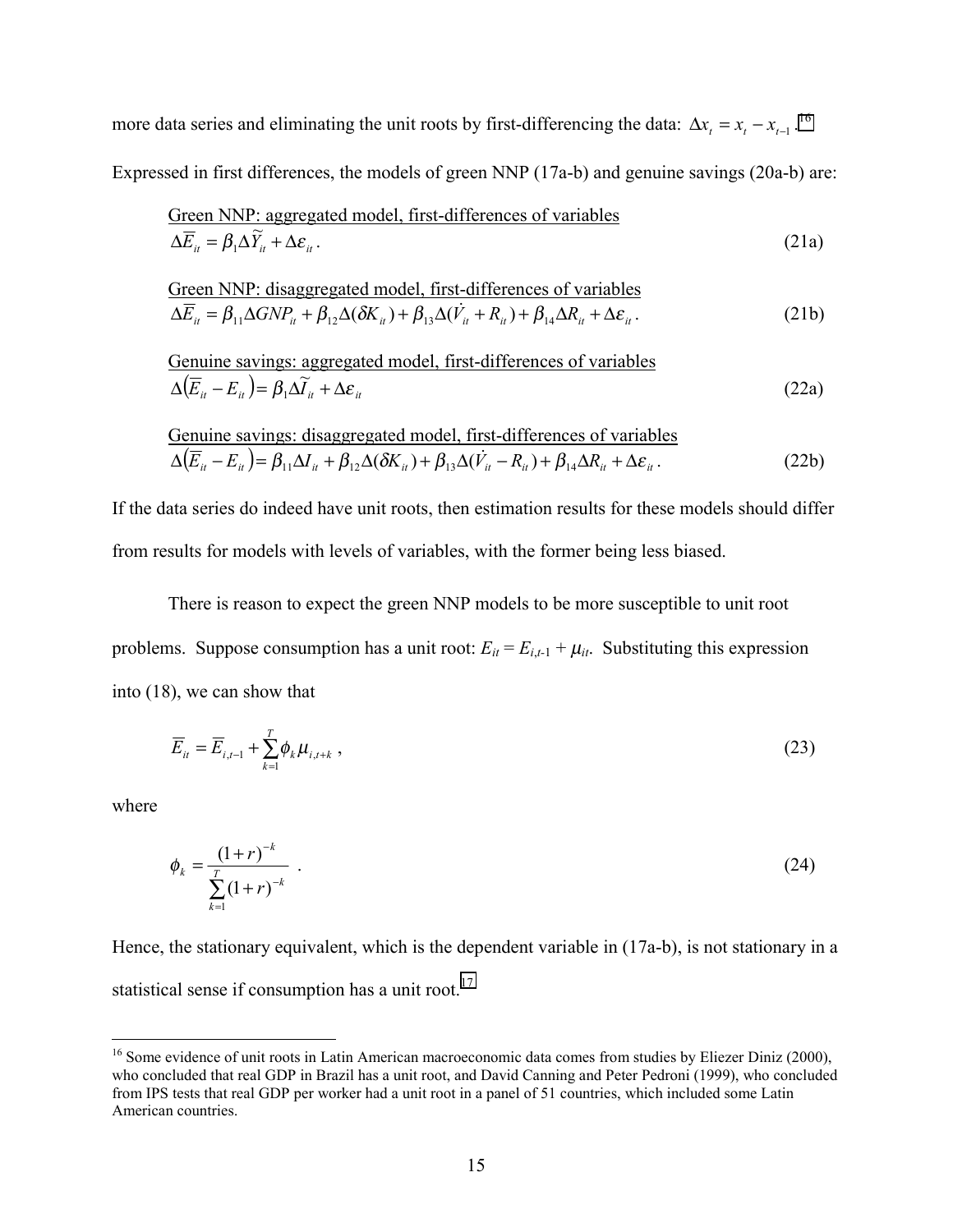more data series and eliminating the unit roots by first-differencing the data: $\Delta x_t = x_t - x_{t-1}$.[16] Expressed in first differences, the models of green NNP (17a-b) and genuine savings (20a-b) are:

<u>Green NNP: aggregated model, first-differences of variables</u>

$$\Delta \overline{E}_{it} = \beta_1 \Delta \widetilde{Y}_{it} + \Delta \varepsilon_{it} . \tag{21a}$$

<u>Green NNP: disaggregated model, first-differences of variables</u>

$$\Delta \overline{E}_{it} = \beta_{11} \Delta GNP_{it} + \beta_{12} \Delta(\delta K_{it}) + \beta_{13} \Delta(\dot{V}_{it} + R_{it}) + \beta_{14} \Delta R_{it} + \Delta \varepsilon_{it} . \tag{21b}$$

<u>Genuine savings: aggregated model, first-differences of variables</u>

$$\Delta\left(\overline{E}_{it} - E_{it}\right) = \beta_1 \Delta \widetilde{I}_{it} + \Delta \varepsilon_{it} \tag{22a}$$

<u>Genuine savings: disaggregated model, first-differences of variables</u>

$$\Delta\left(\overline{E}_{it} - E_{it}\right) = \beta_{11} \Delta I_{it} + \beta_{12} \Delta(\delta K_{it}) + \beta_{13} \Delta(\dot{V}_{it} - R_{it}) + \beta_{14} \Delta R_{it} + \Delta \varepsilon_{it} . \tag{22b}$$

If the data series do indeed have unit roots, then estimation results for these models should differ from results for models with levels of variables, with the former being less biased.

There is reason to expect the green NNP models to be more susceptible to unit root problems. Suppose consumption has a unit root: $E_{it} = E_{i,t-1} + \mu_{it}$. Substituting this expression into (18), we can show that

$$\overline{E}_{it} = \overline{E}_{i,t-1} + \sum_{k=1}^{T} \phi_k \mu_{i,t+k} , \tag{23}$$

where

$$\phi_k = \frac{(1+r)^{-k}}{\sum_{k=1}^{T} (1+r)^{-k}} . \tag{24}$$

Hence, the stationary equivalent, which is the dependent variable in (17a-b), is not stationary in a statistical sense if consumption has a unit root.[17]

---

[16] Some evidence of unit roots in Latin American macroeconomic data comes from studies by Eliezer Diniz (2000), who concluded that real GDP in Brazil has a unit root, and David Canning and Peter Pedroni (1999), who concluded from IPS tests that real GDP per worker had a unit root in a panel of 51 countries, which included some Latin American countries.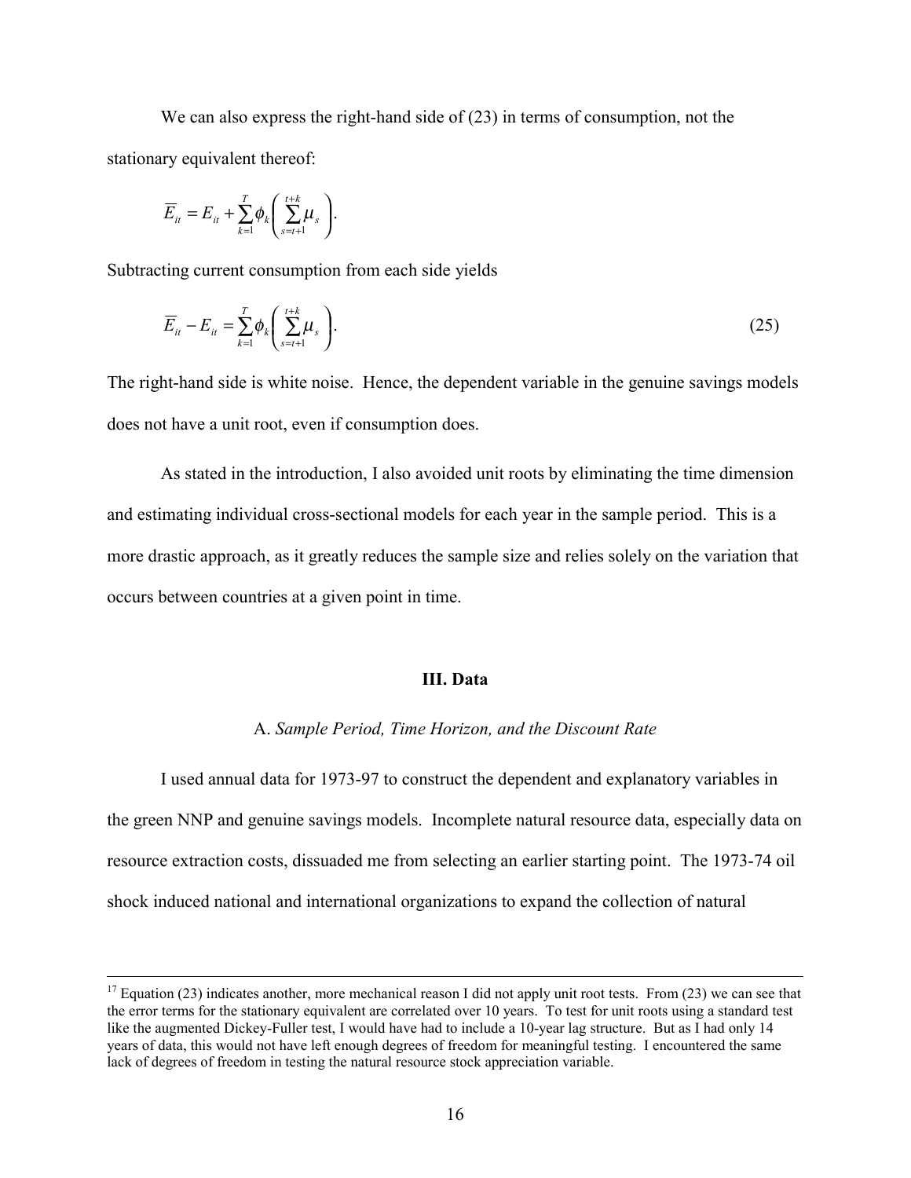We can also express the right-hand side of (23) in terms of consumption, not the stationary equivalent thereof:

$$\overline{E}_{it} = E_{it} + \sum_{k=1}^{T} \phi_k \left( \sum_{s=t+1}^{t+k} \mu_s \right).$$

Subtracting current consumption from each side yields

$$\overline{E}_{it} - E_{it} = \sum_{k=1}^{T} \phi_k \left( \sum_{s=t+1}^{t+k} \mu_s \right). \tag{25}$$

The right-hand side is white noise. Hence, the dependent variable in the genuine savings models does not have a unit root, even if consumption does.

As stated in the introduction, I also avoided unit roots by eliminating the time dimension and estimating individual cross-sectional models for each year in the sample period. This is a more drastic approach, as it greatly reduces the sample size and relies solely on the variation that occurs between countries at a given point in time.

## III. Data

### A. *Sample Period, Time Horizon, and the Discount Rate*

I used annual data for 1973-97 to construct the dependent and explanatory variables in the green NNP and genuine savings models. Incomplete natural resource data, especially data on resource extraction costs, dissuaded me from selecting an earlier starting point. The 1973-74 oil shock induced national and international organizations to expand the collection of natural

---

[17] Equation (23) indicates another, more mechanical reason I did not apply unit root tests. From (23) we can see that the error terms for the stationary equivalent are correlated over 10 years. To test for unit roots using a standard test like the augmented Dickey-Fuller test, I would have had to include a 10-year lag structure. But as I had only 14 years of data, this would not have left enough degrees of freedom for meaningful testing. I encountered the same lack of degrees of freedom in testing the natural resource stock appreciation variable.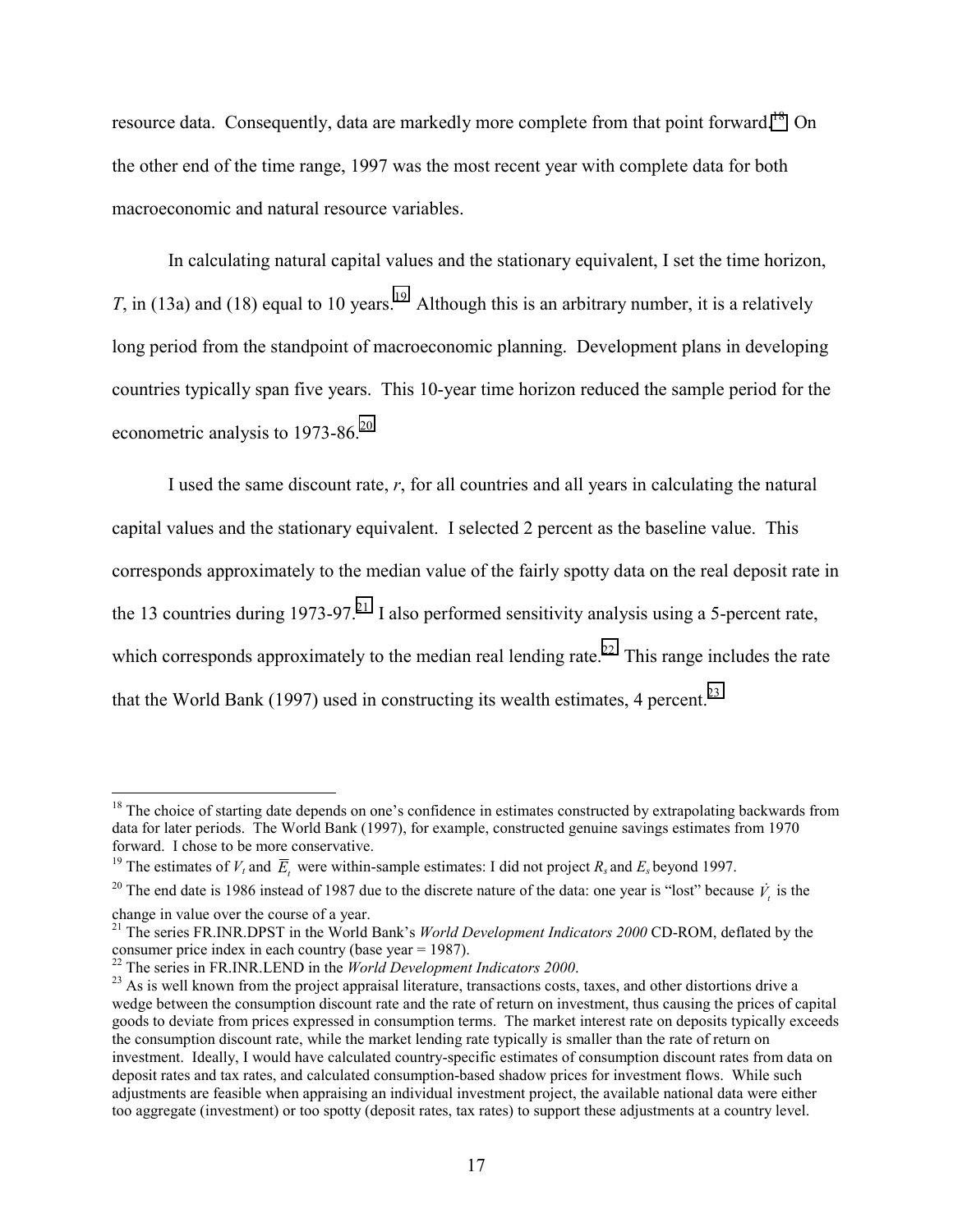resource data. Consequently, data are markedly more complete from that point forward.[18] On the other end of the time range, 1997 was the most recent year with complete data for both macroeconomic and natural resource variables.

In calculating natural capital values and the stationary equivalent, I set the time horizon, $T$, in (13a) and (18) equal to 10 years.[19] Although this is an arbitrary number, it is a relatively long period from the standpoint of macroeconomic planning. Development plans in developing countries typically span five years. This 10-year time horizon reduced the sample period for the econometric analysis to 1973-86.[20]

I used the same discount rate, $r$, for all countries and all years in calculating the natural capital values and the stationary equivalent. I selected 2 percent as the baseline value. This corresponds approximately to the median value of the fairly spotty data on the real deposit rate in the 13 countries during 1973-97.[21] I also performed sensitivity analysis using a 5-percent rate, which corresponds approximately to the median real lending rate.[22] This range includes the rate that the World Bank (1997) used in constructing its wealth estimates, 4 percent.[23]

---

[18] The choice of starting date depends on one's confidence in estimates constructed by extrapolating backwards from data for later periods. The World Bank (1997), for example, constructed genuine savings estimates from 1970 forward. I chose to be more conservative.

[19] The estimates of $V_t$ and $\overline{E}_t$ were within-sample estimates: I did not project $R_s$ and $E_s$ beyond 1997.

[20] The end date is 1986 instead of 1987 due to the discrete nature of the data: one year is "lost" because $\dot{V}_t$ is the change in value over the course of a year.

[21] The series FR.INR.DPST in the World Bank's *World Development Indicators 2000* CD-ROM, deflated by the consumer price index in each country (base year = 1987).

[22] The series in FR.INR.LEND in the *World Development Indicators 2000*.

[23] As is well known from the project appraisal literature, transactions costs, taxes, and other distortions drive a wedge between the consumption discount rate and the rate of return on investment, thus causing the prices of capital goods to deviate from prices expressed in consumption terms. The market interest rate on deposits typically exceeds the consumption discount rate, while the market lending rate typically is smaller than the rate of return on investment. Ideally, I would have calculated country-specific estimates of consumption discount rates from data on deposit rates and tax rates, and calculated consumption-based shadow prices for investment flows. While such adjustments are feasible when appraising an individual investment project, the available national data were either too aggregate (investment) or too spotty (deposit rates, tax rates) to support these adjustments at a country level.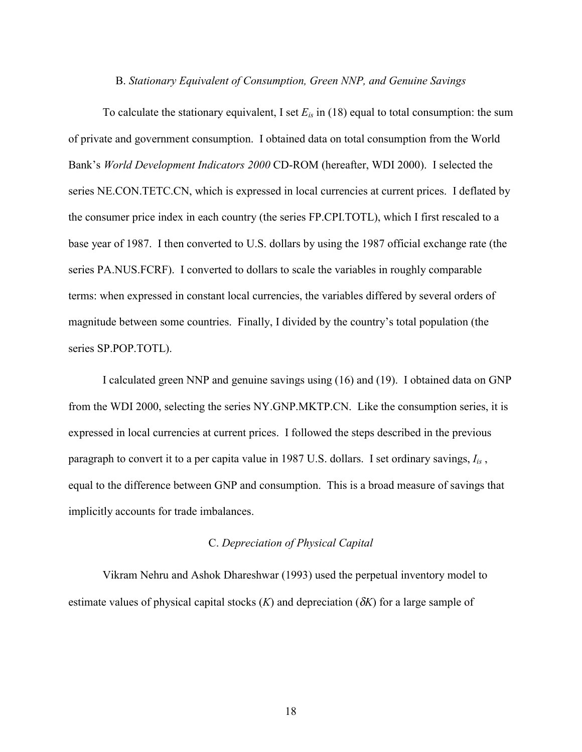### B. *Stationary Equivalent of Consumption, Green NNP, and Genuine Savings*

To calculate the stationary equivalent, I set $E_{is}$ in (18) equal to total consumption: the sum of private and government consumption. I obtained data on total consumption from the World Bank's *World Development Indicators 2000* CD-ROM (hereafter, WDI 2000). I selected the series NE.CON.TETC.CN, which is expressed in local currencies at current prices. I deflated by the consumer price index in each country (the series FP.CPI.TOTL), which I first rescaled to a base year of 1987. I then converted to U.S. dollars by using the 1987 official exchange rate (the series PA.NUS.FCRF). I converted to dollars to scale the variables in roughly comparable terms: when expressed in constant local currencies, the variables differed by several orders of magnitude between some countries. Finally, I divided by the country's total population (the series SP.POP.TOTL).

I calculated green NNP and genuine savings using (16) and (19). I obtained data on GNP from the WDI 2000, selecting the series NY.GNP.MKTP.CN. Like the consumption series, it is expressed in local currencies at current prices. I followed the steps described in the previous paragraph to convert it to a per capita value in 1987 U.S. dollars. I set ordinary savings, $I_{is}$ , equal to the difference between GNP and consumption. This is a broad measure of savings that implicitly accounts for trade imbalances.

### C. *Depreciation of Physical Capital*

Vikram Nehru and Ashok Dhareshwar (1993) used the perpetual inventory model to estimate values of physical capital stocks ($K$) and depreciation ($\delta K$) for a large sample of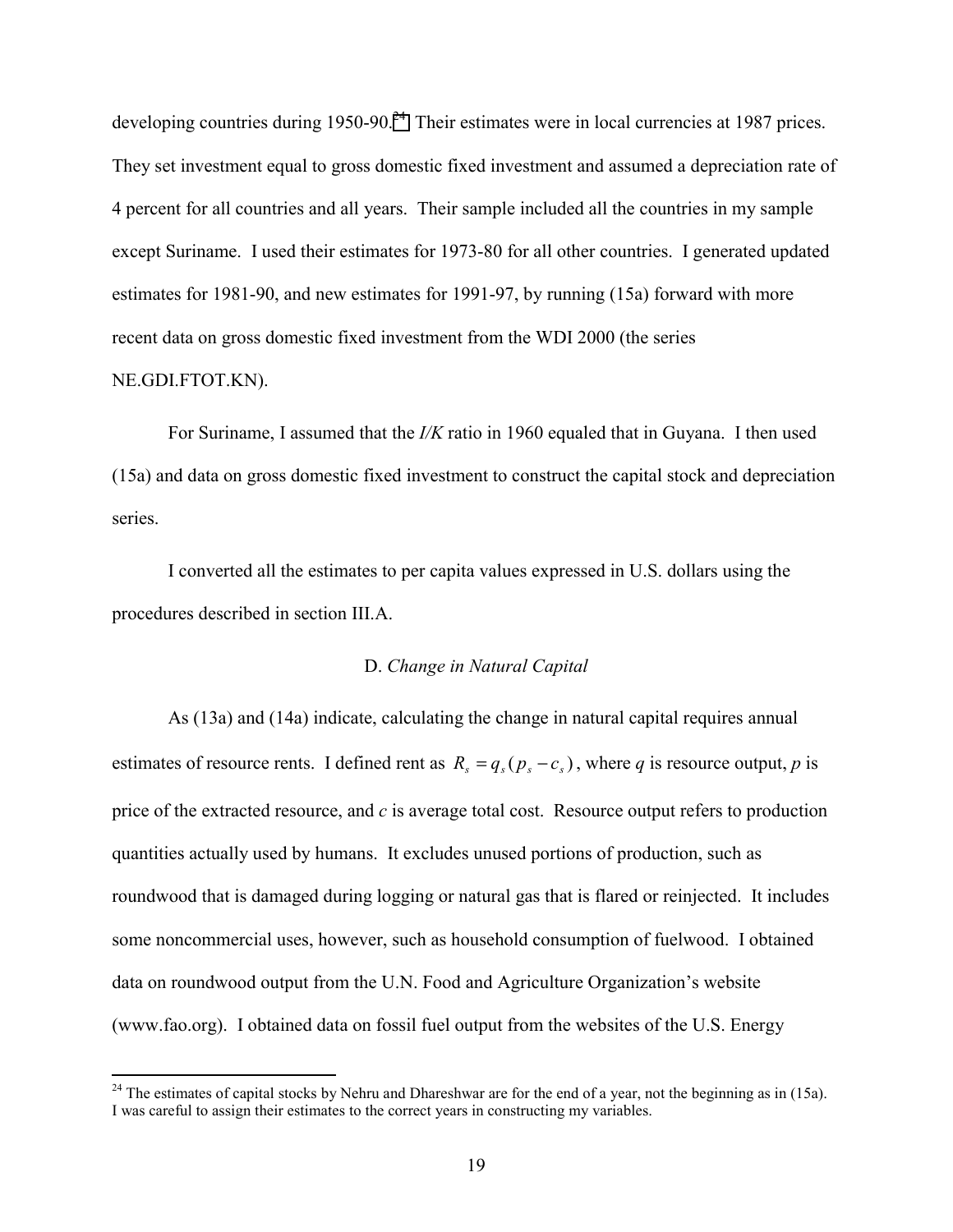developing countries during 1950-90.[24] Their estimates were in local currencies at 1987 prices. They set investment equal to gross domestic fixed investment and assumed a depreciation rate of 4 percent for all countries and all years. Their sample included all the countries in my sample except Suriname. I used their estimates for 1973-80 for all other countries. I generated updated estimates for 1981-90, and new estimates for 1991-97, by running (15a) forward with more recent data on gross domestic fixed investment from the WDI 2000 (the series NE.GDI.FTOT.KN).

For Suriname, I assumed that the *I/K* ratio in 1960 equaled that in Guyana. I then used (15a) and data on gross domestic fixed investment to construct the capital stock and depreciation series.

I converted all the estimates to per capita values expressed in U.S. dollars using the procedures described in section III.A.

### D. *Change in Natural Capital*

As (13a) and (14a) indicate, calculating the change in natural capital requires annual estimates of resource rents. I defined rent as $R_s = q_s(p_s - c_s)$, where $q$ is resource output, $p$ is price of the extracted resource, and $c$ is average total cost. Resource output refers to production quantities actually used by humans. It excludes unused portions of production, such as roundwood that is damaged during logging or natural gas that is flared or reinjected. It includes some noncommercial uses, however, such as household consumption of fuelwood. I obtained data on roundwood output from the U.N. Food and Agriculture Organization's website (www.fao.org). I obtained data on fossil fuel output from the websites of the U.S. Energy

[24] The estimates of capital stocks by Nehru and Dhareshwar are for the end of a year, not the beginning as in (15a). I was careful to assign their estimates to the correct years in constructing my variables.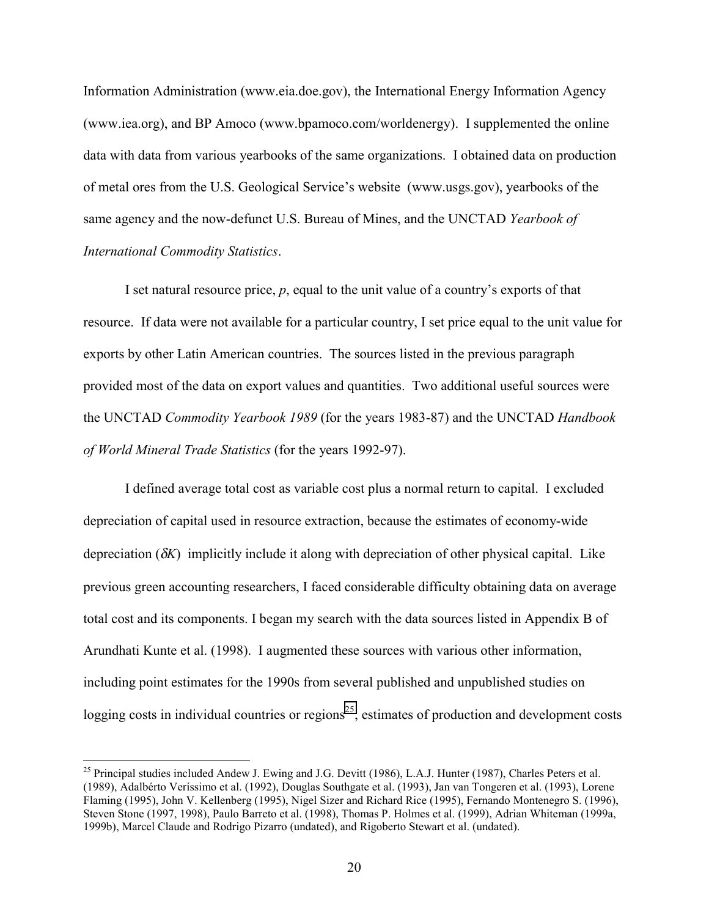Information Administration (www.eia.doe.gov), the International Energy Information Agency (www.iea.org), and BP Amoco (www.bpamoco.com/worldenergy). I supplemented the online data with data from various yearbooks of the same organizations. I obtained data on production of metal ores from the U.S. Geological Service's website (www.usgs.gov), yearbooks of the same agency and the now-defunct U.S. Bureau of Mines, and the UNCTAD *Yearbook of International Commodity Statistics*.

I set natural resource price, *p*, equal to the unit value of a country's exports of that resource. If data were not available for a particular country, I set price equal to the unit value for exports by other Latin American countries. The sources listed in the previous paragraph provided most of the data on export values and quantities. Two additional useful sources were the UNCTAD *Commodity Yearbook 1989* (for the years 1983-87) and the UNCTAD *Handbook of World Mineral Trade Statistics* (for the years 1992-97).

I defined average total cost as variable cost plus a normal return to capital. I excluded depreciation of capital used in resource extraction, because the estimates of economy-wide depreciation ($\delta K$) implicitly include it along with depreciation of other physical capital. Like previous green accounting researchers, I faced considerable difficulty obtaining data on average total cost and its components. I began my search with the data sources listed in Appendix B of Arundhati Kunte et al. (1998). I augmented these sources with various other information, including point estimates for the 1990s from several published and unpublished studies on logging costs in individual countries or regions[25], estimates of production and development costs

[25] Principal studies included Andew J. Ewing and J.G. Devitt (1986), L.A.J. Hunter (1987), Charles Peters et al. (1989), Adalbérto Veríssimo et al. (1992), Douglas Southgate et al. (1993), Jan van Tongeren et al. (1993), Lorene Flaming (1995), John V. Kellenberg (1995), Nigel Sizer and Richard Rice (1995), Fernando Montenegro S. (1996), Steven Stone (1997, 1998), Paulo Barreto et al. (1998), Thomas P. Holmes et al. (1999), Adrian Whiteman (1999a, 1999b), Marcel Claude and Rodrigo Pizarro (undated), and Rigoberto Stewart et al. (undated).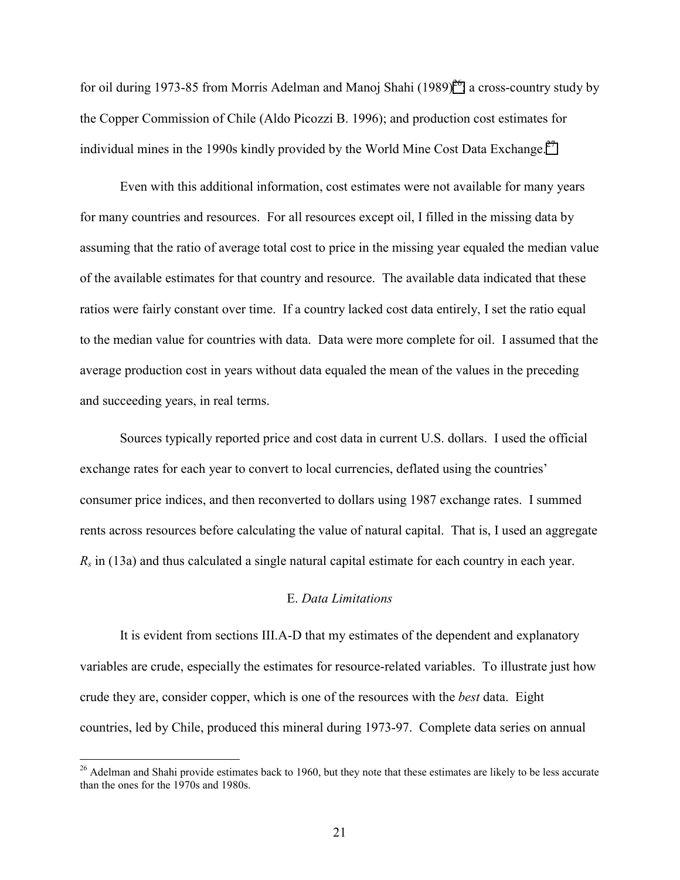for oil during 1973-85 from Morris Adelman and Manoj Shahi (1989)[26]; a cross-country study by the Copper Commission of Chile (Aldo Picozzi B. 1996); and production cost estimates for individual mines in the 1990s kindly provided by the World Mine Cost Data Exchange.[27]

Even with this additional information, cost estimates were not available for many years for many countries and resources. For all resources except oil, I filled in the missing data by assuming that the ratio of average total cost to price in the missing year equaled the median value of the available estimates for that country and resource. The available data indicated that these ratios were fairly constant over time. If a country lacked cost data entirely, I set the ratio equal to the median value for countries with data. Data were more complete for oil. I assumed that the average production cost in years without data equaled the mean of the values in the preceding and succeeding years, in real terms.

Sources typically reported price and cost data in current U.S. dollars. I used the official exchange rates for each year to convert to local currencies, deflated using the countries' consumer price indices, and then reconverted to dollars using 1987 exchange rates. I summed rents across resources before calculating the value of natural capital. That is, I used an aggregate $R_s$ in (13a) and thus calculated a single natural capital estimate for each country in each year.

### E. *Data Limitations*

It is evident from sections III.A-D that my estimates of the dependent and explanatory variables are crude, especially the estimates for resource-related variables. To illustrate just how crude they are, consider copper, which is one of the resources with the *best* data. Eight countries, led by Chile, produced this mineral during 1973-97. Complete data series on annual

[26] Adelman and Shahi provide estimates back to 1960, but they note that these estimates are likely to be less accurate than the ones for the 1970s and 1980s.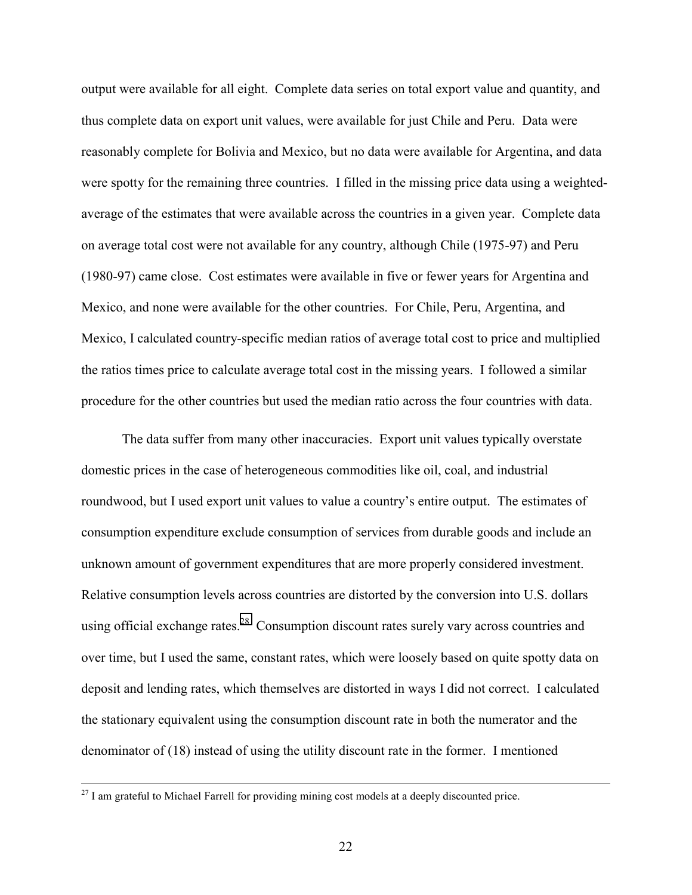output were available for all eight. Complete data series on total export value and quantity, and thus complete data on export unit values, were available for just Chile and Peru. Data were reasonably complete for Bolivia and Mexico, but no data were available for Argentina, and data were spotty for the remaining three countries. I filled in the missing price data using a weighted-average of the estimates that were available across the countries in a given year. Complete data on average total cost were not available for any country, although Chile (1975-97) and Peru (1980-97) came close. Cost estimates were available in five or fewer years for Argentina and Mexico, and none were available for the other countries. For Chile, Peru, Argentina, and Mexico, I calculated country-specific median ratios of average total cost to price and multiplied the ratios times price to calculate average total cost in the missing years. I followed a similar procedure for the other countries but used the median ratio across the four countries with data.

The data suffer from many other inaccuracies. Export unit values typically overstate domestic prices in the case of heterogeneous commodities like oil, coal, and industrial roundwood, but I used export unit values to value a country's entire output. The estimates of consumption expenditure exclude consumption of services from durable goods and include an unknown amount of government expenditures that are more properly considered investment. Relative consumption levels across countries are distorted by the conversion into U.S. dollars using official exchange rates.[28] Consumption discount rates surely vary across countries and over time, but I used the same, constant rates, which were loosely based on quite spotty data on deposit and lending rates, which themselves are distorted in ways I did not correct. I calculated the stationary equivalent using the consumption discount rate in both the numerator and the denominator of (18) instead of using the utility discount rate in the former. I mentioned

[27] I am grateful to Michael Farrell for providing mining cost models at a deeply discounted price.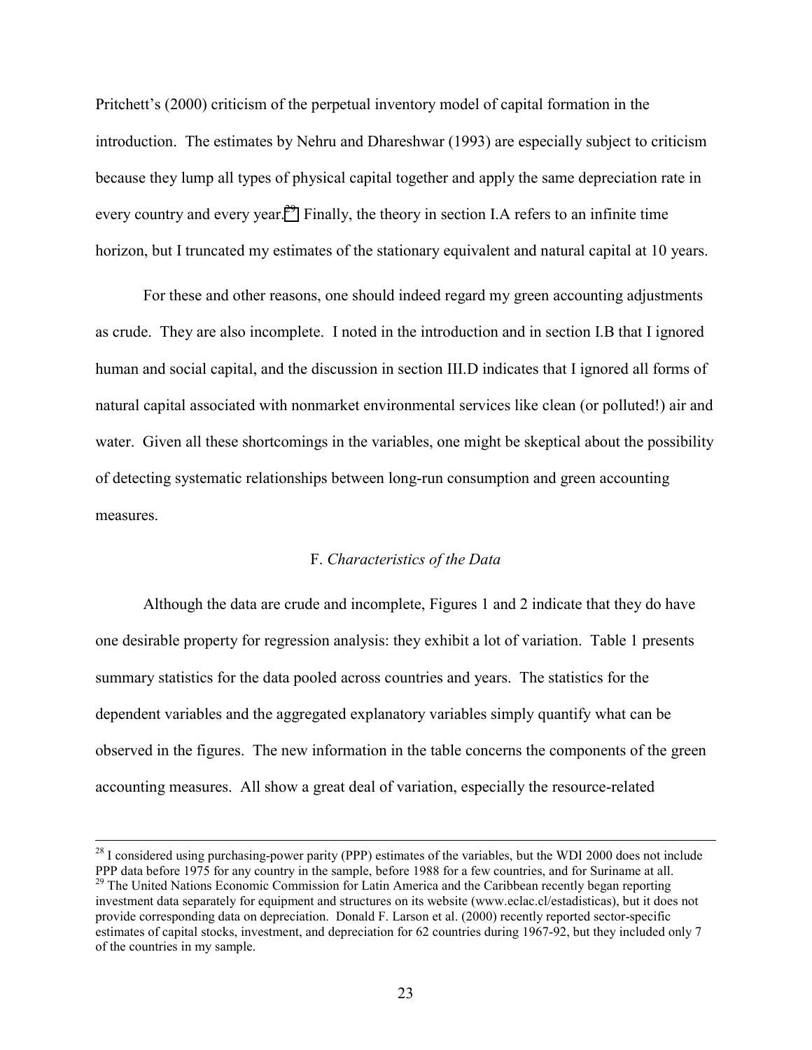Pritchett's (2000) criticism of the perpetual inventory model of capital formation in the introduction. The estimates by Nehru and Dhareshwar (1993) are especially subject to criticism because they lump all types of physical capital together and apply the same depreciation rate in every country and every year.[29] Finally, the theory in section I.A refers to an infinite time horizon, but I truncated my estimates of the stationary equivalent and natural capital at 10 years.

For these and other reasons, one should indeed regard my green accounting adjustments as crude. They are also incomplete. I noted in the introduction and in section I.B that I ignored human and social capital, and the discussion in section III.D indicates that I ignored all forms of natural capital associated with nonmarket environmental services like clean (or polluted!) air and water. Given all these shortcomings in the variables, one might be skeptical about the possibility of detecting systematic relationships between long-run consumption and green accounting measures.

### F. *Characteristics of the Data*

Although the data are crude and incomplete, Figures 1 and 2 indicate that they do have one desirable property for regression analysis: they exhibit a lot of variation. Table 1 presents summary statistics for the data pooled across countries and years. The statistics for the dependent variables and the aggregated explanatory variables simply quantify what can be observed in the figures. The new information in the table concerns the components of the green accounting measures. All show a great deal of variation, especially the resource-related

---

[28] I considered using purchasing-power parity (PPP) estimates of the variables, but the WDI 2000 does not include PPP data before 1975 for any country in the sample, before 1988 for a few countries, and for Suriname at all.

[29] The United Nations Economic Commission for Latin America and the Caribbean recently began reporting investment data separately for equipment and structures on its website (www.eclac.cl/estadisticas), but it does not provide corresponding data on depreciation. Donald F. Larson et al. (2000) recently reported sector-specific estimates of capital stocks, investment, and depreciation for 62 countries during 1967-92, but they included only 7 of the countries in my sample.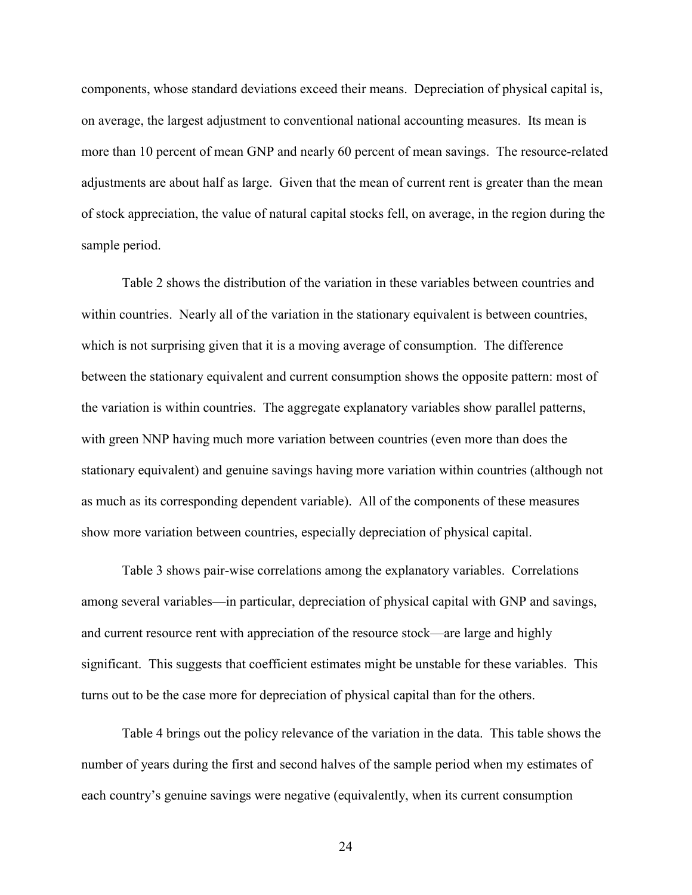components, whose standard deviations exceed their means. Depreciation of physical capital is, on average, the largest adjustment to conventional national accounting measures. Its mean is more than 10 percent of mean GNP and nearly 60 percent of mean savings. The resource-related adjustments are about half as large. Given that the mean of current rent is greater than the mean of stock appreciation, the value of natural capital stocks fell, on average, in the region during the sample period.

Table 2 shows the distribution of the variation in these variables between countries and within countries. Nearly all of the variation in the stationary equivalent is between countries, which is not surprising given that it is a moving average of consumption. The difference between the stationary equivalent and current consumption shows the opposite pattern: most of the variation is within countries. The aggregate explanatory variables show parallel patterns, with green NNP having much more variation between countries (even more than does the stationary equivalent) and genuine savings having more variation within countries (although not as much as its corresponding dependent variable). All of the components of these measures show more variation between countries, especially depreciation of physical capital.

Table 3 shows pair-wise correlations among the explanatory variables. Correlations among several variables—in particular, depreciation of physical capital with GNP and savings, and current resource rent with appreciation of the resource stock—are large and highly significant. This suggests that coefficient estimates might be unstable for these variables. This turns out to be the case more for depreciation of physical capital than for the others.

Table 4 brings out the policy relevance of the variation in the data. This table shows the number of years during the first and second halves of the sample period when my estimates of each country's genuine savings were negative (equivalently, when its current consumption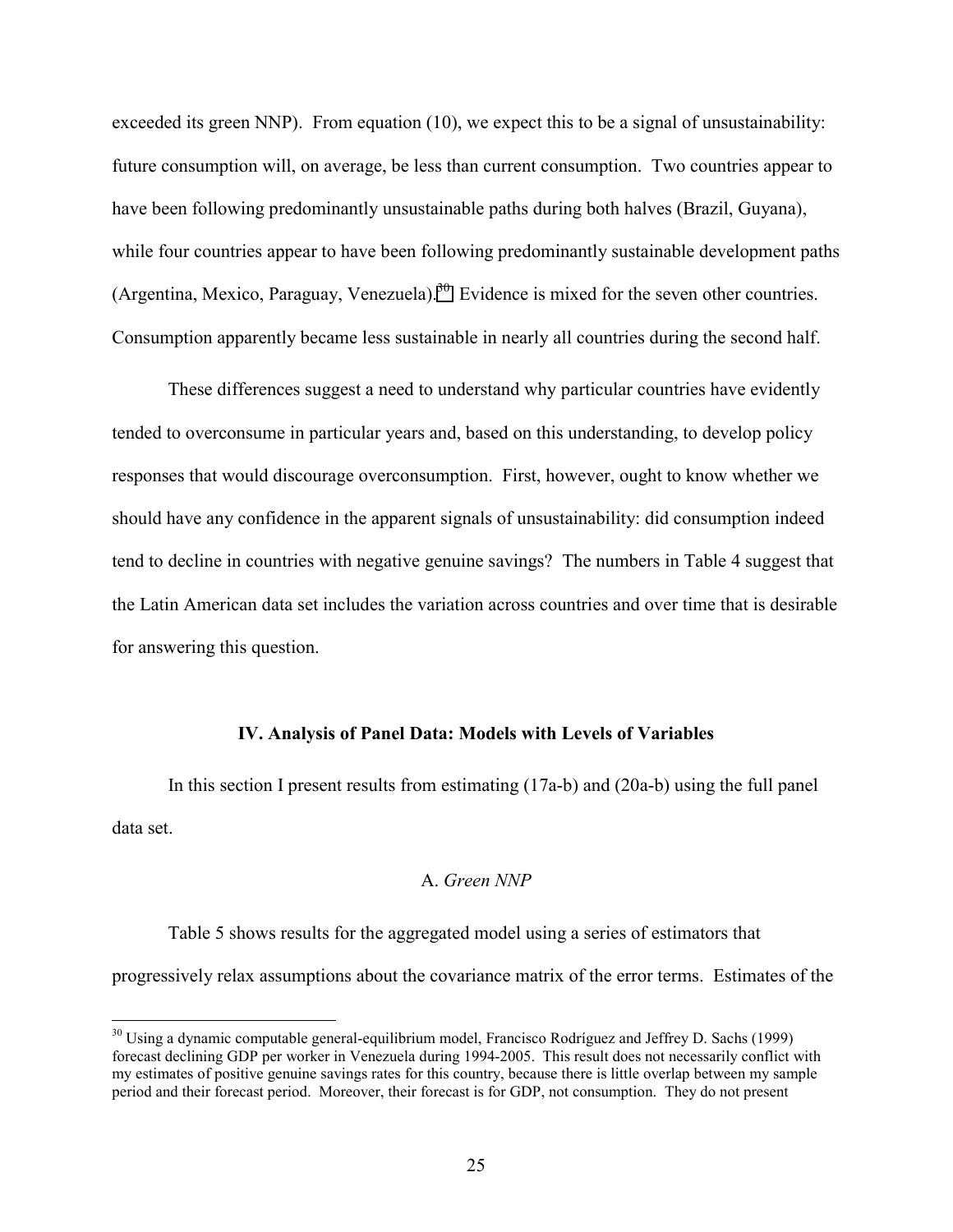exceeded its green NNP). From equation (10), we expect this to be a signal of unsustainability: future consumption will, on average, be less than current consumption. Two countries appear to have been following predominantly unsustainable paths during both halves (Brazil, Guyana), while four countries appear to have been following predominantly sustainable development paths (Argentina, Mexico, Paraguay, Venezuela).[30] Evidence is mixed for the seven other countries. Consumption apparently became less sustainable in nearly all countries during the second half.

These differences suggest a need to understand why particular countries have evidently tended to overconsume in particular years and, based on this understanding, to develop policy responses that would discourage overconsumption. First, however, ought to know whether we should have any confidence in the apparent signals of unsustainability: did consumption indeed tend to decline in countries with negative genuine savings? The numbers in Table 4 suggest that the Latin American data set includes the variation across countries and over time that is desirable for answering this question.

## IV. Analysis of Panel Data: Models with Levels of Variables

In this section I present results from estimating (17a-b) and (20a-b) using the full panel data set.

### A. *Green NNP*

Table 5 shows results for the aggregated model using a series of estimators that progressively relax assumptions about the covariance matrix of the error terms. Estimates of the

[30] Using a dynamic computable general-equilibrium model, Francisco Rodríguez and Jeffrey D. Sachs (1999) forecast declining GDP per worker in Venezuela during 1994-2005. This result does not necessarily conflict with my estimates of positive genuine savings rates for this country, because there is little overlap between my sample period and their forecast period. Moreover, their forecast is for GDP, not consumption. They do not present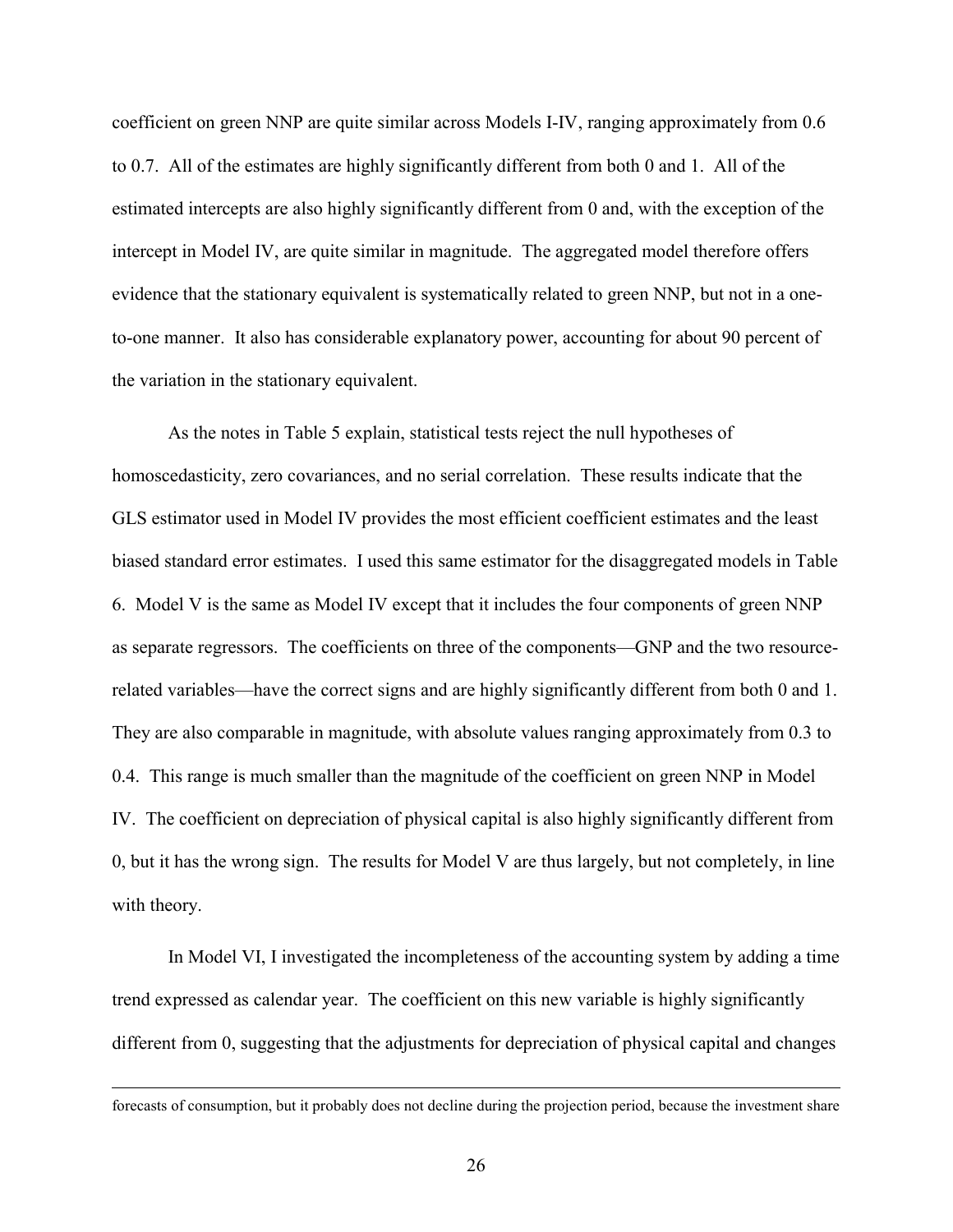coefficient on green NNP are quite similar across Models I-IV, ranging approximately from 0.6 to 0.7. All of the estimates are highly significantly different from both 0 and 1. All of the estimated intercepts are also highly significantly different from 0 and, with the exception of the intercept in Model IV, are quite similar in magnitude. The aggregated model therefore offers evidence that the stationary equivalent is systematically related to green NNP, but not in a one-to-one manner. It also has considerable explanatory power, accounting for about 90 percent of the variation in the stationary equivalent.

As the notes in Table 5 explain, statistical tests reject the null hypotheses of homoscedasticity, zero covariances, and no serial correlation. These results indicate that the GLS estimator used in Model IV provides the most efficient coefficient estimates and the least biased standard error estimates. I used this same estimator for the disaggregated models in Table 6. Model V is the same as Model IV except that it includes the four components of green NNP as separate regressors. The coefficients on three of the components—GNP and the two resource-related variables—have the correct signs and are highly significantly different from both 0 and 1. They are also comparable in magnitude, with absolute values ranging approximately from 0.3 to 0.4. This range is much smaller than the magnitude of the coefficient on green NNP in Model IV. The coefficient on depreciation of physical capital is also highly significantly different from 0, but it has the wrong sign. The results for Model V are thus largely, but not completely, in line with theory.

In Model VI, I investigated the incompleteness of the accounting system by adding a time trend expressed as calendar year. The coefficient on this new variable is highly significantly different from 0, suggesting that the adjustments for depreciation of physical capital and changes

---

forecasts of consumption, but it probably does not decline during the projection period, because the investment share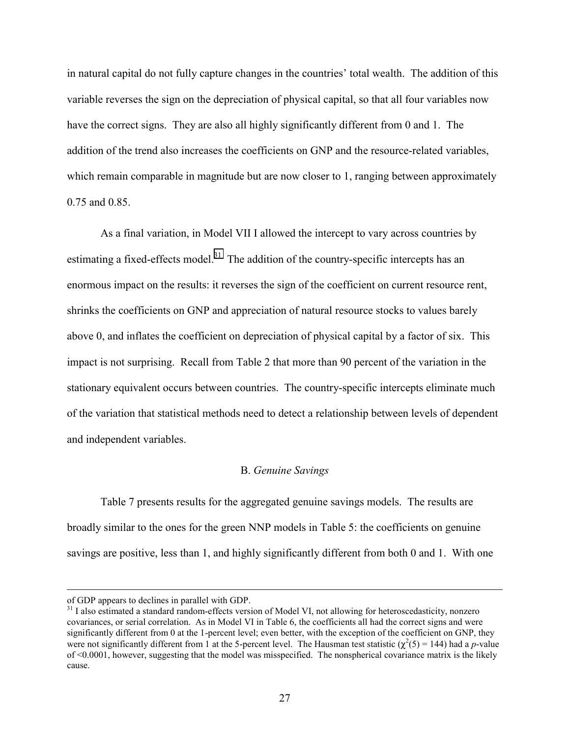in natural capital do not fully capture changes in the countries' total wealth. The addition of this variable reverses the sign on the depreciation of physical capital, so that all four variables now have the correct signs. They are also all highly significantly different from 0 and 1. The addition of the trend also increases the coefficients on GNP and the resource-related variables, which remain comparable in magnitude but are now closer to 1, ranging between approximately 0.75 and 0.85.

As a final variation, in Model VII I allowed the intercept to vary across countries by estimating a fixed-effects model.[31] The addition of the country-specific intercepts has an enormous impact on the results: it reverses the sign of the coefficient on current resource rent, shrinks the coefficients on GNP and appreciation of natural resource stocks to values barely above 0, and inflates the coefficient on depreciation of physical capital by a factor of six. This impact is not surprising. Recall from Table 2 that more than 90 percent of the variation in the stationary equivalent occurs between countries. The country-specific intercepts eliminate much of the variation that statistical methods need to detect a relationship between levels of dependent and independent variables.

## B. *Genuine Savings*

Table 7 presents results for the aggregated genuine savings models. The results are broadly similar to the ones for the green NNP models in Table 5: the coefficients on genuine savings are positive, less than 1, and highly significantly different from both 0 and 1. With one

---

of GDP appears to declines in parallel with GDP.

[31] I also estimated a standard random-effects version of Model VI, not allowing for heteroscedasticity, nonzero covariances, or serial correlation. As in Model VI in Table 6, the coefficients all had the correct signs and were significantly different from 0 at the 1-percent level; even better, with the exception of the coefficient on GNP, they were not significantly different from 1 at the 5-percent level. The Hausman test statistic ($\chi^2(5) = 144$) had a *p*-value of <0.0001, however, suggesting that the model was misspecified. The nonspherical covariance matrix is the likely cause.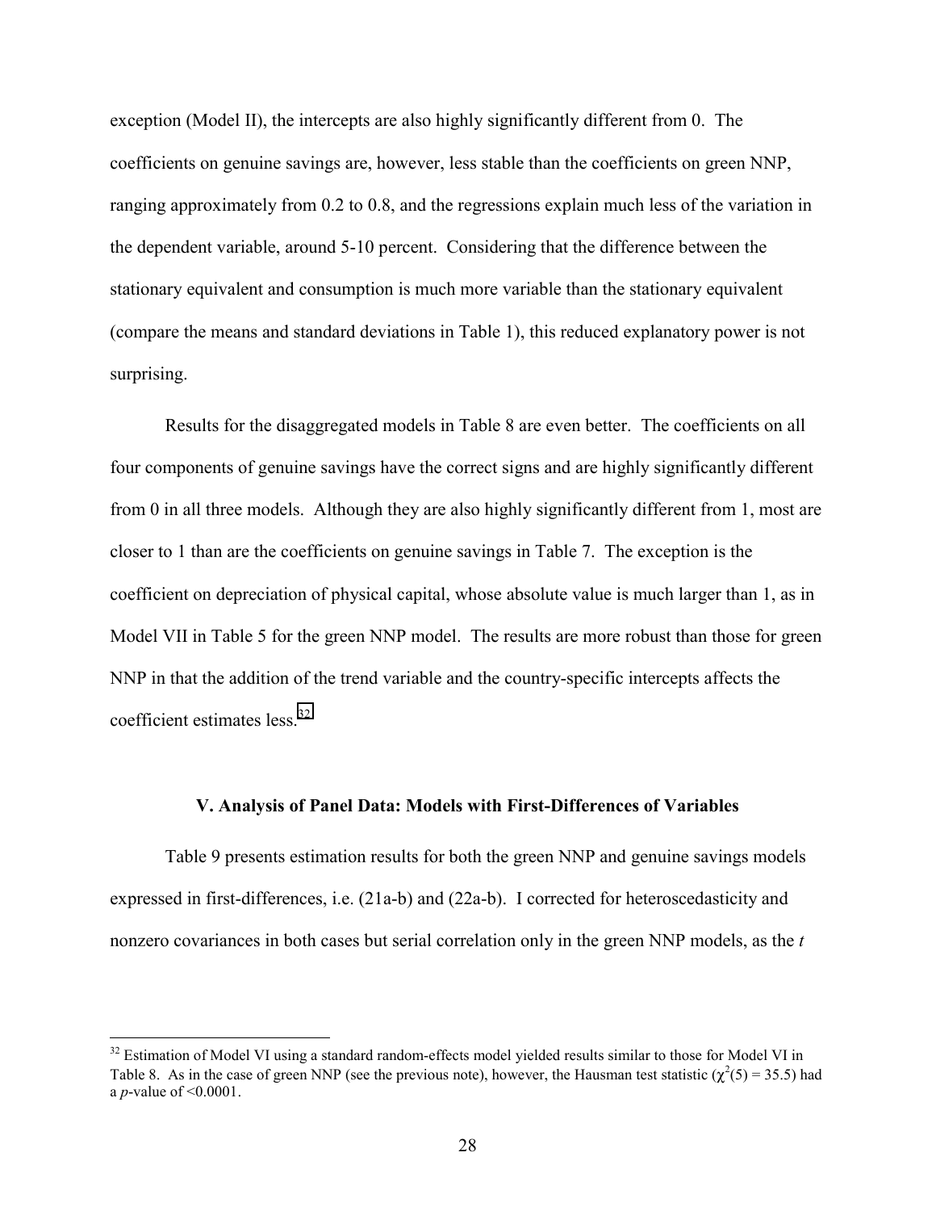exception (Model II), the intercepts are also highly significantly different from 0. The coefficients on genuine savings are, however, less stable than the coefficients on green NNP, ranging approximately from 0.2 to 0.8, and the regressions explain much less of the variation in the dependent variable, around 5-10 percent. Considering that the difference between the stationary equivalent and consumption is much more variable than the stationary equivalent (compare the means and standard deviations in Table 1), this reduced explanatory power is not surprising.

Results for the disaggregated models in Table 8 are even better. The coefficients on all four components of genuine savings have the correct signs and are highly significantly different from 0 in all three models. Although they are also highly significantly different from 1, most are closer to 1 than are the coefficients on genuine savings in Table 7. The exception is the coefficient on depreciation of physical capital, whose absolute value is much larger than 1, as in Model VII in Table 5 for the green NNP model. The results are more robust than those for green NNP in that the addition of the trend variable and the country-specific intercepts affects the coefficient estimates less.[32]

### V. Analysis of Panel Data: Models with First-Differences of Variables

Table 9 presents estimation results for both the green NNP and genuine savings models expressed in first-differences, i.e. (21a-b) and (22a-b). I corrected for heteroscedasticity and nonzero covariances in both cases but serial correlation only in the green NNP models, as the *t*

---

[32] Estimation of Model VI using a standard random-effects model yielded results similar to those for Model VI in Table 8. As in the case of green NNP (see the previous note), however, the Hausman test statistic ($\chi^2(5) = 35.5$) had a *p*-value of $<0.0001$.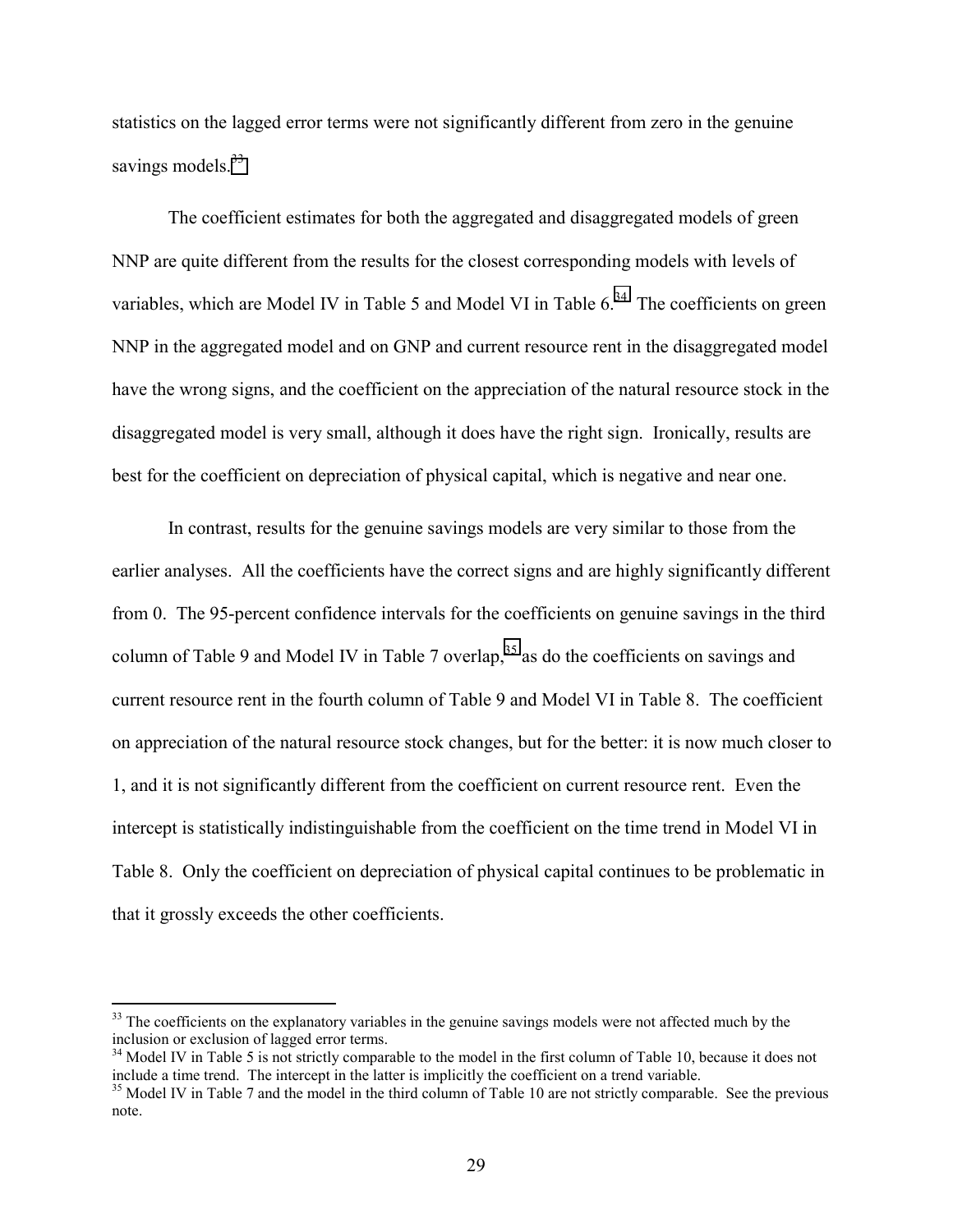statistics on the lagged error terms were not significantly different from zero in the genuine savings models.[33]

The coefficient estimates for both the aggregated and disaggregated models of green NNP are quite different from the results for the closest corresponding models with levels of variables, which are Model IV in Table 5 and Model VI in Table 6.[34] The coefficients on green NNP in the aggregated model and on GNP and current resource rent in the disaggregated model have the wrong signs, and the coefficient on the appreciation of the natural resource stock in the disaggregated model is very small, although it does have the right sign. Ironically, results are best for the coefficient on depreciation of physical capital, which is negative and near one.

In contrast, results for the genuine savings models are very similar to those from the earlier analyses. All the coefficients have the correct signs and are highly significantly different from 0. The 95-percent confidence intervals for the coefficients on genuine savings in the third column of Table 9 and Model IV in Table 7 overlap,[35] as do the coefficients on savings and current resource rent in the fourth column of Table 9 and Model VI in Table 8. The coefficient on appreciation of the natural resource stock changes, but for the better: it is now much closer to 1, and it is not significantly different from the coefficient on current resource rent. Even the intercept is statistically indistinguishable from the coefficient on the time trend in Model VI in Table 8. Only the coefficient on depreciation of physical capital continues to be problematic in that it grossly exceeds the other coefficients.

---

[33] The coefficients on the explanatory variables in the genuine savings models were not affected much by the inclusion or exclusion of lagged error terms.

[34] Model IV in Table 5 is not strictly comparable to the model in the first column of Table 10, because it does not include a time trend. The intercept in the latter is implicitly the coefficient on a trend variable.

[35] Model IV in Table 7 and the model in the third column of Table 10 are not strictly comparable. See the previous note.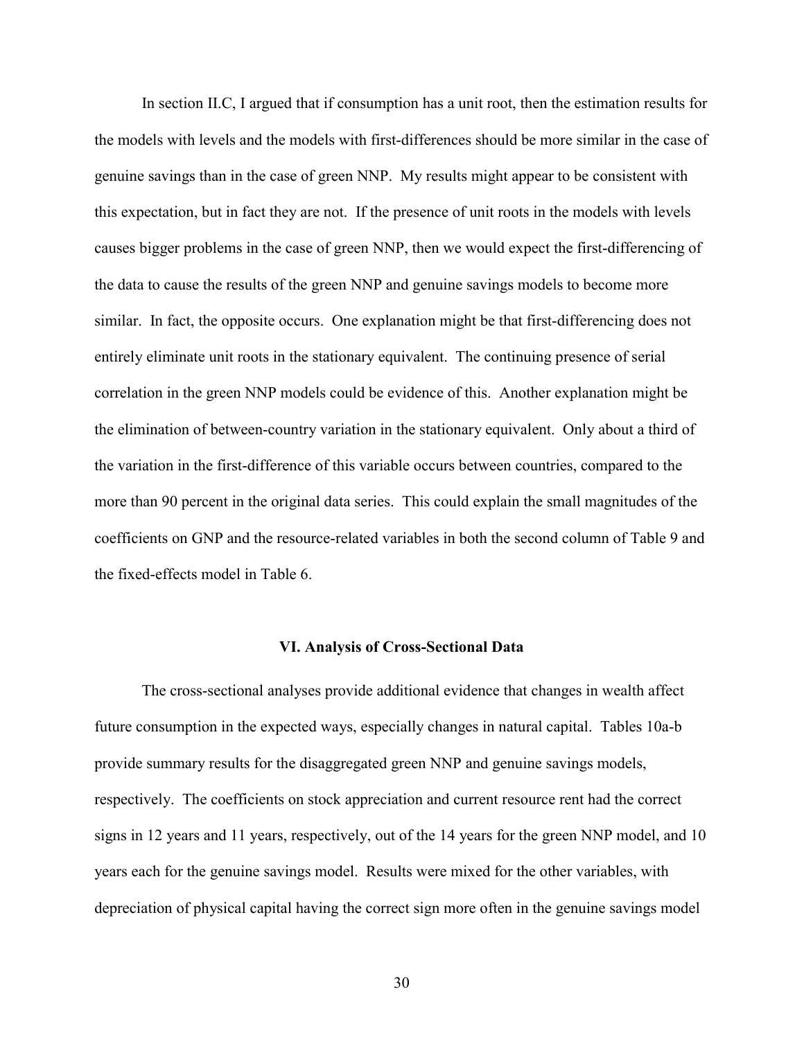In section II.C, I argued that if consumption has a unit root, then the estimation results for the models with levels and the models with first-differences should be more similar in the case of genuine savings than in the case of green NNP. My results might appear to be consistent with this expectation, but in fact they are not. If the presence of unit roots in the models with levels causes bigger problems in the case of green NNP, then we would expect the first-differencing of the data to cause the results of the green NNP and genuine savings models to become more similar. In fact, the opposite occurs. One explanation might be that first-differencing does not entirely eliminate unit roots in the stationary equivalent. The continuing presence of serial correlation in the green NNP models could be evidence of this. Another explanation might be the elimination of between-country variation in the stationary equivalent. Only about a third of the variation in the first-difference of this variable occurs between countries, compared to the more than 90 percent in the original data series. This could explain the small magnitudes of the coefficients on GNP and the resource-related variables in both the second column of Table 9 and the fixed-effects model in Table 6.

## VI. Analysis of Cross-Sectional Data

The cross-sectional analyses provide additional evidence that changes in wealth affect future consumption in the expected ways, especially changes in natural capital. Tables 10a-b provide summary results for the disaggregated green NNP and genuine savings models, respectively. The coefficients on stock appreciation and current resource rent had the correct signs in 12 years and 11 years, respectively, out of the 14 years for the green NNP model, and 10 years each for the genuine savings model. Results were mixed for the other variables, with depreciation of physical capital having the correct sign more often in the genuine savings model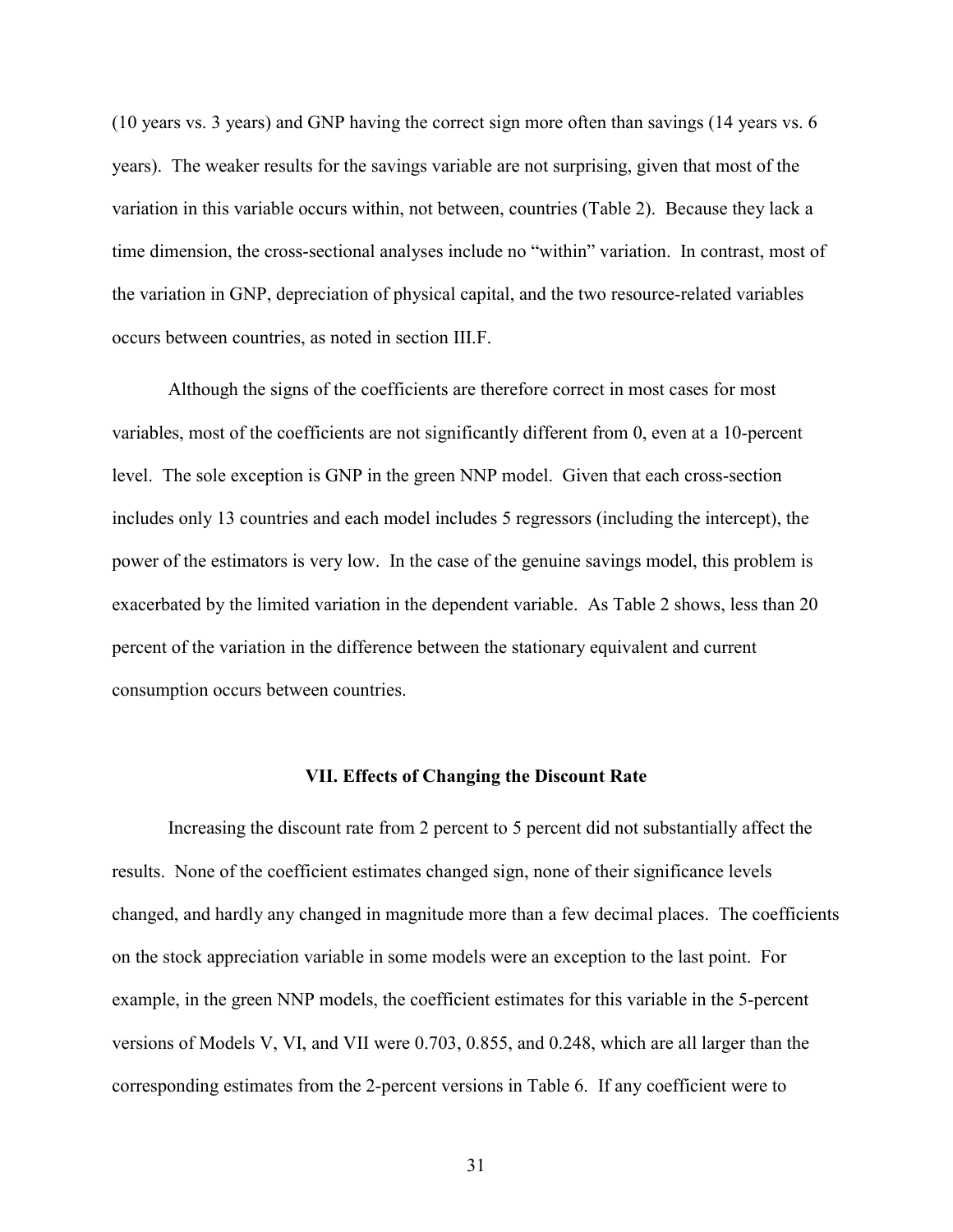(10 years vs. 3 years) and GNP having the correct sign more often than savings (14 years vs. 6 years). The weaker results for the savings variable are not surprising, given that most of the variation in this variable occurs within, not between, countries (Table 2). Because they lack a time dimension, the cross-sectional analyses include no "within" variation. In contrast, most of the variation in GNP, depreciation of physical capital, and the two resource-related variables occurs between countries, as noted in section III.F.

Although the signs of the coefficients are therefore correct in most cases for most variables, most of the coefficients are not significantly different from 0, even at a 10-percent level. The sole exception is GNP in the green NNP model. Given that each cross-section includes only 13 countries and each model includes 5 regressors (including the intercept), the power of the estimators is very low. In the case of the genuine savings model, this problem is exacerbated by the limited variation in the dependent variable. As Table 2 shows, less than 20 percent of the variation in the difference between the stationary equivalent and current consumption occurs between countries.

### VII. Effects of Changing the Discount Rate

Increasing the discount rate from 2 percent to 5 percent did not substantially affect the results. None of the coefficient estimates changed sign, none of their significance levels changed, and hardly any changed in magnitude more than a few decimal places. The coefficients on the stock appreciation variable in some models were an exception to the last point. For example, in the green NNP models, the coefficient estimates for this variable in the 5-percent versions of Models V, VI, and VII were 0.703, 0.855, and 0.248, which are all larger than the corresponding estimates from the 2-percent versions in Table 6. If any coefficient were to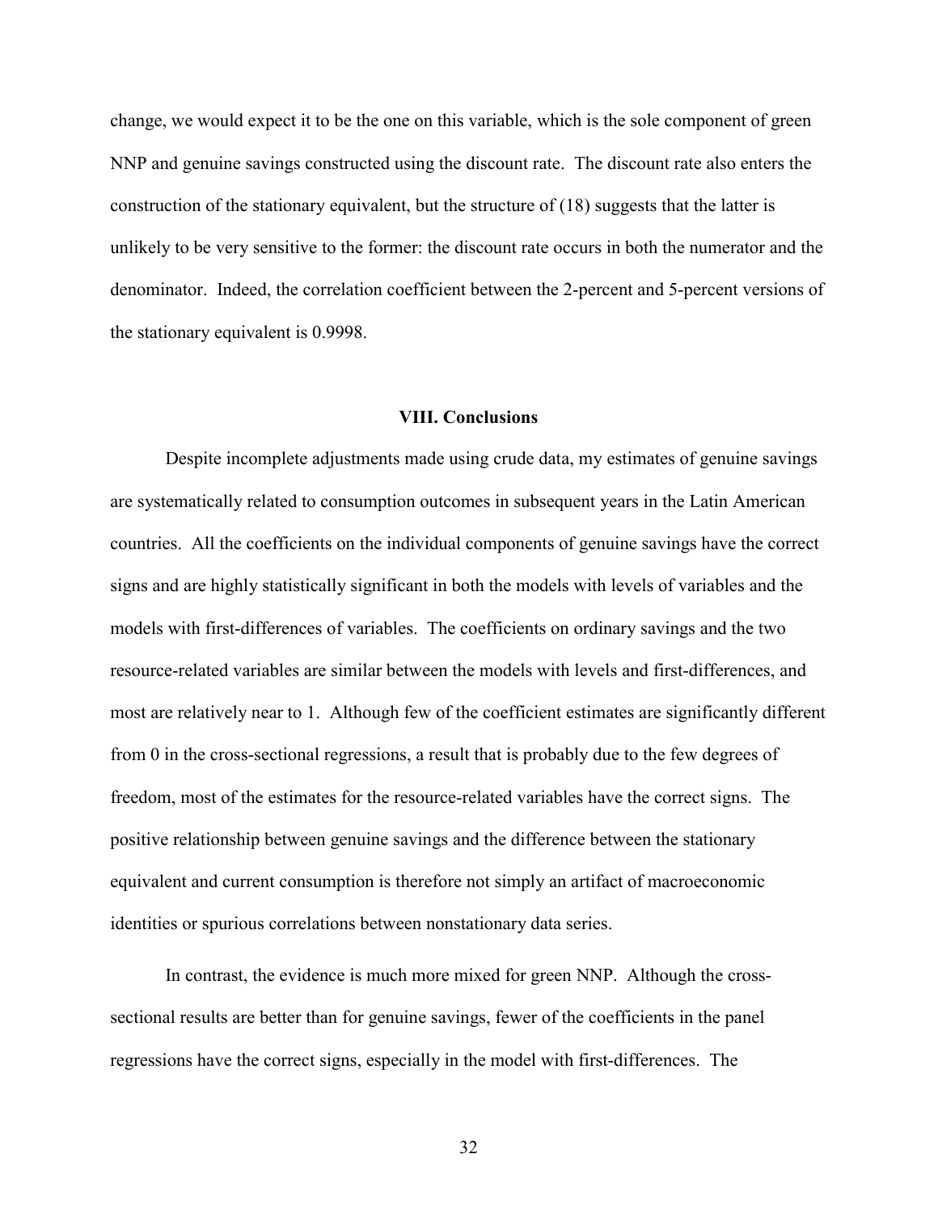change, we would expect it to be the one on this variable, which is the sole component of green NNP and genuine savings constructed using the discount rate. The discount rate also enters the construction of the stationary equivalent, but the structure of (18) suggests that the latter is unlikely to be very sensitive to the former: the discount rate occurs in both the numerator and the denominator. Indeed, the correlation coefficient between the 2-percent and 5-percent versions of the stationary equivalent is 0.9998.

## VIII. Conclusions

Despite incomplete adjustments made using crude data, my estimates of genuine savings are systematically related to consumption outcomes in subsequent years in the Latin American countries. All the coefficients on the individual components of genuine savings have the correct signs and are highly statistically significant in both the models with levels of variables and the models with first-differences of variables. The coefficients on ordinary savings and the two resource-related variables are similar between the models with levels and first-differences, and most are relatively near to 1. Although few of the coefficient estimates are significantly different from 0 in the cross-sectional regressions, a result that is probably due to the few degrees of freedom, most of the estimates for the resource-related variables have the correct signs. The positive relationship between genuine savings and the difference between the stationary equivalent and current consumption is therefore not simply an artifact of macroeconomic identities or spurious correlations between nonstationary data series.

In contrast, the evidence is much more mixed for green NNP. Although the cross-sectional results are better than for genuine savings, fewer of the coefficients in the panel regressions have the correct signs, especially in the model with first-differences. The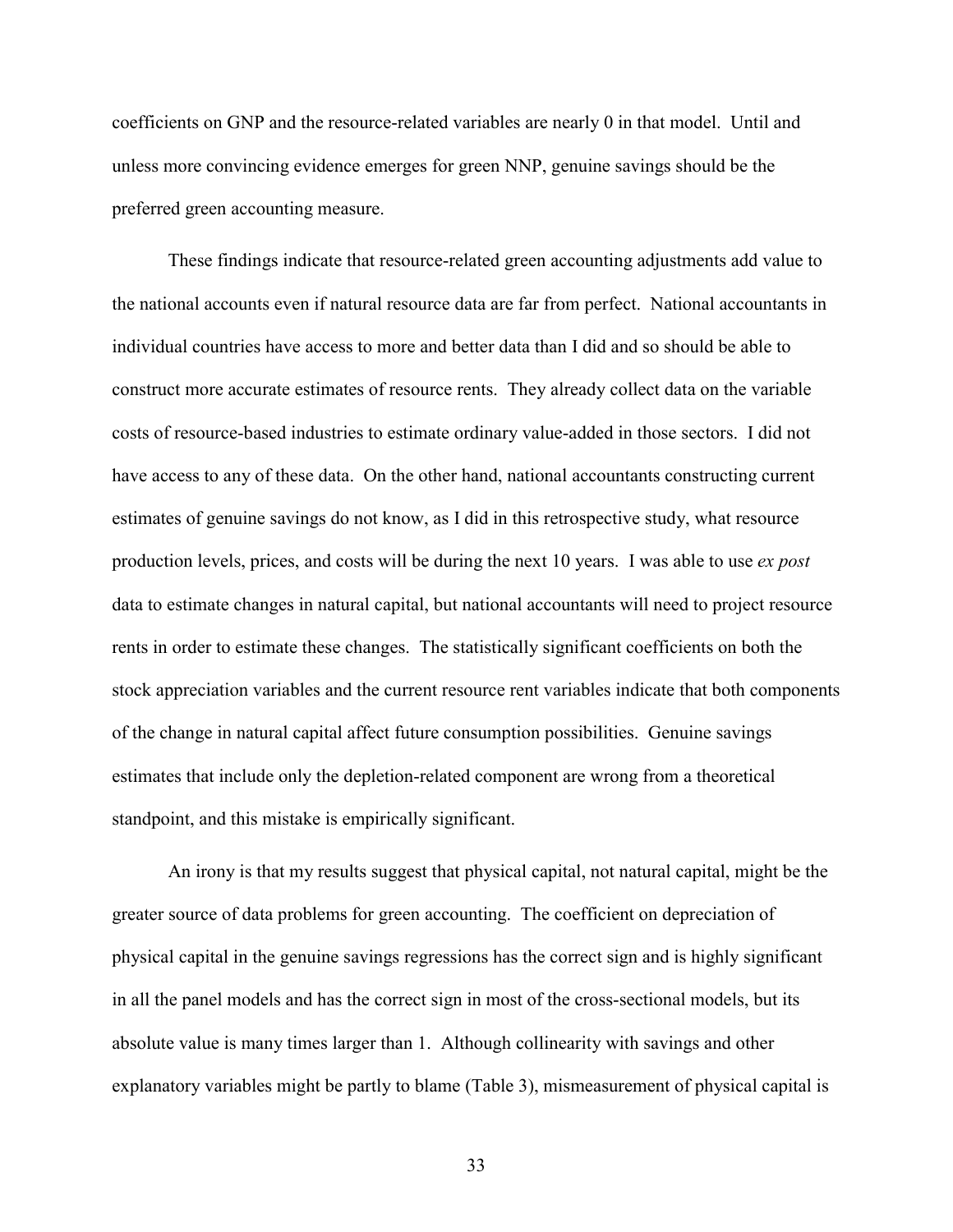coefficients on GNP and the resource-related variables are nearly 0 in that model. Until and unless more convincing evidence emerges for green NNP, genuine savings should be the preferred green accounting measure.

These findings indicate that resource-related green accounting adjustments add value to the national accounts even if natural resource data are far from perfect. National accountants in individual countries have access to more and better data than I did and so should be able to construct more accurate estimates of resource rents. They already collect data on the variable costs of resource-based industries to estimate ordinary value-added in those sectors. I did not have access to any of these data. On the other hand, national accountants constructing current estimates of genuine savings do not know, as I did in this retrospective study, what resource production levels, prices, and costs will be during the next 10 years. I was able to use *ex post* data to estimate changes in natural capital, but national accountants will need to project resource rents in order to estimate these changes. The statistically significant coefficients on both the stock appreciation variables and the current resource rent variables indicate that both components of the change in natural capital affect future consumption possibilities. Genuine savings estimates that include only the depletion-related component are wrong from a theoretical standpoint, and this mistake is empirically significant.

An irony is that my results suggest that physical capital, not natural capital, might be the greater source of data problems for green accounting. The coefficient on depreciation of physical capital in the genuine savings regressions has the correct sign and is highly significant in all the panel models and has the correct sign in most of the cross-sectional models, but its absolute value is many times larger than 1. Although collinearity with savings and other explanatory variables might be partly to blame (Table 3), mismeasurement of physical capital is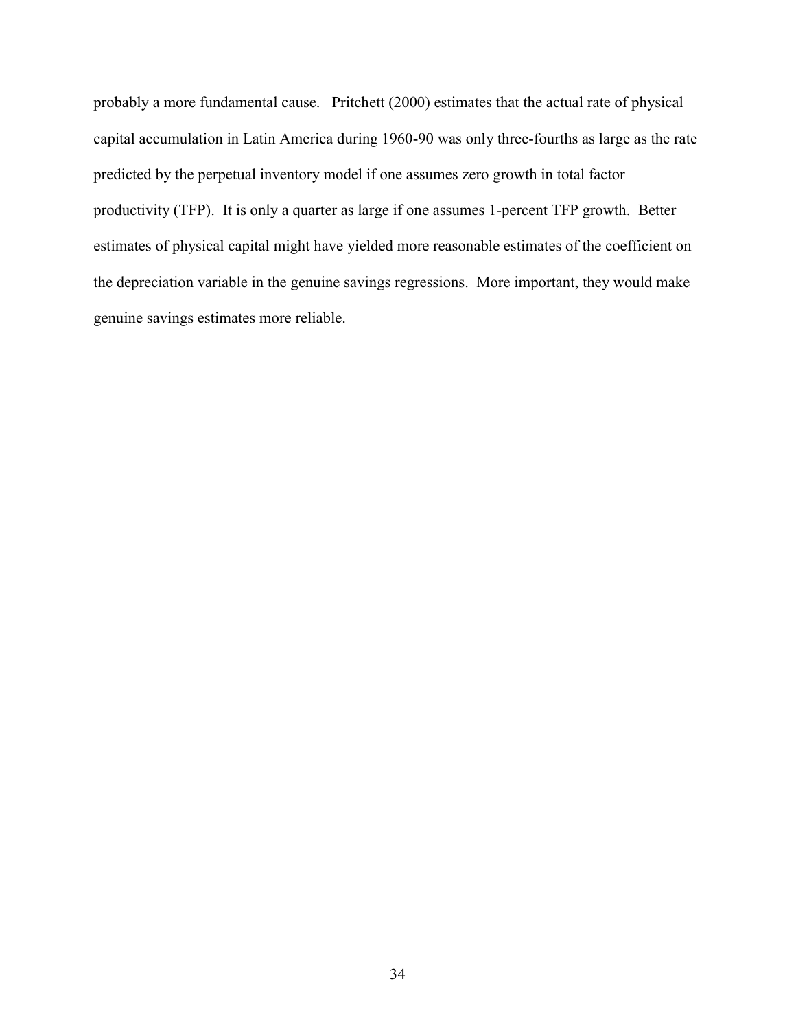probably a more fundamental cause. Pritchett (2000) estimates that the actual rate of physical capital accumulation in Latin America during 1960-90 was only three-fourths as large as the rate predicted by the perpetual inventory model if one assumes zero growth in total factor productivity (TFP). It is only a quarter as large if one assumes 1-percent TFP growth. Better estimates of physical capital might have yielded more reasonable estimates of the coefficient on the depreciation variable in the genuine savings regressions. More important, they would make genuine savings estimates more reliable.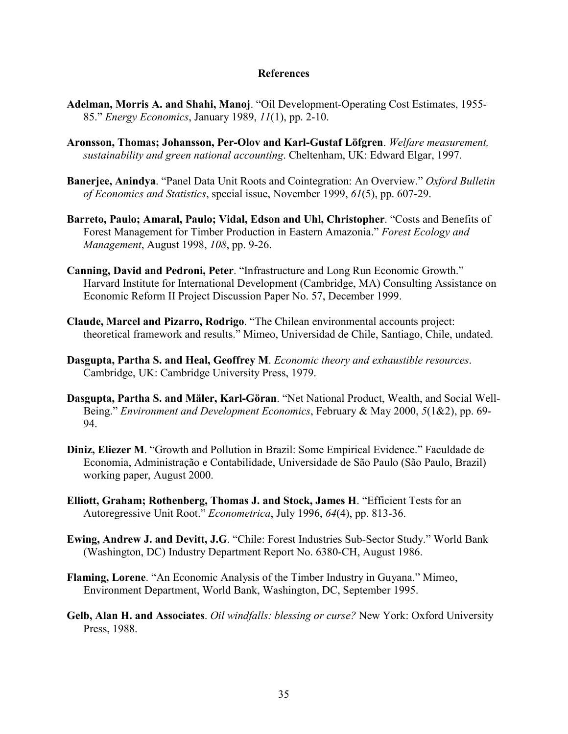## References

**Adelman, Morris A. and Shahi, Manoj**. "Oil Development-Operating Cost Estimates, 1955-85." *Energy Economics*, January 1989, *11*(1), pp. 2-10.

**Aronsson, Thomas; Johansson, Per-Olov and Karl-Gustaf Löfgren**. *Welfare measurement, sustainability and green national accounting*. Cheltenham, UK: Edward Elgar, 1997.

**Banerjee, Anindya**. "Panel Data Unit Roots and Cointegration: An Overview." *Oxford Bulletin of Economics and Statistics*, special issue, November 1999, *61*(5), pp. 607-29.

**Barreto, Paulo; Amaral, Paulo; Vidal, Edson and Uhl, Christopher**. "Costs and Benefits of Forest Management for Timber Production in Eastern Amazonia." *Forest Ecology and Management*, August 1998, *108*, pp. 9-26.

**Canning, David and Pedroni, Peter**. "Infrastructure and Long Run Economic Growth." Harvard Institute for International Development (Cambridge, MA) Consulting Assistance on Economic Reform II Project Discussion Paper No. 57, December 1999.

**Claude, Marcel and Pizarro, Rodrigo**. "The Chilean environmental accounts project: theoretical framework and results." Mimeo, Universidad de Chile, Santiago, Chile, undated.

**Dasgupta, Partha S. and Heal, Geoffrey M**. *Economic theory and exhaustible resources*. Cambridge, UK: Cambridge University Press, 1979.

**Dasgupta, Partha S. and Mäler, Karl-Göran**. "Net National Product, Wealth, and Social Well-Being." *Environment and Development Economics*, February & May 2000, *5*(1&2), pp. 69-94.

**Diniz, Eliezer M**. "Growth and Pollution in Brazil: Some Empirical Evidence." Faculdade de Economia, Administração e Contabilidade, Universidade de São Paulo (São Paulo, Brazil) working paper, August 2000.

**Elliott, Graham; Rothenberg, Thomas J. and Stock, James H**. "Efficient Tests for an Autoregressive Unit Root." *Econometrica*, July 1996, *64*(4), pp. 813-36.

**Ewing, Andrew J. and Devitt, J.G**. "Chile: Forest Industries Sub-Sector Study." World Bank (Washington, DC) Industry Department Report No. 6380-CH, August 1986.

**Flaming, Lorene**. "An Economic Analysis of the Timber Industry in Guyana." Mimeo, Environment Department, World Bank, Washington, DC, September 1995.

**Gelb, Alan H. and Associates**. *Oil windfalls: blessing or curse?* New York: Oxford University Press, 1988.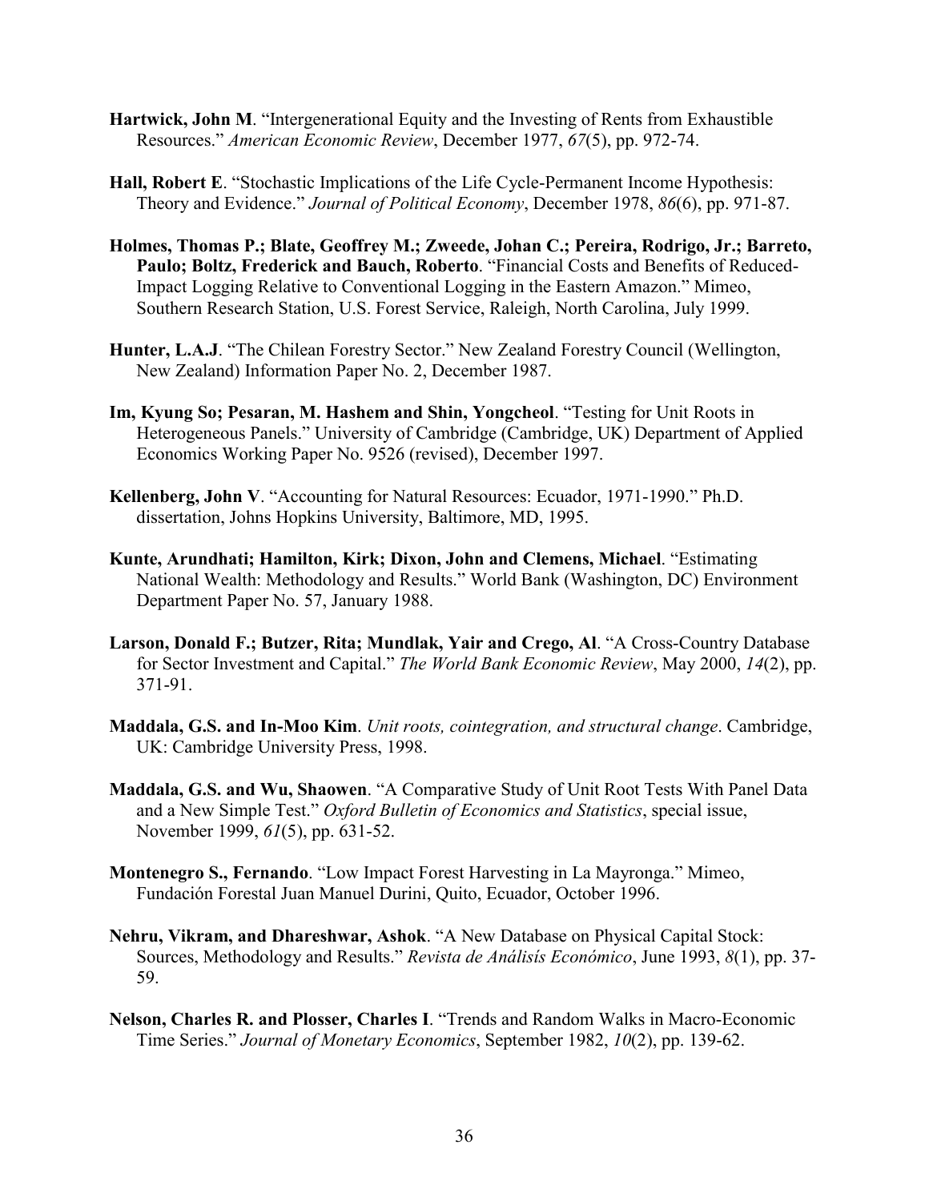**Hartwick, John M**. "Intergenerational Equity and the Investing of Rents from Exhaustible Resources." *American Economic Review*, December 1977, *67*(5), pp. 972-74.

**Hall, Robert E**. "Stochastic Implications of the Life Cycle-Permanent Income Hypothesis: Theory and Evidence." *Journal of Political Economy*, December 1978, *86*(6), pp. 971-87.

**Holmes, Thomas P.; Blate, Geoffrey M.; Zweede, Johan C.; Pereira, Rodrigo, Jr.; Barreto, Paulo; Boltz, Frederick and Bauch, Roberto**. "Financial Costs and Benefits of Reduced-Impact Logging Relative to Conventional Logging in the Eastern Amazon." Mimeo, Southern Research Station, U.S. Forest Service, Raleigh, North Carolina, July 1999.

**Hunter, L.A.J**. "The Chilean Forestry Sector." New Zealand Forestry Council (Wellington, New Zealand) Information Paper No. 2, December 1987.

**Im, Kyung So; Pesaran, M. Hashem and Shin, Yongcheol**. "Testing for Unit Roots in Heterogeneous Panels." University of Cambridge (Cambridge, UK) Department of Applied Economics Working Paper No. 9526 (revised), December 1997.

**Kellenberg, John V**. "Accounting for Natural Resources: Ecuador, 1971-1990." Ph.D. dissertation, Johns Hopkins University, Baltimore, MD, 1995.

**Kunte, Arundhati; Hamilton, Kirk; Dixon, John and Clemens, Michael**. "Estimating National Wealth: Methodology and Results." World Bank (Washington, DC) Environment Department Paper No. 57, January 1988.

**Larson, Donald F.; Butzer, Rita; Mundlak, Yair and Crego, Al**. "A Cross-Country Database for Sector Investment and Capital." *The World Bank Economic Review*, May 2000, *14*(2), pp. 371-91.

**Maddala, G.S. and In-Moo Kim**. *Unit roots, cointegration, and structural change*. Cambridge, UK: Cambridge University Press, 1998.

**Maddala, G.S. and Wu, Shaowen**. "A Comparative Study of Unit Root Tests With Panel Data and a New Simple Test." *Oxford Bulletin of Economics and Statistics*, special issue, November 1999, *61*(5), pp. 631-52.

**Montenegro S., Fernando**. "Low Impact Forest Harvesting in La Mayronga." Mimeo, Fundación Forestal Juan Manuel Durini, Quito, Ecuador, October 1996.

**Nehru, Vikram, and Dhareshwar, Ashok**. "A New Database on Physical Capital Stock: Sources, Methodology and Results." *Revista de Análisís Económico*, June 1993, *8*(1), pp. 37-59.

**Nelson, Charles R. and Plosser, Charles I**. "Trends and Random Walks in Macro-Economic Time Series." *Journal of Monetary Economics*, September 1982, *10*(2), pp. 139-62.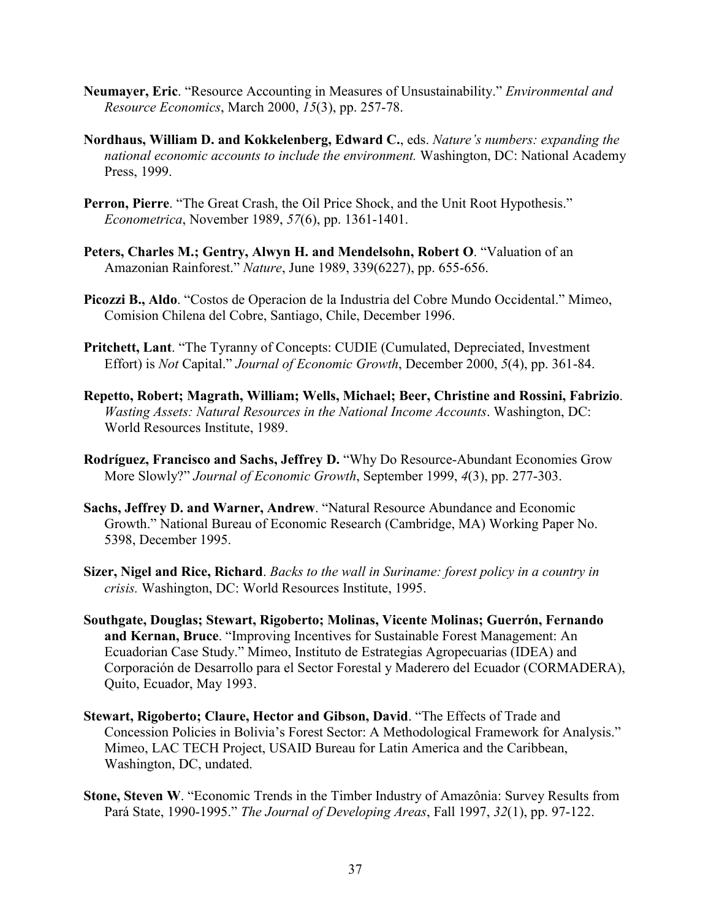**Neumayer, Eric**. "Resource Accounting in Measures of Unsustainability." *Environmental and Resource Economics*, March 2000, *15*(3), pp. 257-78.

**Nordhaus, William D. and Kokkelenberg, Edward C.**, eds. *Nature's numbers: expanding the national economic accounts to include the environment.* Washington, DC: National Academy Press, 1999.

**Perron, Pierre**. "The Great Crash, the Oil Price Shock, and the Unit Root Hypothesis." *Econometrica*, November 1989, *57*(6), pp. 1361-1401.

**Peters, Charles M.; Gentry, Alwyn H. and Mendelsohn, Robert O**. "Valuation of an Amazonian Rainforest." *Nature*, June 1989, 339(6227), pp. 655-656.

**Picozzi B., Aldo**. "Costos de Operacion de la Industria del Cobre Mundo Occidental." Mimeo, Comision Chilena del Cobre, Santiago, Chile, December 1996.

**Pritchett, Lant**. "The Tyranny of Concepts: CUDIE (Cumulated, Depreciated, Investment Effort) is *Not* Capital." *Journal of Economic Growth*, December 2000, *5*(4), pp. 361-84.

**Repetto, Robert; Magrath, William; Wells, Michael; Beer, Christine and Rossini, Fabrizio**. *Wasting Assets: Natural Resources in the National Income Accounts*. Washington, DC: World Resources Institute, 1989.

**Rodríguez, Francisco and Sachs, Jeffrey D.** "Why Do Resource-Abundant Economies Grow More Slowly?" *Journal of Economic Growth*, September 1999, *4*(3), pp. 277-303.

**Sachs, Jeffrey D. and Warner, Andrew**. "Natural Resource Abundance and Economic Growth." National Bureau of Economic Research (Cambridge, MA) Working Paper No. 5398, December 1995.

**Sizer, Nigel and Rice, Richard**. *Backs to the wall in Suriname: forest policy in a country in crisis.* Washington, DC: World Resources Institute, 1995.

**Southgate, Douglas; Stewart, Rigoberto; Molinas, Vicente Molinas; Guerrón, Fernando and Kernan, Bruce**. "Improving Incentives for Sustainable Forest Management: An Ecuadorian Case Study." Mimeo, Instituto de Estrategias Agropecuarias (IDEA) and Corporación de Desarrollo para el Sector Forestal y Maderero del Ecuador (CORMADERA), Quito, Ecuador, May 1993.

**Stewart, Rigoberto; Claure, Hector and Gibson, David**. "The Effects of Trade and Concession Policies in Bolivia's Forest Sector: A Methodological Framework for Analysis." Mimeo, LAC TECH Project, USAID Bureau for Latin America and the Caribbean, Washington, DC, undated.

**Stone, Steven W**. "Economic Trends in the Timber Industry of Amazônia: Survey Results from Pará State, 1990-1995." *The Journal of Developing Areas*, Fall 1997, *32*(1), pp. 97-122.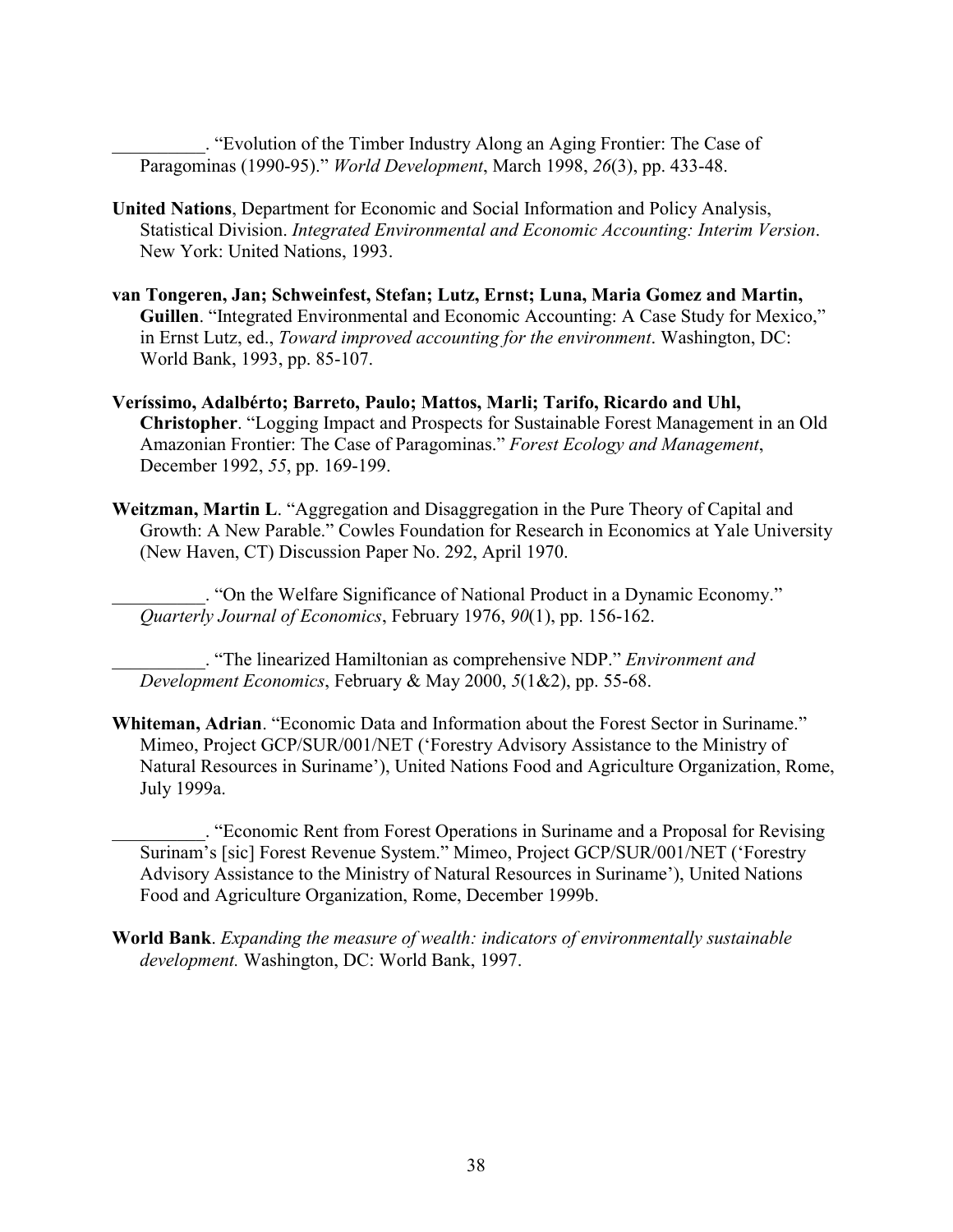__________. “Evolution of the Timber Industry Along an Aging Frontier: The Case of Paragominas (1990-95).” *World Development*, March 1998, *26*(3), pp. 433-48.

**United Nations**, Department for Economic and Social Information and Policy Analysis, Statistical Division. *Integrated Environmental and Economic Accounting: Interim Version*. New York: United Nations, 1993.

**van Tongeren, Jan; Schweinfest, Stefan; Lutz, Ernst; Luna, Maria Gomez and Martin, Guillen**. “Integrated Environmental and Economic Accounting: A Case Study for Mexico,” in Ernst Lutz, ed., *Toward improved accounting for the environment*. Washington, DC: World Bank, 1993, pp. 85-107.

**Veríssimo, Adalbérto; Barreto, Paulo; Mattos, Marli; Tarifo, Ricardo and Uhl, Christopher**. “Logging Impact and Prospects for Sustainable Forest Management in an Old Amazonian Frontier: The Case of Paragominas.” *Forest Ecology and Management*, December 1992, *55*, pp. 169-199.

**Weitzman, Martin L**. “Aggregation and Disaggregation in the Pure Theory of Capital and Growth: A New Parable.” Cowles Foundation for Research in Economics at Yale University (New Haven, CT) Discussion Paper No. 292, April 1970.

__________. “On the Welfare Significance of National Product in a Dynamic Economy.” *Quarterly Journal of Economics*, February 1976, *90*(1), pp. 156-162.

__________. “The linearized Hamiltonian as comprehensive NDP.” *Environment and Development Economics*, February & May 2000, *5*(1&2), pp. 55-68.

**Whiteman, Adrian**. “Economic Data and Information about the Forest Sector in Suriname.” Mimeo, Project GCP/SUR/001/NET (‘Forestry Advisory Assistance to the Ministry of Natural Resources in Suriname’), United Nations Food and Agriculture Organization, Rome, July 1999a.

__________. “Economic Rent from Forest Operations in Suriname and a Proposal for Revising Surinam’s [sic] Forest Revenue System.” Mimeo, Project GCP/SUR/001/NET (‘Forestry Advisory Assistance to the Ministry of Natural Resources in Suriname’), United Nations Food and Agriculture Organization, Rome, December 1999b.

**World Bank**. *Expanding the measure of wealth: indicators of environmentally sustainable development.* Washington, DC: World Bank, 1997.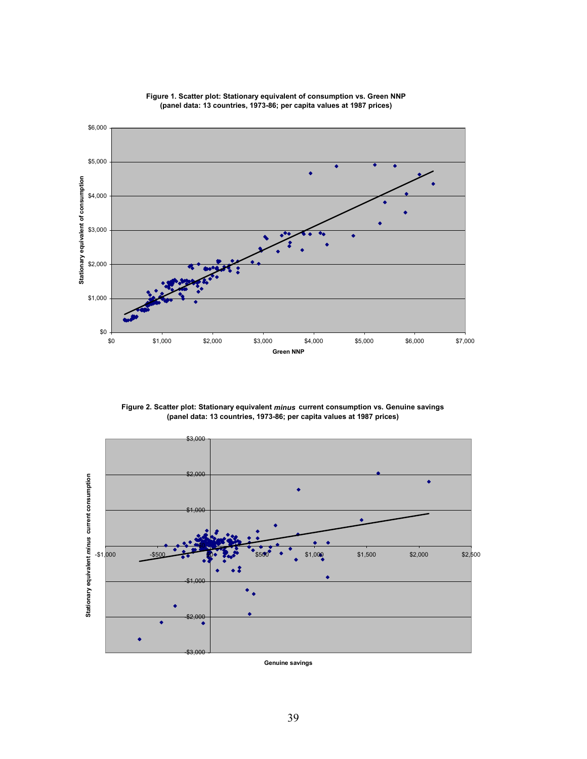**Figure 1. Scatter plot: Stationary equivalent of consumption vs. Green NNP (panel data: 13 countries, 1973-86; per capita values at 1987 prices)**

**Figure 2. Scatter plot: Stationary equivalent *minus* current consumption vs. Genuine savings (panel data: 13 countries, 1973-86; per capita values at 1987 prices)**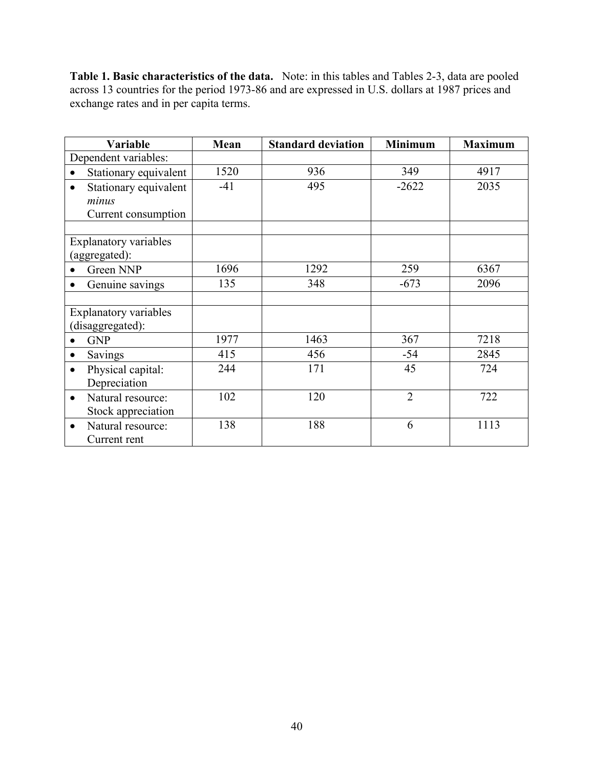**Table 1. Basic characteristics of the data.** Note: in this tables and Tables 2-3, data are pooled across 13 countries for the period 1973-86 and are expressed in U.S. dollars at 1987 prices and exchange rates and in per capita terms.

| Variable | Mean | Standard deviation | Minimum | Maximum |
|---|---|---|---|---|
| Dependent variables: | | | | |
| • Stationary equivalent | 1520 | 936 | 349 | 4917 |
| • Stationary equivalent *minus* Current consumption | -41 | 495 | -2622 | 2035 |
| | | | | |
| Explanatory variables (aggregated): | | | | |
| • Green NNP | 1696 | 1292 | 259 | 6367 |
| • Genuine savings | 135 | 348 | -673 | 2096 |
| | | | | |
| Explanatory variables (disaggregated): | | | | |
| • GNP | 1977 | 1463 | 367 | 7218 |
| • Savings | 415 | 456 | -54 | 2845 |
| • Physical capital: Depreciation | 244 | 171 | 45 | 724 |
| • Natural resource: Stock appreciation | 102 | 120 | 2 | 722 |
| • Natural resource: Current rent | 138 | 188 | 6 | 1113 |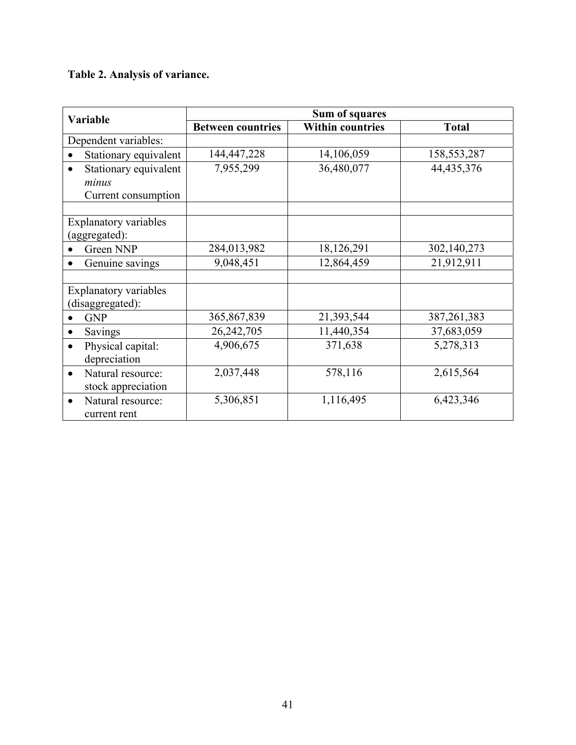**Table 2. Analysis of variance.**

| Variable | Sum of squares | | |
|---|---|---|---|
| | **Between countries** | **Within countries** | **Total** |
| Dependent variables: | | | |
| • Stationary equivalent | 144,447,228 | 14,106,059 | 158,553,287 |
| • Stationary equivalent *minus* Current consumption | 7,955,299 | 36,480,077 | 44,435,376 |
| | | | |
| Explanatory variables (aggregated): | | | |
| • Green NNP | 284,013,982 | 18,126,291 | 302,140,273 |
| • Genuine savings | 9,048,451 | 12,864,459 | 21,912,911 |
| | | | |
| Explanatory variables (disaggregated): | | | |
| • GNP | 365,867,839 | 21,393,544 | 387,261,383 |
| • Savings | 26,242,705 | 11,440,354 | 37,683,059 |
| • Physical capital: depreciation | 4,906,675 | 371,638 | 5,278,313 |
| • Natural resource: stock appreciation | 2,037,448 | 578,116 | 2,615,564 |
| • Natural resource: current rent | 5,306,851 | 1,116,495 | 6,423,346 |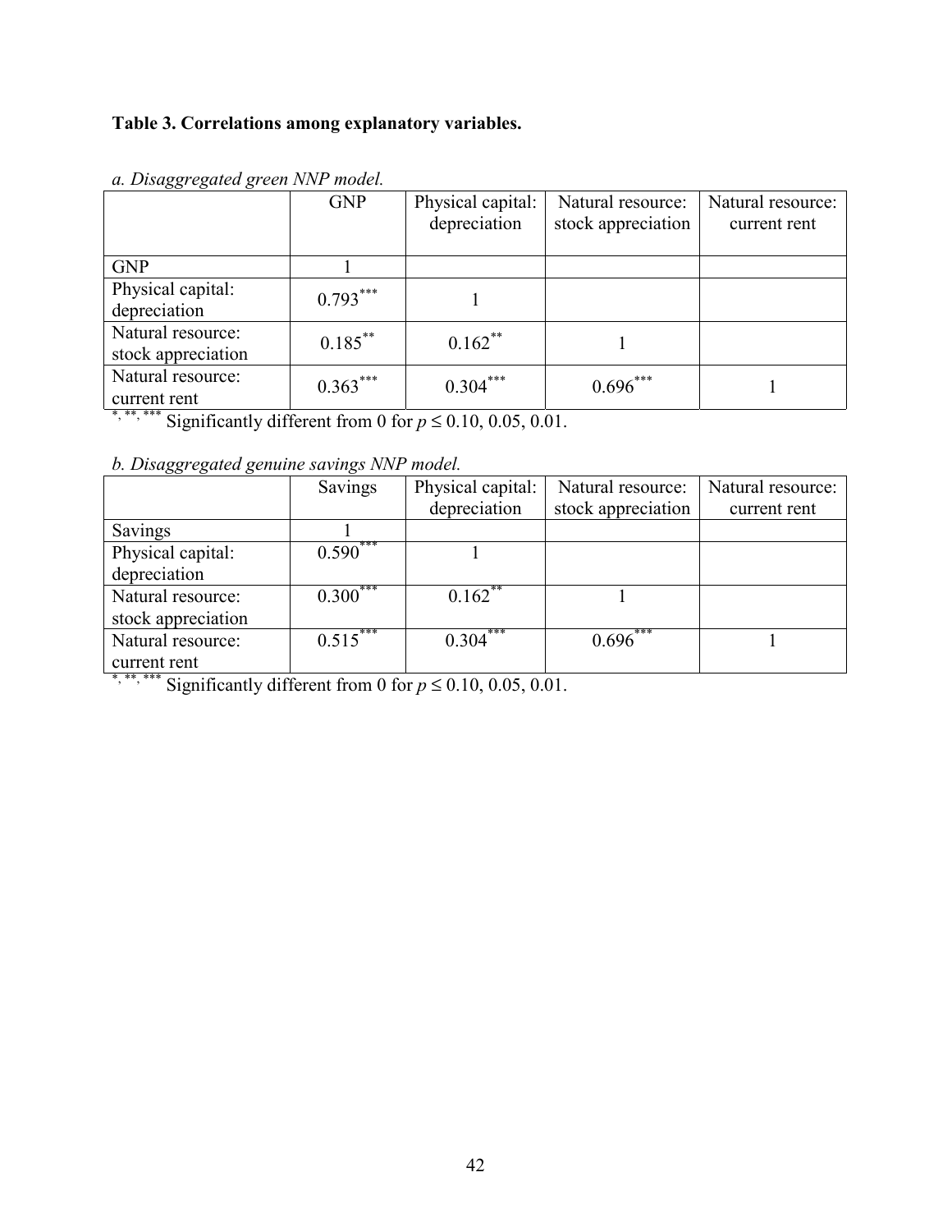**Table 3. Correlations among explanatory variables.**

*a. Disaggregated green NNP model.*

| | GNP | Physical capital: depreciation | Natural resource: stock appreciation | Natural resource: current rent |
|---|---|---|---|---|
| GNP | 1 | | | |
| Physical capital: depreciation | 0.793*** | 1 | | |
| Natural resource: stock appreciation | 0.185** | 0.162** | 1 | |
| Natural resource: current rent | 0.363*** | 0.304*** | 0.696*** | 1 |

*, **, *** Significantly different from 0 for $p \leq 0.10, 0.05, 0.01$.

*b. Disaggregated genuine savings NNP model.*

| | Savings | Physical capital: depreciation | Natural resource: stock appreciation | Natural resource: current rent |
|---|---|---|---|---|
| Savings | 1 | | | |
| Physical capital: depreciation | 0.590*** | 1 | | |
| Natural resource: stock appreciation | 0.300*** | 0.162** | 1 | |
| Natural resource: current rent | 0.515*** | 0.304*** | 0.696*** | 1 |

*, **, *** Significantly different from 0 for $p \leq 0.10, 0.05, 0.01$.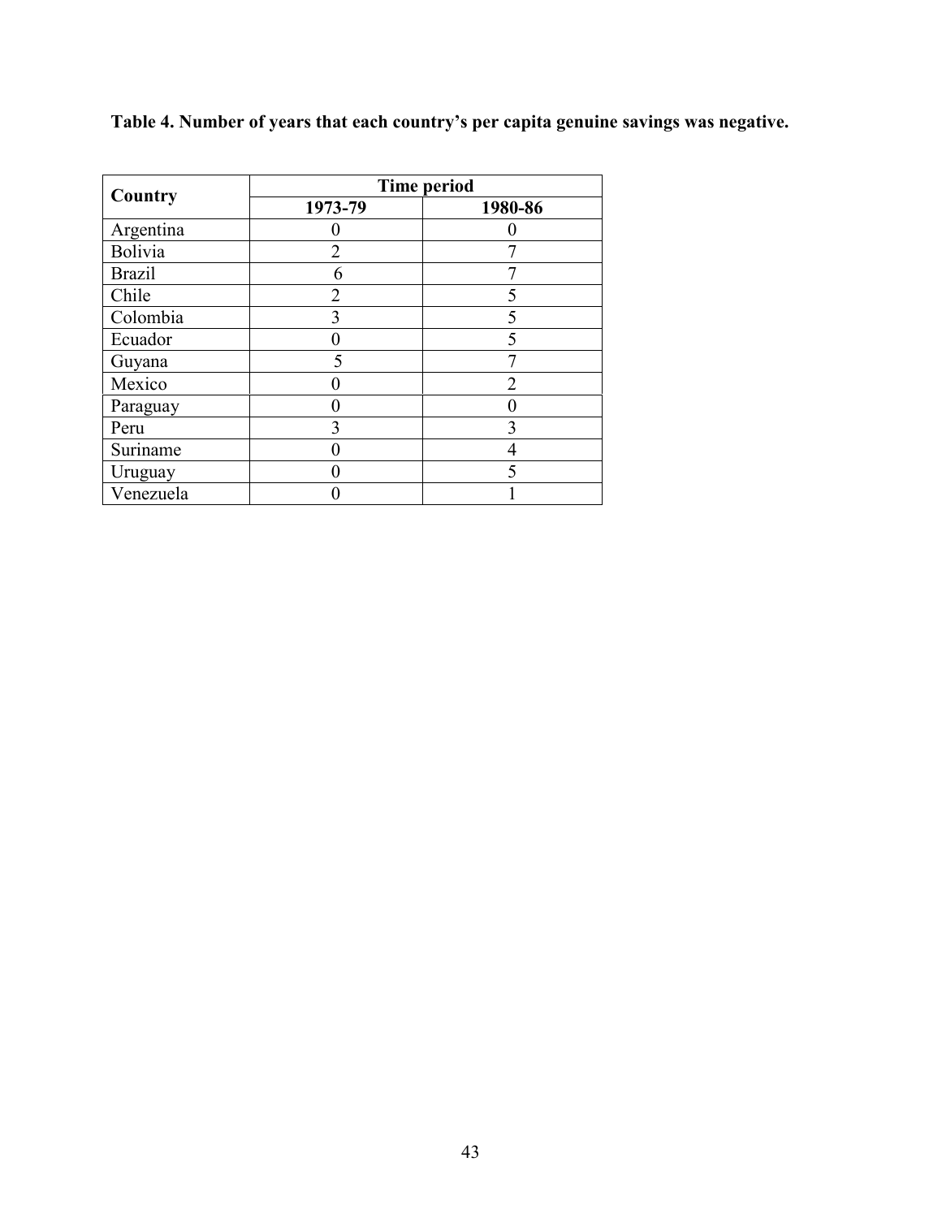**Table 4. Number of years that each country's per capita genuine savings was negative.**

| Country | Time period | |
|---|---|---|
| | 1973-79 | 1980-86 |
| Argentina | 0 | 0 |
| Bolivia | 2 | 7 |
| Brazil | 6 | 7 |
| Chile | 2 | 5 |
| Colombia | 3 | 5 |
| Ecuador | 0 | 5 |
| Guyana | 5 | 7 |
| Mexico | 0 | 2 |
| Paraguay | 0 | 0 |
| Peru | 3 | 3 |
| Suriname | 0 | 4 |
| Uruguay | 0 | 5 |
| Venezuela | 0 | 1 |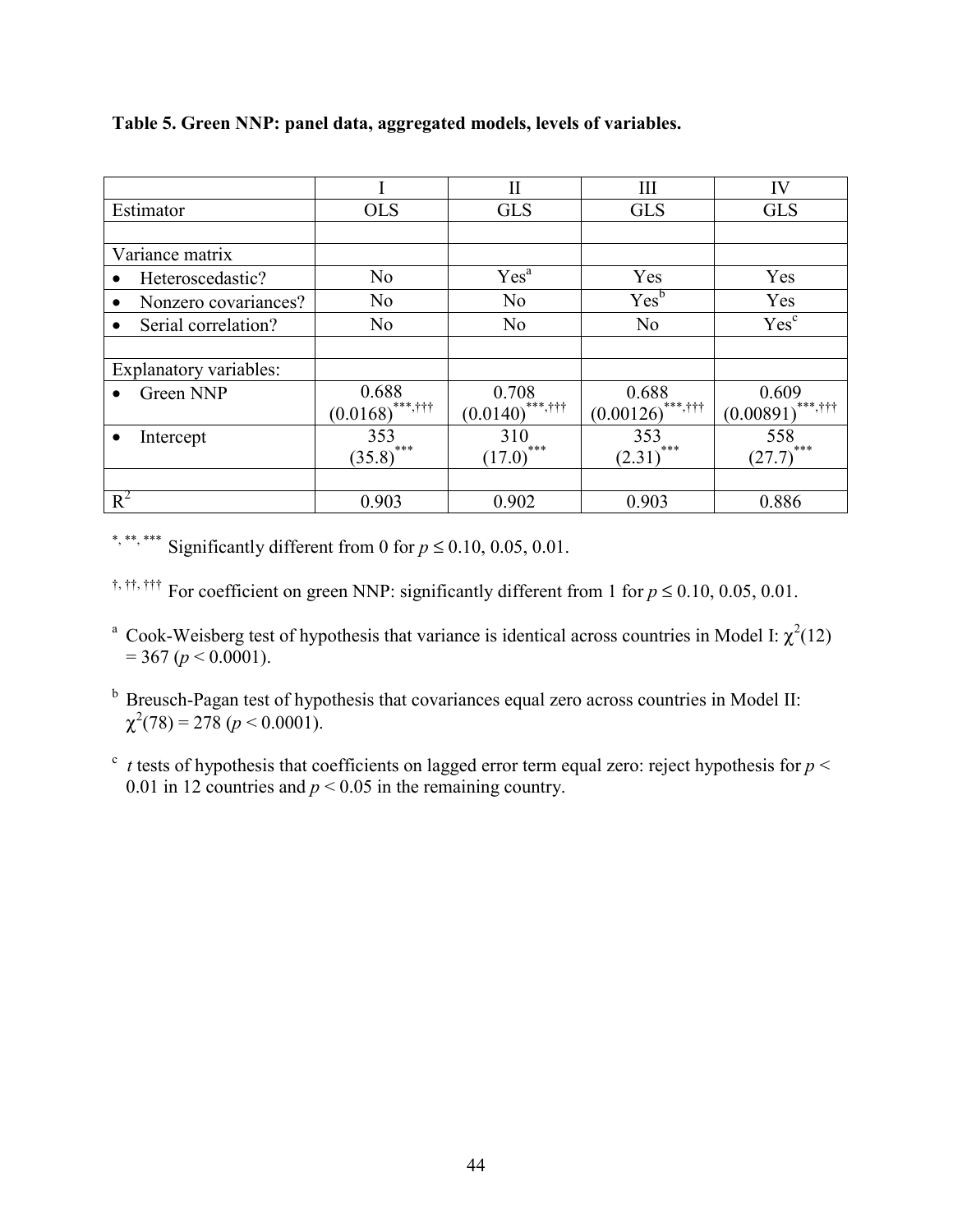**Table 5. Green NNP: panel data, aggregated models, levels of variables.**

| | I | II | III | IV |
|---|---|---|---|---|
| Estimator | OLS | GLS | GLS | GLS |
| | | | | |
| Variance matrix | | | | |
| • Heteroscedastic? | No | Yes[a] | Yes | Yes |
| • Nonzero covariances? | No | No | Yes[b] | Yes |
| • Serial correlation? | No | No | No | Yes[c] |
| | | | | |
| Explanatory variables: | | | | |
| • Green NNP | 0.688 (0.0168)***,††† | 0.708 (0.0140)***,††† | 0.688 (0.00126)***,††† | 0.609 (0.00891)***,††† |
| • Intercept | 353 (35.8)*** | 310 (17.0)*** | 353 (2.31)*** | 558 (27.7)*** |
| | | | | |
| $R^2$ | 0.903 | 0.902 | 0.903 | 0.886 |

*, **, *** Significantly different from 0 for $p \leq 0.10, 0.05, 0.01$.

†, ††, ††† For coefficient on green NNP: significantly different from 1 for $p \leq 0.10, 0.05, 0.01$.

[a] Cook-Weisberg test of hypothesis that variance is identical across countries in Model I: $\chi^2(12) = 367$ ($p < 0.0001$).

[b] Breusch-Pagan test of hypothesis that covariances equal zero across countries in Model II: $\chi^2(78) = 278$ ($p < 0.0001$).

[c] *t* tests of hypothesis that coefficients on lagged error term equal zero: reject hypothesis for $p < 0.01$ in 12 countries and $p < 0.05$ in the remaining country.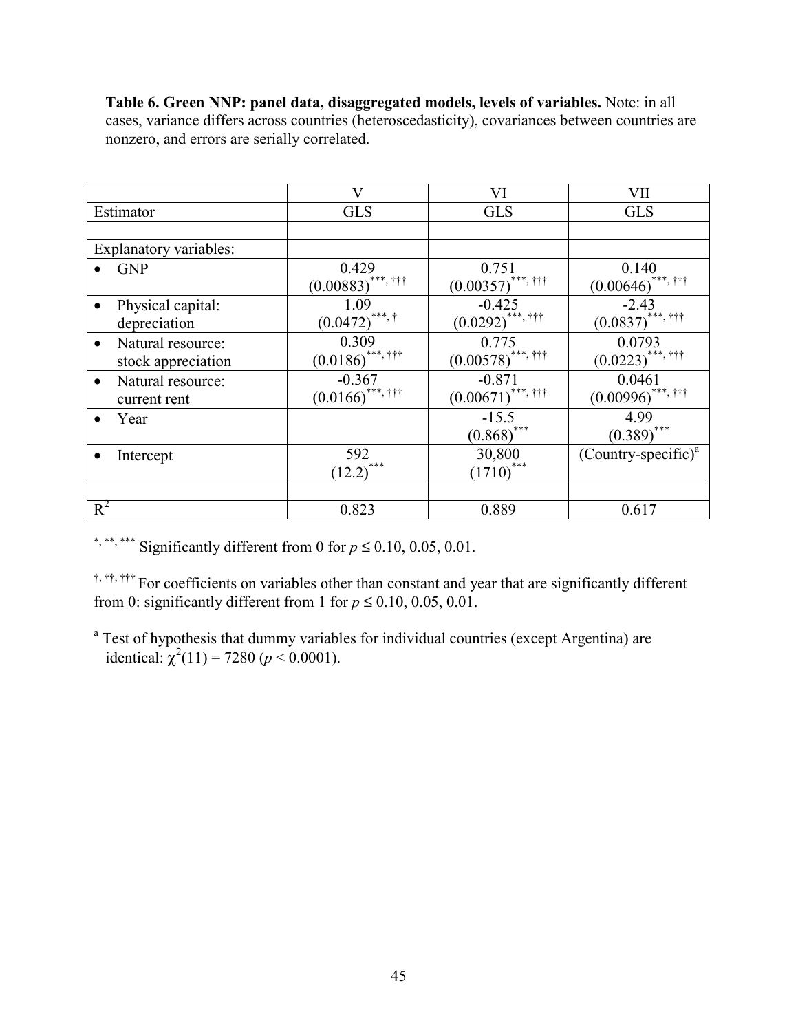**Table 6. Green NNP: panel data, disaggregated models, levels of variables.** Note: in all cases, variance differs across countries (heteroscedasticity), covariances between countries are nonzero, and errors are serially correlated.

| | V | VI | VII |
|---|---|---|---|
| Estimator | GLS | GLS | GLS |
| | | | |
| Explanatory variables: | | | |
| • GNP | 0.429 (0.00883)***, ††† | 0.751 (0.00357)***, ††† | 0.140 (0.00646)***, ††† |
| • Physical capital: depreciation | 1.09 (0.0472)***, † | -0.425 (0.0292)***, ††† | -2.43 (0.0837)***, ††† |
| • Natural resource: stock appreciation | 0.309 (0.0186)***, ††† | 0.775 (0.00578)***, ††† | 0.0793 (0.0223)***, ††† |
| • Natural resource: current rent | -0.367 (0.0166)***, ††† | -0.871 (0.00671)***, ††† | 0.0461 (0.00996)***, ††† |
| • Year | | -15.5 (0.868)*** | 4.99 (0.389)*** |
| • Intercept | 592 (12.2)*** | 30,800 (1710)*** | (Country-specific)[a] |
| | | | |
| $R^2$ | 0.823 | 0.889 | 0.617 |

*, **, *** Significantly different from 0 for $p \le 0.10, 0.05, 0.01$.

†, ††, ††† For coefficients on variables other than constant and year that are significantly different from 0: significantly different from 1 for $p \le 0.10, 0.05, 0.01$.

[a] Test of hypothesis that dummy variables for individual countries (except Argentina) are identical: $\chi^2(11) = 7280$ ($p < 0.0001$).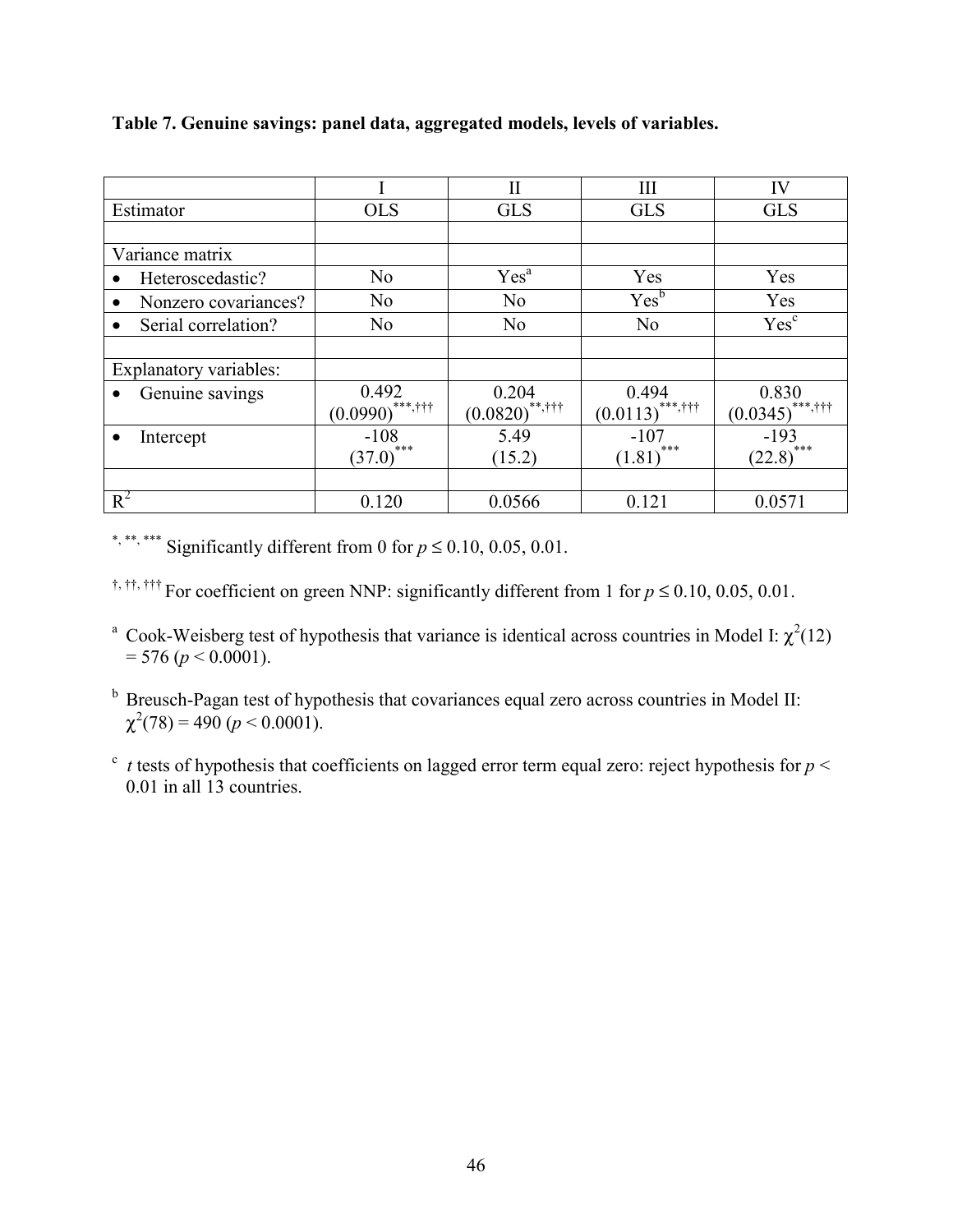**Table 7. Genuine savings: panel data, aggregated models, levels of variables.**

| | I | II | III | IV |
|---|---|---|---|---|
| Estimator | OLS | GLS | GLS | GLS |
| | | | | |
| Variance matrix | | | | |
| • Heteroscedastic? | No | Yes[a] | Yes | Yes |
| • Nonzero covariances? | No | No | Yes[b] | Yes |
| • Serial correlation? | No | No | No | Yes[c] |
| | | | | |
| Explanatory variables: | | | | |
| • Genuine savings | 0.492 (0.0990)***,††† | 0.204 (0.0820)**,††† | 0.494 (0.0113)***,††† | 0.830 (0.0345)***,††† |
| • Intercept | -108 (37.0)*** | 5.49 (15.2) | -107 (1.81)*** | -193 (22.8)*** |
| | | | | |
| $R^2$ | 0.120 | 0.0566 | 0.121 | 0.0571 |

*, **, *** Significantly different from 0 for $p \leq 0.10$, 0.05, 0.01.

†, ††, ††† For coefficient on green NNP: significantly different from 1 for $p \leq 0.10$, 0.05, 0.01.

[a] Cook-Weisberg test of hypothesis that variance is identical across countries in Model I: $\chi^2(12) = 576$ ($p < 0.0001$).

[b] Breusch-Pagan test of hypothesis that covariances equal zero across countries in Model II: $\chi^2(78) = 490$ ($p < 0.0001$).

[c] $t$ tests of hypothesis that coefficients on lagged error term equal zero: reject hypothesis for $p < 0.01$ in all 13 countries.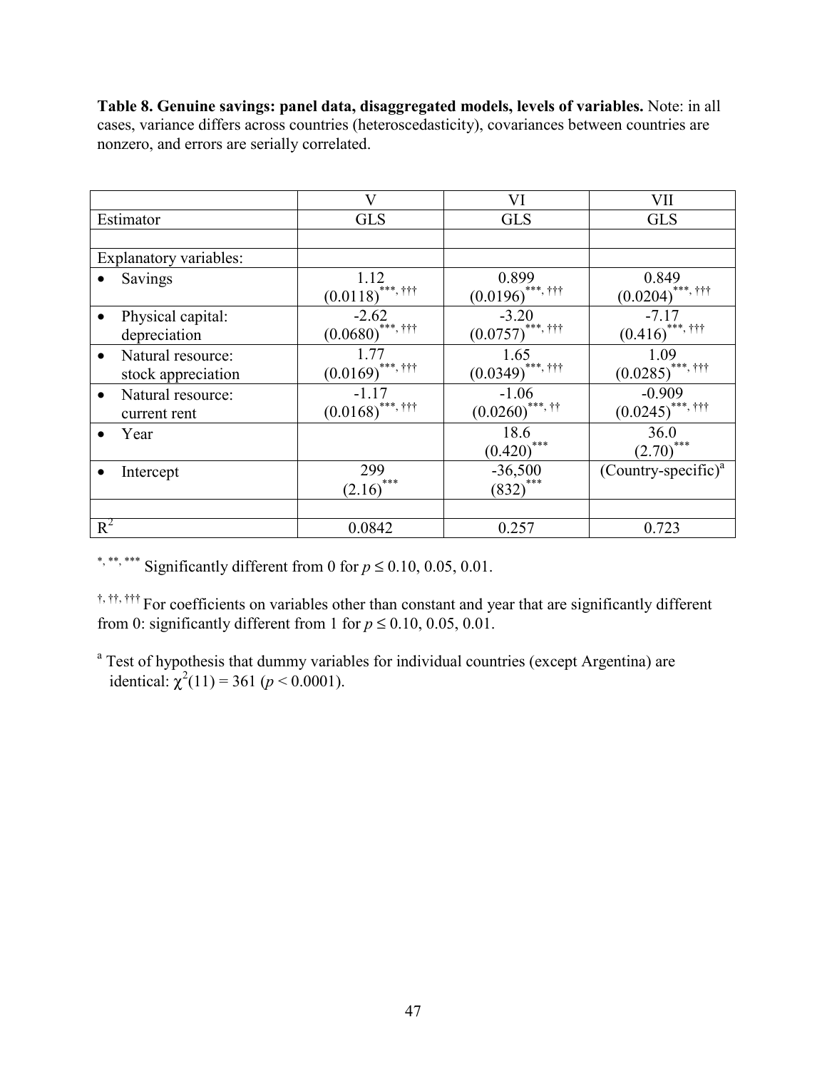**Table 8. Genuine savings: panel data, disaggregated models, levels of variables.** Note: in all cases, variance differs across countries (heteroscedasticity), covariances between countries are nonzero, and errors are serially correlated.

| | V | VI | VII |
|---|---|---|---|
| Estimator | GLS | GLS | GLS |
| | | | |
| Explanatory variables: | | | |
| • Savings | 1.12 (0.0118)***, ††† | 0.899 (0.0196)***, ††† | 0.849 (0.0204)***, ††† |
| • Physical capital: depreciation | -2.62 (0.0680)***, ††† | -3.20 (0.0757)***, ††† | -7.17 (0.416)***, ††† |
| • Natural resource: stock appreciation | 1.77 (0.0169)***, ††† | 1.65 (0.0349)***, ††† | 1.09 (0.0285)***, ††† |
| • Natural resource: current rent | -1.17 (0.0168)***, ††† | -1.06 (0.0260)***, †† | -0.909 (0.0245)***, ††† |
| • Year | | 18.6 (0.420)*** | 36.0 (2.70)*** |
| • Intercept | 299 (2.16)*** | -36,500 (832)*** | (Country-specific)[a] |
| | | | |
| $R^2$ | 0.0842 | 0.257 | 0.723 |

*, **, *** Significantly different from 0 for $p \leq 0.10, 0.05, 0.01$.

†, ††, ††† For coefficients on variables other than constant and year that are significantly different from 0: significantly different from 1 for $p \leq 0.10, 0.05, 0.01$.

[a] Test of hypothesis that dummy variables for individual countries (except Argentina) are identical: $\chi^2(11) = 361$ ($p < 0.0001$).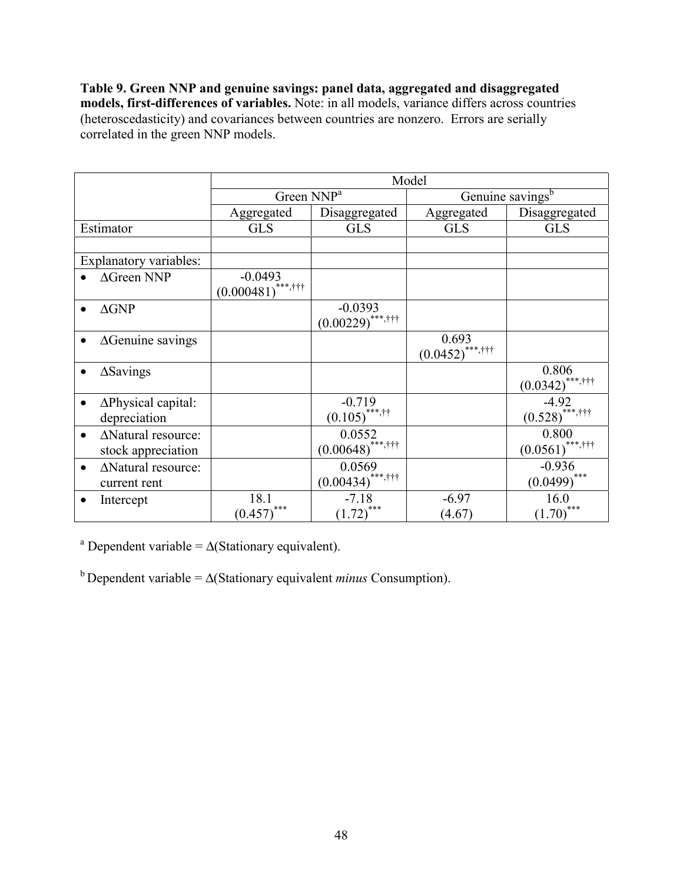**Table 9. Green NNP and genuine savings: panel data, aggregated and disaggregated models, first-differences of variables.** Note: in all models, variance differs across countries (heteroscedasticity) and covariances between countries are nonzero. Errors are serially correlated in the green NNP models.

| | Model | | | |
|---|---|---|---|---|
| | Green NNP[a] | | Genuine savings[b] | |
| | Aggregated | Disaggregated | Aggregated | Disaggregated |
| Estimator | GLS | GLS | GLS | GLS |
| | | | | |
| Explanatory variables: | | | | |
| • ΔGreen NNP | -0.0493 (0.000481)***,††† | | | |
| • ΔGNP | | -0.0393 (0.00229)***,††† | | |
| • ΔGenuine savings | | | 0.693 (0.0452)***,††† | |
| • ΔSavings | | | | 0.806 (0.0342)***,††† |
| • ΔPhysical capital: depreciation | | -0.719 (0.105)***,†† | | -4.92 (0.528)***,††† |
| • ΔNatural resource: stock appreciation | | 0.0552 (0.00648)***,††† | | 0.800 (0.0561)***,††† |
| • ΔNatural resource: current rent | | 0.0569 (0.00434)***,††† | | -0.936 (0.0499)*** |
| • Intercept | 18.1 (0.457)*** | -7.18 (1.72)*** | -6.97 (4.67) | 16.0 (1.70)*** |

[a] Dependent variable = Δ(Stationary equivalent).

[b] Dependent variable = Δ(Stationary equivalent *minus* Consumption).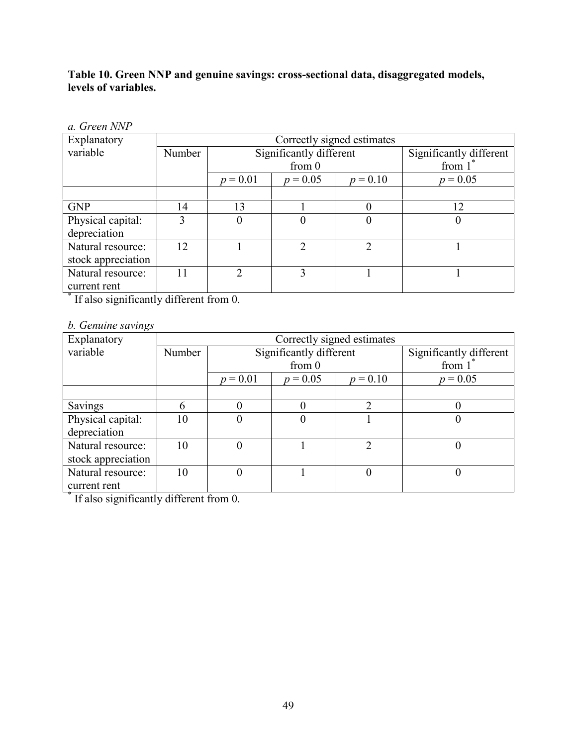**Table 10. Green NNP and genuine savings: cross-sectional data, disaggregated models, levels of variables.**

*a. Green NNP*

| Explanatory variable | Correctly signed estimates | | | | |
|---|---|---|---|---|---|
| | Number | Significantly different from 0 | | | Significantly different from 1[*] |
| | | $p = 0.01$ | $p = 0.05$ | $p = 0.10$ | $p = 0.05$ |
| | | | | | |
| GNP | 14 | 13 | 1 | 0 | 12 |
| Physical capital: depreciation | 3 | 0 | 0 | 0 | 0 |
| Natural resource: stock appreciation | 12 | 1 | 2 | 2 | 1 |
| Natural resource: current rent | 11 | 2 | 3 | 1 | 1 |

[*] If also significantly different from 0.

*b. Genuine savings*

| Explanatory variable | Correctly signed estimates | | | | |
|---|---|---|---|---|---|
| | Number | Significantly different from 0 | | | Significantly different from 1[*] |
| | | $p = 0.01$ | $p = 0.05$ | $p = 0.10$ | $p = 0.05$ |
| | | | | | |
| Savings | 6 | 0 | 0 | 2 | 0 |
| Physical capital: depreciation | 10 | 0 | 0 | 1 | 0 |
| Natural resource: stock appreciation | 10 | 0 | 1 | 2 | 0 |
| Natural resource: current rent | 10 | 0 | 1 | 0 | 0 |

[*] If also significantly different from 0.